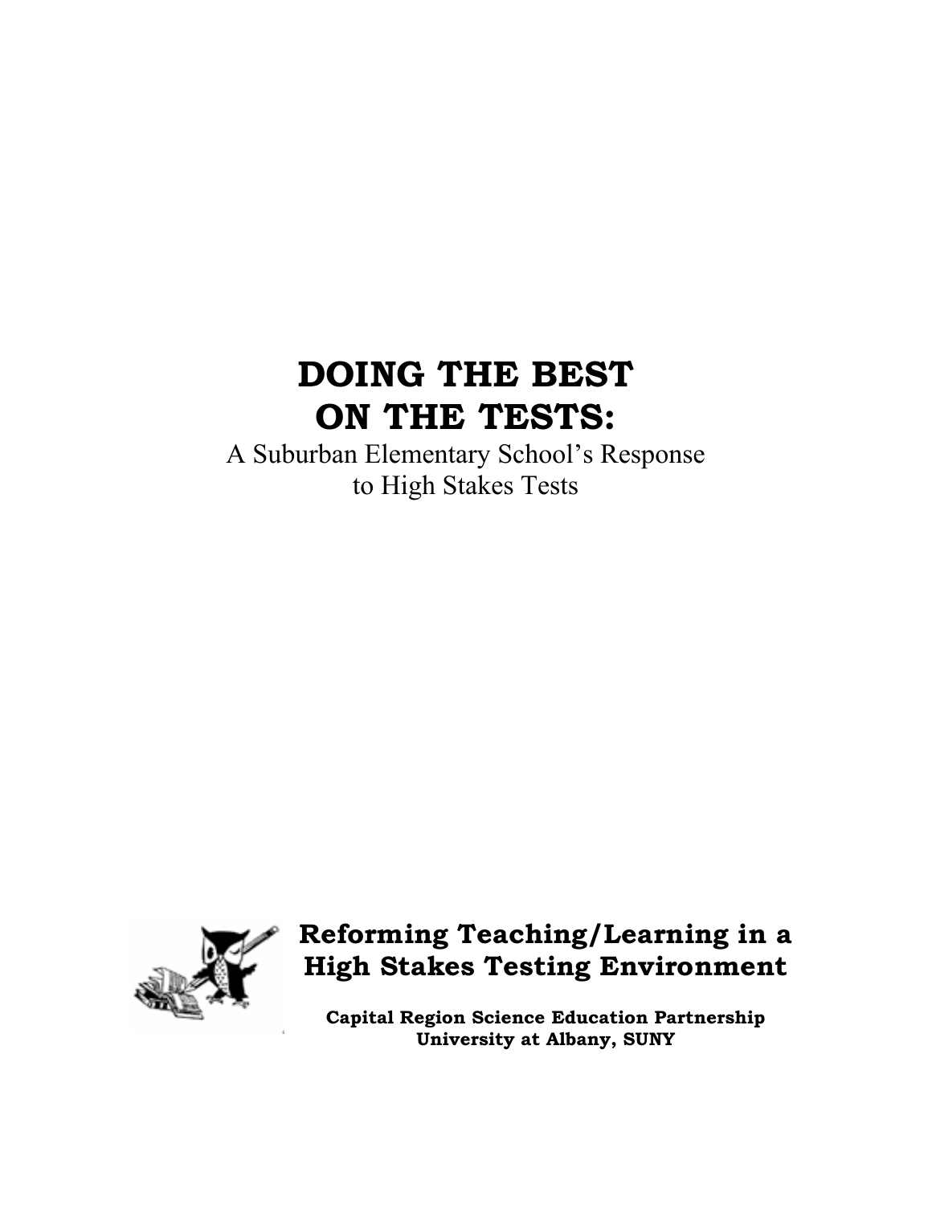# DOING THE BEST ON THE TESTS:

A Suburban Elementary School's Response to High Stakes Tests

**Reforming Teaching/Learning in a High Stakes Testing Environment**

**Capital Region Science Education Partnership**
**University at Albany, SUNY**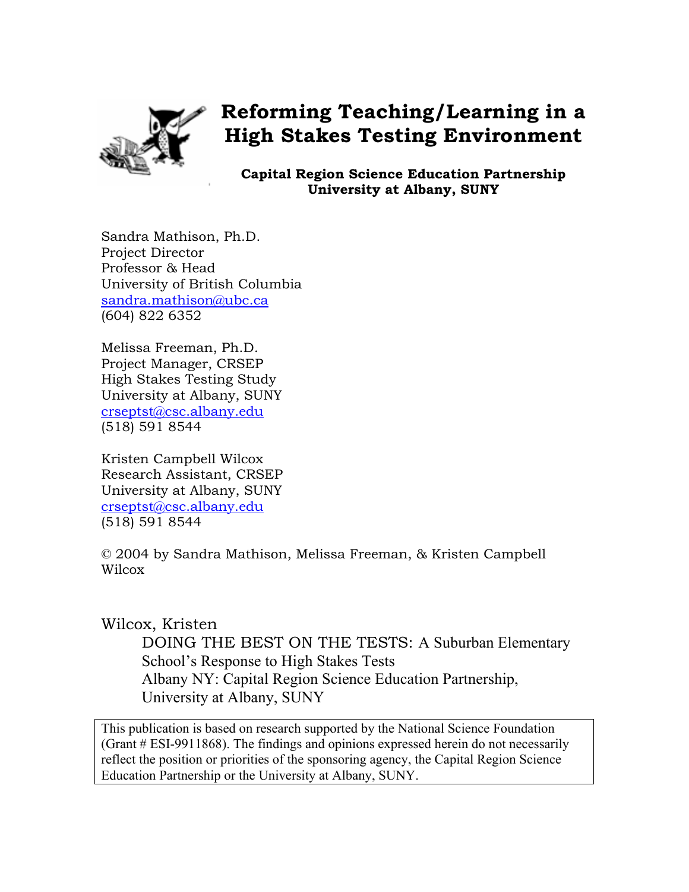# Reforming Teaching/Learning in a High Stakes Testing Environment

**Capital Region Science Education Partnership**
**University at Albany, SUNY**

Sandra Mathison, Ph.D.
Project Director
Professor & Head
University of British Columbia
sandra.mathison@ubc.ca
(604) 822 6352

Melissa Freeman, Ph.D.
Project Manager, CRSEP
High Stakes Testing Study
University at Albany, SUNY
crseptst@csc.albany.edu
(518) 591 8544

Kristen Campbell Wilcox
Research Assistant, CRSEP
University at Albany, SUNY
crseptst@csc.albany.edu
(518) 591 8544

© 2004 by Sandra Mathison, Melissa Freeman, & Kristen Campbell Wilcox

Wilcox, Kristen
DOING THE BEST ON THE TESTS: A Suburban Elementary School's Response to High Stakes Tests
Albany NY: Capital Region Science Education Partnership, University at Albany, SUNY

This publication is based on research supported by the National Science Foundation (Grant # ESI-9911868). The findings and opinions expressed herein do not necessarily reflect the position or priorities of the sponsoring agency, the Capital Region Science Education Partnership or the University at Albany, SUNY.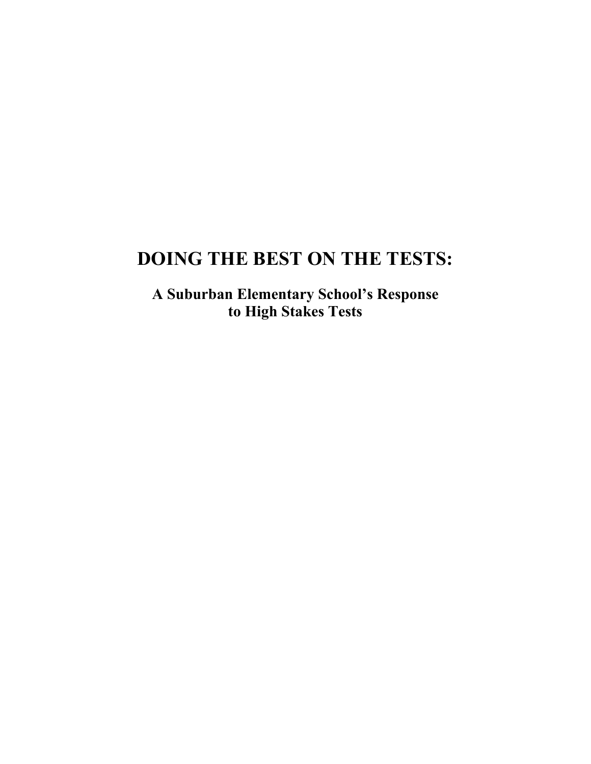# DOING THE BEST ON THE TESTS:

## A Suburban Elementary School's Response to High Stakes Tests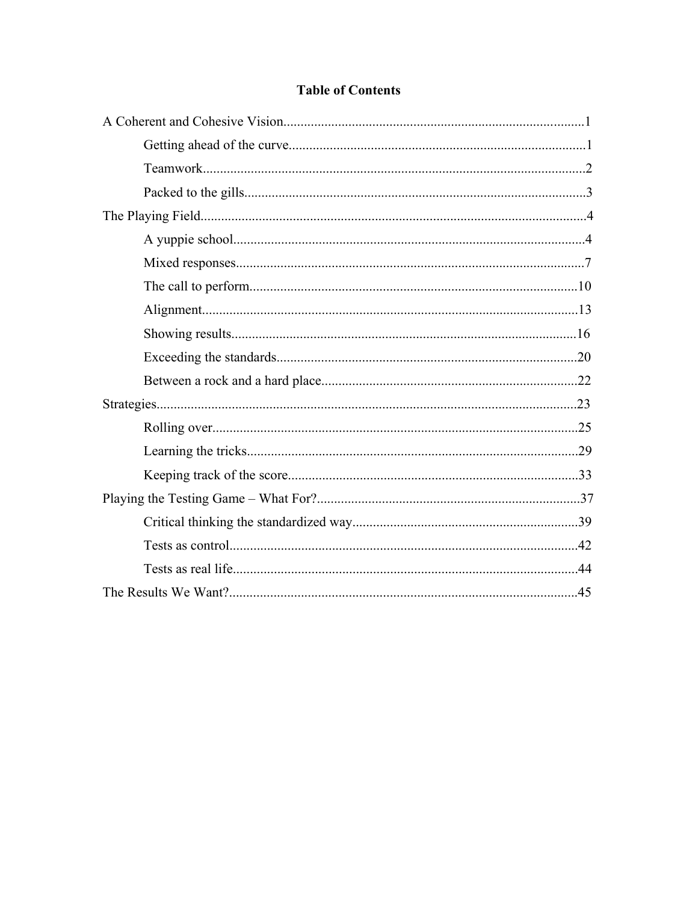## Table of Contents

A Coherent and Cohesive Vision........................................................................................1

- Getting ahead of the curve......................................................................................1
- Teamwork..............................................................................................................2
- Packed to the gills...................................................................................................3

The Playing Field................................................................................................................4

- A yuppie school......................................................................................................4
- Mixed responses.....................................................................................................7
- The call to perform................................................................................................10
- Alignment.............................................................................................................13
- Showing results.....................................................................................................16
- Exceeding the standards........................................................................................20
- Between a rock and a hard place...........................................................................22

Strategies..........................................................................................................................23

- Rolling over..........................................................................................................25
- Learning the tricks................................................................................................29
- Keeping track of the score.....................................................................................33

Playing the Testing Game – What For?.............................................................................37

- Critical thinking the standardized way..................................................................39
- Tests as control......................................................................................................42
- Tests as real life.....................................................................................................44

The Results We Want?......................................................................................................45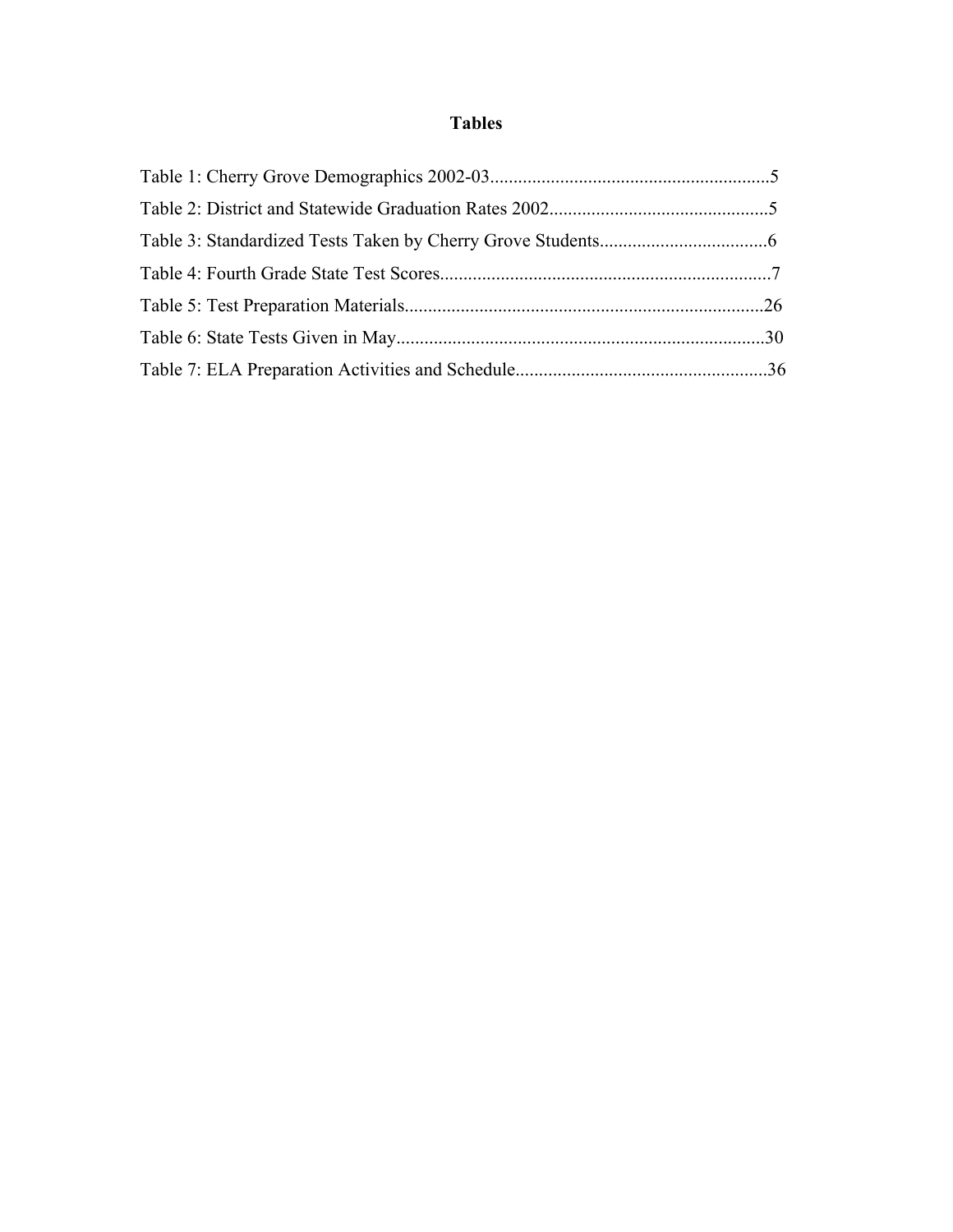# Tables

Table 1: Cherry Grove Demographics 2002-03............................................................5

Table 2: District and Statewide Graduation Rates 2002...............................................5

Table 3: Standardized Tests Taken by Cherry Grove Students....................................6

Table 4: Fourth Grade State Test Scores.......................................................................7

Table 5: Test Preparation Materials.............................................................................26

Table 6: State Tests Given in May...............................................................................30

Table 7: ELA Preparation Activities and Schedule......................................................36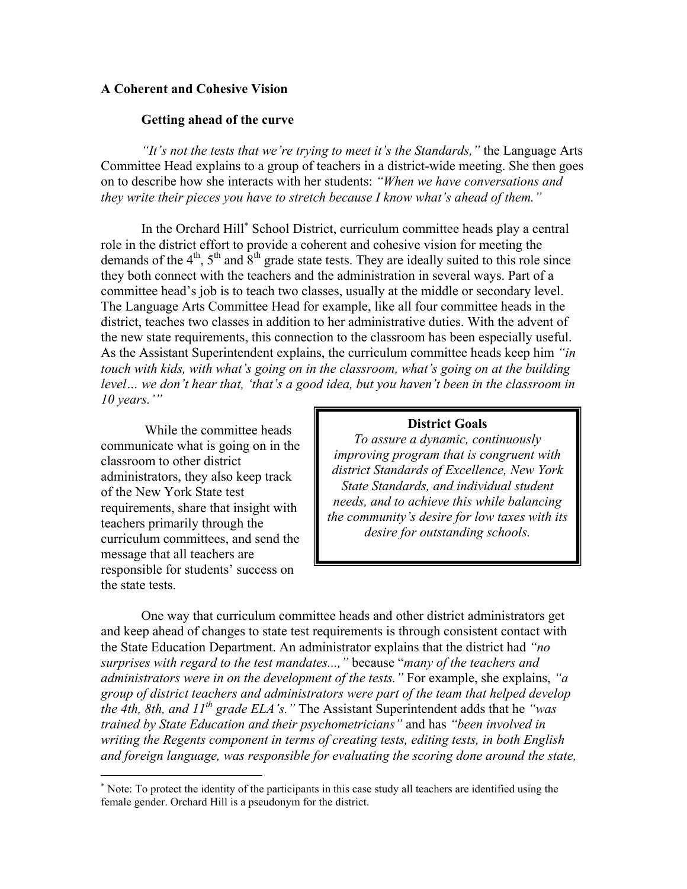**A Coherent and Cohesive Vision**

**Getting ahead of the curve**

*"It's not the tests that we're trying to meet it's the Standards,"* the Language Arts Committee Head explains to a group of teachers in a district-wide meeting. She then goes on to describe how she interacts with her students: *"When we have conversations and they write their pieces you have to stretch because I know what's ahead of them."*

In the Orchard Hill[*] School District, curriculum committee heads play a central role in the district effort to provide a coherent and cohesive vision for meeting the demands of the 4th, 5th and 8th grade state tests. They are ideally suited to this role since they both connect with the teachers and the administration in several ways. Part of a committee head's job is to teach two classes, usually at the middle or secondary level. The Language Arts Committee Head for example, like all four committee heads in the district, teaches two classes in addition to her administrative duties. With the advent of the new state requirements, this connection to the classroom has been especially useful. As the Assistant Superintendent explains, the curriculum committee heads keep him *"in touch with kids, with what's going on in the classroom, what's going on at the building level… we don't hear that, 'that's a good idea, but you haven't been in the classroom in 10 years.'"*

> **District Goals**
>
> *To assure a dynamic, continuously improving program that is congruent with district Standards of Excellence, New York State Standards, and individual student needs, and to achieve this while balancing the community's desire for low taxes with its desire for outstanding schools.*

While the committee heads communicate what is going on in the classroom to other district administrators, they also keep track of the New York State test requirements, share that insight with teachers primarily through the curriculum committees, and send the message that all teachers are responsible for students' success on the state tests.

One way that curriculum committee heads and other district administrators get and keep ahead of changes to state test requirements is through consistent contact with the State Education Department. An administrator explains that the district had *"no surprises with regard to the test mandates...,"* because "*many of the teachers and administrators were in on the development of the tests."* For example, she explains, *"a group of district teachers and administrators were part of the team that helped develop the 4th, 8th, and 11th grade ELA's."* The Assistant Superintendent adds that he *"was trained by State Education and their psychometricians"* and has *"been involved in writing the Regents component in terms of creating tests, editing tests, in both English and foreign language, was responsible for evaluating the scoring done around the state,*

[*] Note: To protect the identity of the participants in this case study all teachers are identified using the female gender. Orchard Hill is a pseudonym for the district.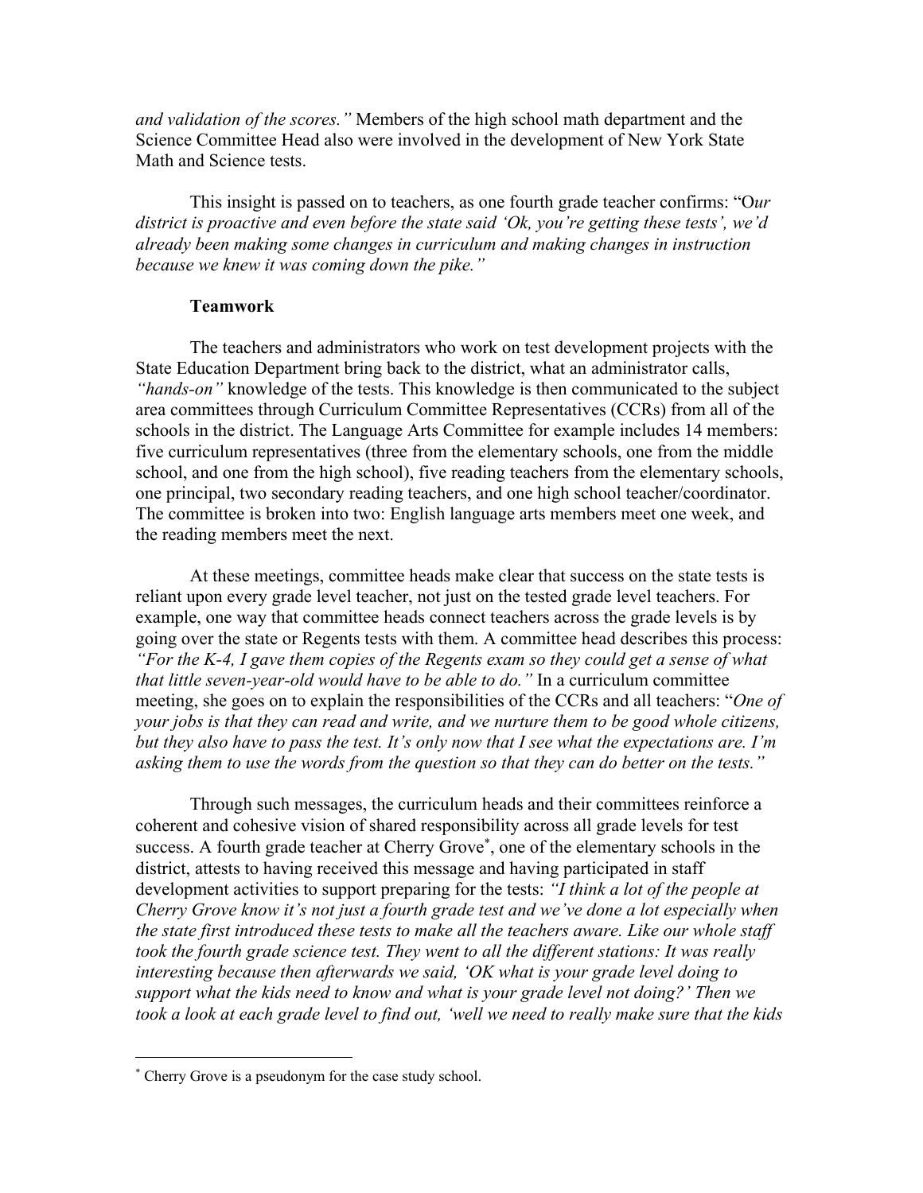*and validation of the scores."* Members of the high school math department and the Science Committee Head also were involved in the development of New York State Math and Science tests.

This insight is passed on to teachers, as one fourth grade teacher confirms: "O*ur district is proactive and even before the state said 'Ok, you're getting these tests', we'd already been making some changes in curriculum and making changes in instruction because we knew it was coming down the pike."*

**Teamwork**

The teachers and administrators who work on test development projects with the State Education Department bring back to the district, what an administrator calls, *"hands-on"* knowledge of the tests. This knowledge is then communicated to the subject area committees through Curriculum Committee Representatives (CCRs) from all of the schools in the district. The Language Arts Committee for example includes 14 members: five curriculum representatives (three from the elementary schools, one from the middle school, and one from the high school), five reading teachers from the elementary schools, one principal, two secondary reading teachers, and one high school teacher/coordinator. The committee is broken into two: English language arts members meet one week, and the reading members meet the next.

At these meetings, committee heads make clear that success on the state tests is reliant upon every grade level teacher, not just on the tested grade level teachers. For example, one way that committee heads connect teachers across the grade levels is by going over the state or Regents tests with them. A committee head describes this process: *"For the K-4, I gave them copies of the Regents exam so they could get a sense of what that little seven-year-old would have to be able to do."* In a curriculum committee meeting, she goes on to explain the responsibilities of the CCRs and all teachers: "*One of your jobs is that they can read and write, and we nurture them to be good whole citizens, but they also have to pass the test. It's only now that I see what the expectations are. I'm asking them to use the words from the question so that they can do better on the tests."*

Through such messages, the curriculum heads and their committees reinforce a coherent and cohesive vision of shared responsibility across all grade levels for test success. A fourth grade teacher at Cherry Grove*, one of the elementary schools in the district, attests to having received this message and having participated in staff development activities to support preparing for the tests: *"I think a lot of the people at Cherry Grove know it's not just a fourth grade test and we've done a lot especially when the state first introduced these tests to make all the teachers aware. Like our whole staff took the fourth grade science test. They went to all the different stations: It was really interesting because then afterwards we said, 'OK what is your grade level doing to support what the kids need to know and what is your grade level not doing?' Then we took a look at each grade level to find out, 'well we need to really make sure that the kids*

---

* Cherry Grove is a pseudonym for the case study school.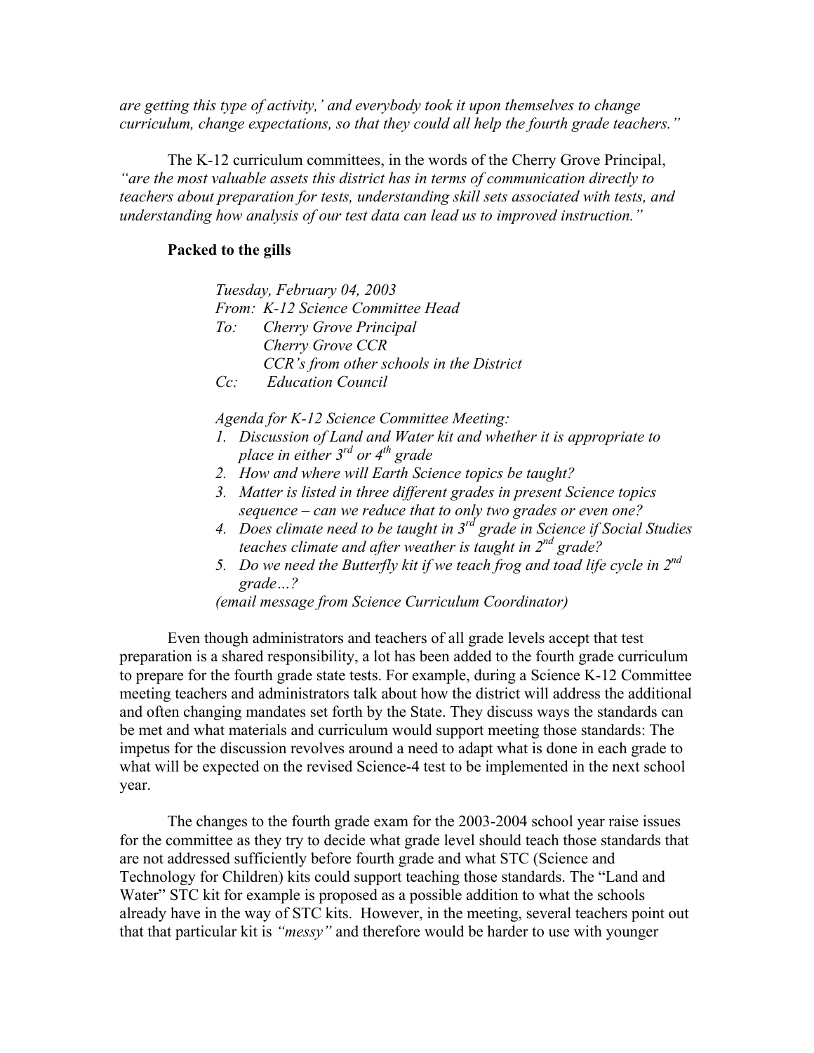*are getting this type of activity,' and everybody took it upon themselves to change curriculum, change expectations, so that they could all help the fourth grade teachers."*

The K-12 curriculum committees, in the words of the Cherry Grove Principal, *"are the most valuable assets this district has in terms of communication directly to teachers about preparation for tests, understanding skill sets associated with tests, and understanding how analysis of our test data can lead us to improved instruction."*

**Packed to the gills**

> *Tuesday, February 04, 2003*
> *From: K-12 Science Committee Head*
> *To: Cherry Grove Principal*
> *Cherry Grove CCR*
> *CCR's from other schools in the District*
> *Cc: Education Council*
>
> *Agenda for K-12 Science Committee Meeting:*
> 1. *Discussion of Land and Water kit and whether it is appropriate to place in either 3rd or 4th grade*
> 2. *How and where will Earth Science topics be taught?*
> 3. *Matter is listed in three different grades in present Science topics sequence – can we reduce that to only two grades or even one?*
> 4. *Does climate need to be taught in 3rd grade in Science if Social Studies teaches climate and after weather is taught in 2nd grade?*
> 5. *Do we need the Butterfly kit if we teach frog and toad life cycle in 2nd grade…?*
>
> *(email message from Science Curriculum Coordinator)*

Even though administrators and teachers of all grade levels accept that test preparation is a shared responsibility, a lot has been added to the fourth grade curriculum to prepare for the fourth grade state tests. For example, during a Science K-12 Committee meeting teachers and administrators talk about how the district will address the additional and often changing mandates set forth by the State. They discuss ways the standards can be met and what materials and curriculum would support meeting those standards: The impetus for the discussion revolves around a need to adapt what is done in each grade to what will be expected on the revised Science-4 test to be implemented in the next school year.

The changes to the fourth grade exam for the 2003-2004 school year raise issues for the committee as they try to decide what grade level should teach those standards that are not addressed sufficiently before fourth grade and what STC (Science and Technology for Children) kits could support teaching those standards. The "Land and Water" STC kit for example is proposed as a possible addition to what the schools already have in the way of STC kits. However, in the meeting, several teachers point out that that particular kit is *"messy"* and therefore would be harder to use with younger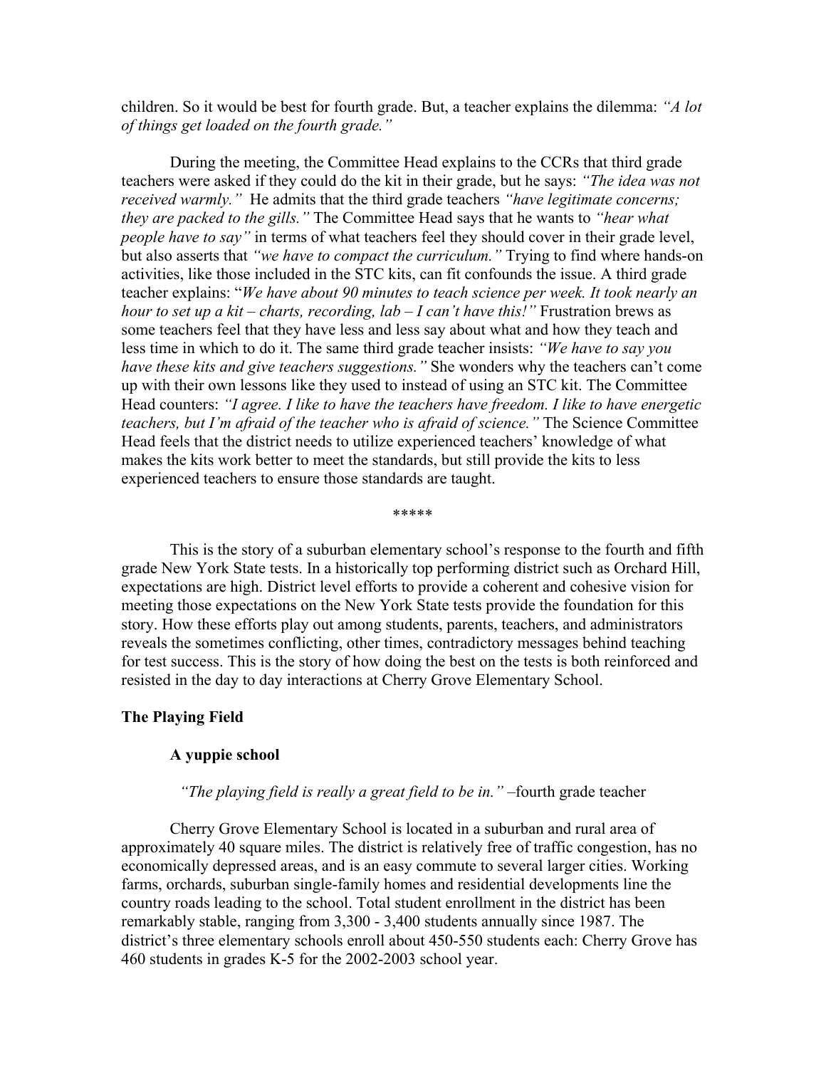children. So it would be best for fourth grade. But, a teacher explains the dilemma: *"A lot of things get loaded on the fourth grade."*

During the meeting, the Committee Head explains to the CCRs that third grade teachers were asked if they could do the kit in their grade, but he says: *"The idea was not received warmly."* He admits that the third grade teachers *"have legitimate concerns; they are packed to the gills."* The Committee Head says that he wants to *"hear what people have to say"* in terms of what teachers feel they should cover in their grade level, but also asserts that *"we have to compact the curriculum."* Trying to find where hands-on activities, like those included in the STC kits, can fit confounds the issue. A third grade teacher explains: "*We have about 90 minutes to teach science per week. It took nearly an hour to set up a kit – charts, recording, lab – I can't have this!"* Frustration brews as some teachers feel that they have less and less say about what and how they teach and less time in which to do it. The same third grade teacher insists: *"We have to say you have these kits and give teachers suggestions."* She wonders why the teachers can't come up with their own lessons like they used to instead of using an STC kit. The Committee Head counters: *"I agree. I like to have the teachers have freedom. I like to have energetic teachers, but I'm afraid of the teacher who is afraid of science."* The Science Committee Head feels that the district needs to utilize experienced teachers' knowledge of what makes the kits work better to meet the standards, but still provide the kits to less experienced teachers to ensure those standards are taught.

\*\*\*\*\*

This is the story of a suburban elementary school's response to the fourth and fifth grade New York State tests. In a historically top performing district such as Orchard Hill, expectations are high. District level efforts to provide a coherent and cohesive vision for meeting those expectations on the New York State tests provide the foundation for this story. How these efforts play out among students, parents, teachers, and administrators reveals the sometimes conflicting, other times, contradictory messages behind teaching for test success. This is the story of how doing the best on the tests is both reinforced and resisted in the day to day interactions at Cherry Grove Elementary School.

## The Playing Field

### A yuppie school

*"The playing field is really a great field to be in."* –fourth grade teacher

Cherry Grove Elementary School is located in a suburban and rural area of approximately 40 square miles. The district is relatively free of traffic congestion, has no economically depressed areas, and is an easy commute to several larger cities. Working farms, orchards, suburban single-family homes and residential developments line the country roads leading to the school. Total student enrollment in the district has been remarkably stable, ranging from 3,300 - 3,400 students annually since 1987. The district's three elementary schools enroll about 450-550 students each: Cherry Grove has 460 students in grades K-5 for the 2002-2003 school year.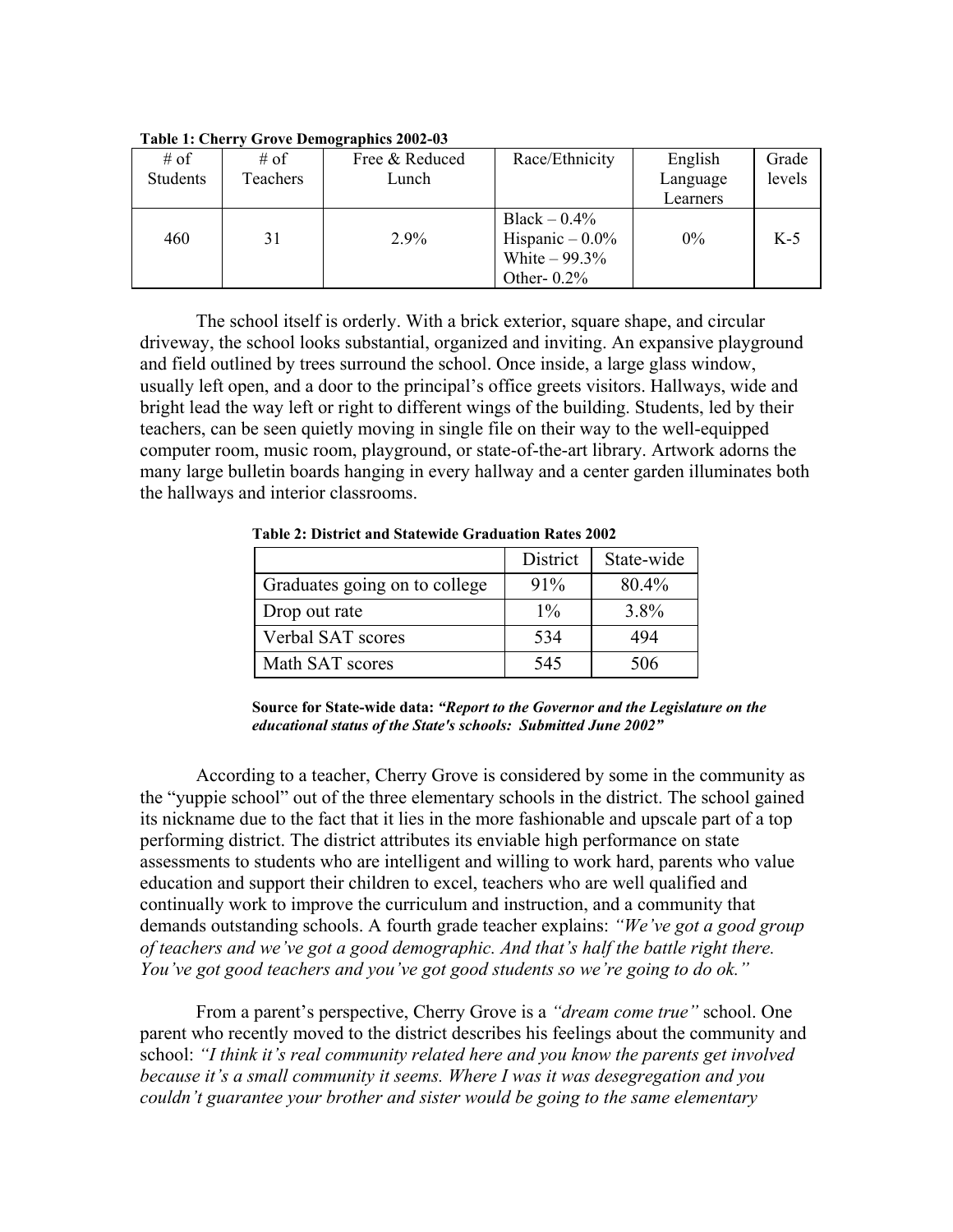**Table 1: Cherry Grove Demographics 2002-03**

| # of Students | # of Teachers | Free & Reduced Lunch | Race/Ethnicity | English Language Learners | Grade levels |
|---|---|---|---|---|---|
| 460 | 31 | 2.9% | Black – 0.4%<br>Hispanic – 0.0%<br>White – 99.3%<br>Other- 0.2% | 0% | K-5 |

The school itself is orderly. With a brick exterior, square shape, and circular driveway, the school looks substantial, organized and inviting. An expansive playground and field outlined by trees surround the school. Once inside, a large glass window, usually left open, and a door to the principal's office greets visitors. Hallways, wide and bright lead the way left or right to different wings of the building. Students, led by their teachers, can be seen quietly moving in single file on their way to the well-equipped computer room, music room, playground, or state-of-the-art library. Artwork adorns the many large bulletin boards hanging in every hallway and a center garden illuminates both the hallways and interior classrooms.

**Table 2: District and Statewide Graduation Rates 2002**

| | District | State-wide |
|---|---|---|
| Graduates going on to college | 91% | 80.4% |
| Drop out rate | 1% | 3.8% |
| Verbal SAT scores | 534 | 494 |
| Math SAT scores | 545 | 506 |

**Source for State-wide data:** ***"Report to the Governor and the Legislature on the educational status of the State's schools: Submitted June 2002"***

According to a teacher, Cherry Grove is considered by some in the community as the "yuppie school" out of the three elementary schools in the district. The school gained its nickname due to the fact that it lies in the more fashionable and upscale part of a top performing district. The district attributes its enviable high performance on state assessments to students who are intelligent and willing to work hard, parents who value education and support their children to excel, teachers who are well qualified and continually work to improve the curriculum and instruction, and a community that demands outstanding schools. A fourth grade teacher explains: *"We've got a good group of teachers and we've got a good demographic. And that's half the battle right there. You've got good teachers and you've got good students so we're going to do ok."*

From a parent's perspective, Cherry Grove is a *"dream come true"* school. One parent who recently moved to the district describes his feelings about the community and school: *"I think it's real community related here and you know the parents get involved because it's a small community it seems. Where I was it was desegregation and you couldn't guarantee your brother and sister would be going to the same elementary*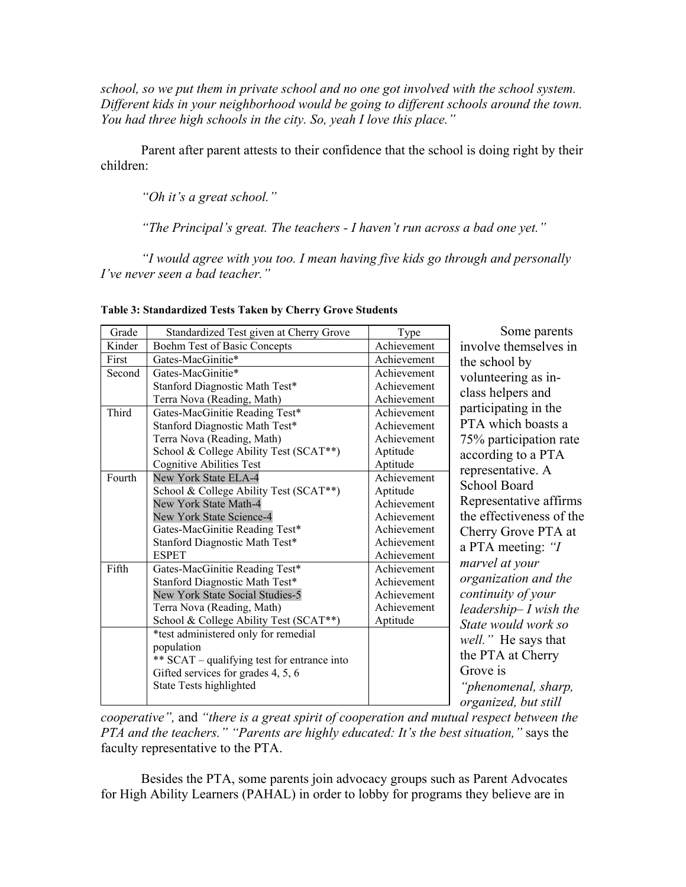*school, so we put them in private school and no one got involved with the school system. Different kids in your neighborhood would be going to different schools around the town. You had three high schools in the city. So, yeah I love this place."*

Parent after parent attests to their confidence that the school is doing right by their children:

*"Oh it's a great school."*

*"The Principal's great. The teachers - I haven't run across a bad one yet."*

*"I would agree with you too. I mean having five kids go through and personally I've never seen a bad teacher."*

**Table 3: Standardized Tests Taken by Cherry Grove Students**

| Grade | Standardized Test given at Cherry Grove | Type |
|---|---|---|
| Kinder | Boehm Test of Basic Concepts | Achievement |
| First | Gates-MacGinitie* | Achievement |
| Second | Gates-MacGinitie*<br>Stanford Diagnostic Math Test*<br>Terra Nova (Reading, Math) | Achievement<br>Achievement<br>Achievement |
| Third | Gates-MacGinitie Reading Test*<br>Stanford Diagnostic Math Test*<br>Terra Nova (Reading, Math)<br>School & College Ability Test (SCAT**)<br>Cognitive Abilities Test | Achievement<br>Achievement<br>Achievement<br>Aptitude<br>Aptitude |
| Fourth | New York State ELA-4<br>School & College Ability Test (SCAT**)<br>New York State Math-4<br>New York State Science-4<br>Gates-MacGinitie Reading Test*<br>Stanford Diagnostic Math Test*<br>ESPET | Achievement<br>Aptitude<br>Achievement<br>Achievement<br>Achievement<br>Achievement<br>Achievement |
| Fifth | Gates-MacGinitie Reading Test*<br>Stanford Diagnostic Math Test*<br>New York State Social Studies-5<br>Terra Nova (Reading, Math)<br>School & College Ability Test (SCAT**) | Achievement<br>Achievement<br>Achievement<br>Achievement<br>Aptitude |
| | *test administered only for remedial population<br>** SCAT – qualifying test for entrance into Gifted services for grades 4, 5, 6<br>State Tests highlighted | |

Some parents involve themselves in the school by volunteering as in-class helpers and participating in the PTA which boasts a 75% participation rate according to a PTA representative. A School Board Representative affirms the effectiveness of the Cherry Grove PTA at a PTA meeting: *"I marvel at your organization and the continuity of your leadership– I wish the State would work so well."* He says that the PTA at Cherry Grove is *"phenomenal, sharp, organized, but still cooperative",* and *"there is a great spirit of cooperation and mutual respect between the PTA and the teachers." "Parents are highly educated: It's the best situation,"* says the faculty representative to the PTA.

Besides the PTA, some parents join advocacy groups such as Parent Advocates for High Ability Learners (PAHAL) in order to lobby for programs they believe are in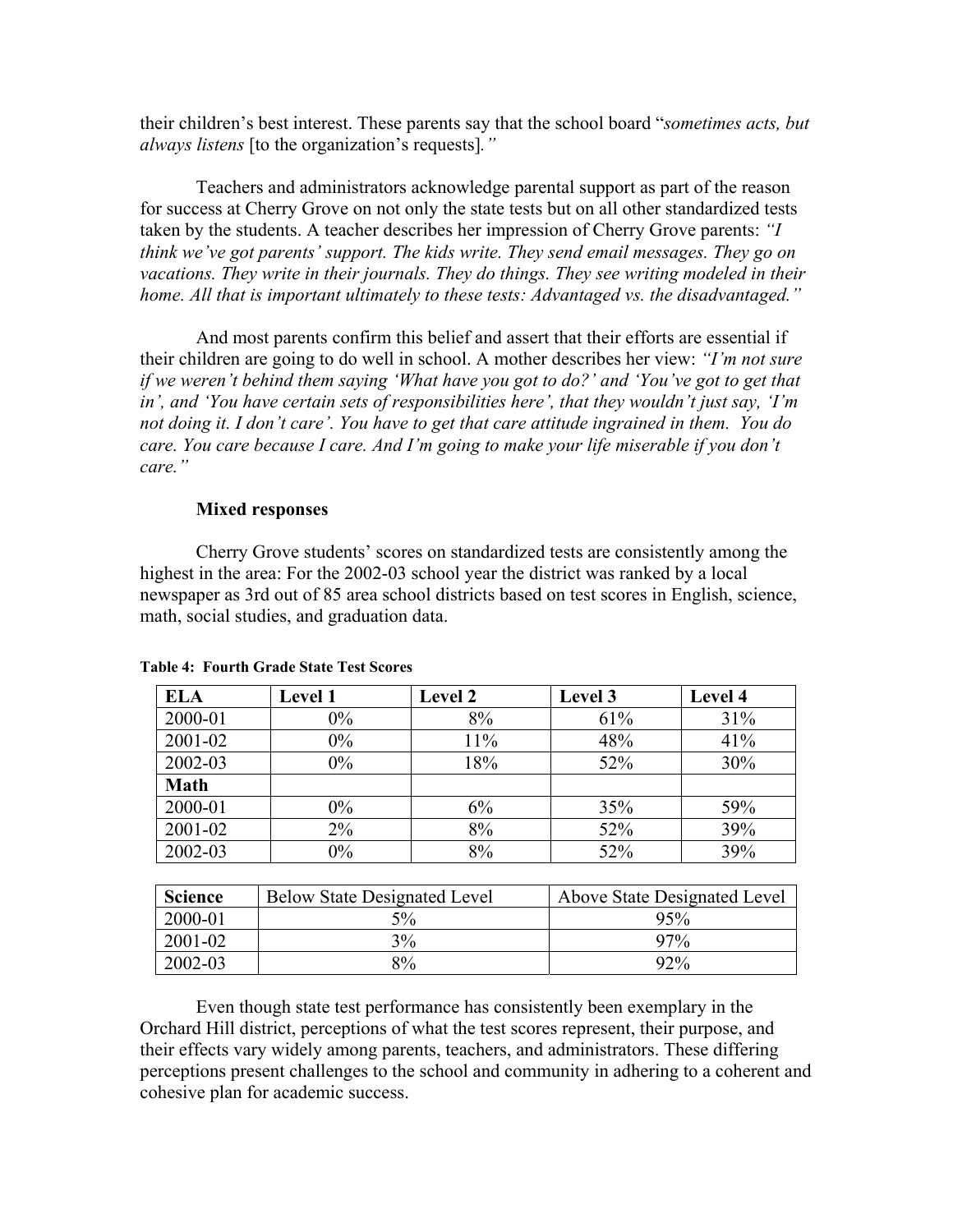their children's best interest. These parents say that the school board "*sometimes acts, but always listens* [to the organization's requests]*.*"

Teachers and administrators acknowledge parental support as part of the reason for success at Cherry Grove on not only the state tests but on all other standardized tests taken by the students. A teacher describes her impression of Cherry Grove parents: *"I think we've got parents' support. The kids write. They send email messages. They go on vacations. They write in their journals. They do things. They see writing modeled in their home. All that is important ultimately to these tests: Advantaged vs. the disadvantaged."*

And most parents confirm this belief and assert that their efforts are essential if their children are going to do well in school. A mother describes her view: *"I'm not sure if we weren't behind them saying 'What have you got to do?' and 'You've got to get that in', and 'You have certain sets of responsibilities here', that they wouldn't just say, 'I'm not doing it. I don't care'. You have to get that care attitude ingrained in them. You do care. You care because I care. And I'm going to make your life miserable if you don't care."*

**Mixed responses**

Cherry Grove students' scores on standardized tests are consistently among the highest in the area: For the 2002-03 school year the district was ranked by a local newspaper as 3rd out of 85 area school districts based on test scores in English, science, math, social studies, and graduation data.

**Table 4: Fourth Grade State Test Scores**

| **ELA** | **Level 1** | **Level 2** | **Level 3** | **Level 4** |
|---|---|---|---|---|
| 2000-01 | 0% | 8% | 61% | 31% |
| 2001-02 | 0% | 11% | 48% | 41% |
| 2002-03 | 0% | 18% | 52% | 30% |
| **Math** | | | | |
| 2000-01 | 0% | 6% | 35% | 59% |
| 2001-02 | 2% | 8% | 52% | 39% |
| 2002-03 | 0% | 8% | 52% | 39% |

| **Science** | Below State Designated Level | Above State Designated Level |
|---|---|---|
| 2000-01 | 5% | 95% |
| 2001-02 | 3% | 97% |
| 2002-03 | 8% | 92% |

Even though state test performance has consistently been exemplary in the Orchard Hill district, perceptions of what the test scores represent, their purpose, and their effects vary widely among parents, teachers, and administrators. These differing perceptions present challenges to the school and community in adhering to a coherent and cohesive plan for academic success.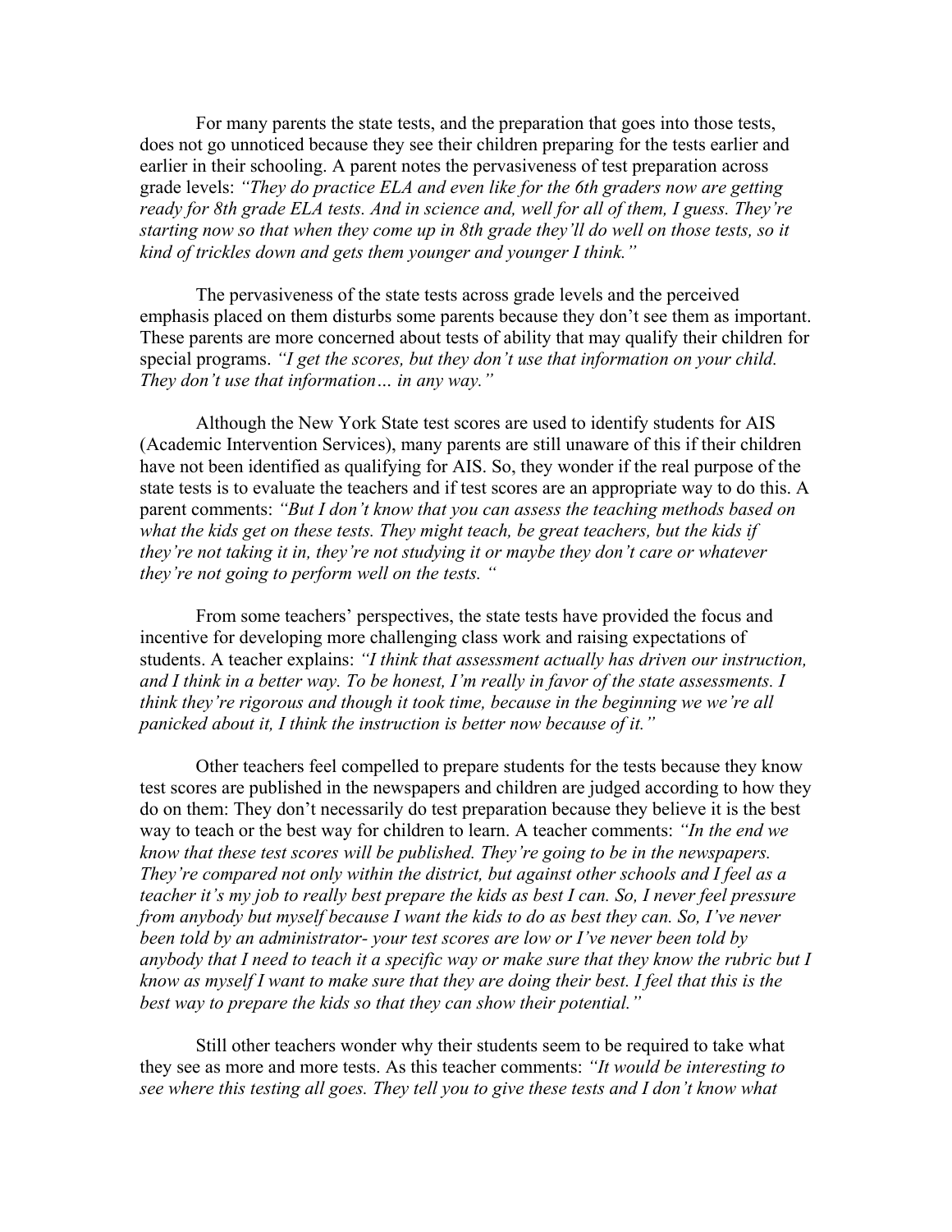For many parents the state tests, and the preparation that goes into those tests, does not go unnoticed because they see their children preparing for the tests earlier and earlier in their schooling. A parent notes the pervasiveness of test preparation across grade levels: *"They do practice ELA and even like for the 6th graders now are getting ready for 8th grade ELA tests. And in science and, well for all of them, I guess. They're starting now so that when they come up in 8th grade they'll do well on those tests, so it kind of trickles down and gets them younger and younger I think."*

The pervasiveness of the state tests across grade levels and the perceived emphasis placed on them disturbs some parents because they don't see them as important. These parents are more concerned about tests of ability that may qualify their children for special programs. *"I get the scores, but they don't use that information on your child. They don't use that information… in any way."*

Although the New York State test scores are used to identify students for AIS (Academic Intervention Services), many parents are still unaware of this if their children have not been identified as qualifying for AIS. So, they wonder if the real purpose of the state tests is to evaluate the teachers and if test scores are an appropriate way to do this. A parent comments: *"But I don't know that you can assess the teaching methods based on what the kids get on these tests. They might teach, be great teachers, but the kids if they're not taking it in, they're not studying it or maybe they don't care or whatever they're not going to perform well on the tests. "*

From some teachers' perspectives, the state tests have provided the focus and incentive for developing more challenging class work and raising expectations of students. A teacher explains: *"I think that assessment actually has driven our instruction, and I think in a better way. To be honest, I'm really in favor of the state assessments. I think they're rigorous and though it took time, because in the beginning we we're all panicked about it, I think the instruction is better now because of it."*

Other teachers feel compelled to prepare students for the tests because they know test scores are published in the newspapers and children are judged according to how they do on them: They don't necessarily do test preparation because they believe it is the best way to teach or the best way for children to learn. A teacher comments: *"In the end we know that these test scores will be published. They're going to be in the newspapers. They're compared not only within the district, but against other schools and I feel as a teacher it's my job to really best prepare the kids as best I can. So, I never feel pressure from anybody but myself because I want the kids to do as best they can. So, I've never been told by an administrator- your test scores are low or I've never been told by anybody that I need to teach it a specific way or make sure that they know the rubric but I know as myself I want to make sure that they are doing their best. I feel that this is the best way to prepare the kids so that they can show their potential."*

Still other teachers wonder why their students seem to be required to take what they see as more and more tests. As this teacher comments: *"It would be interesting to see where this testing all goes. They tell you to give these tests and I don't know what*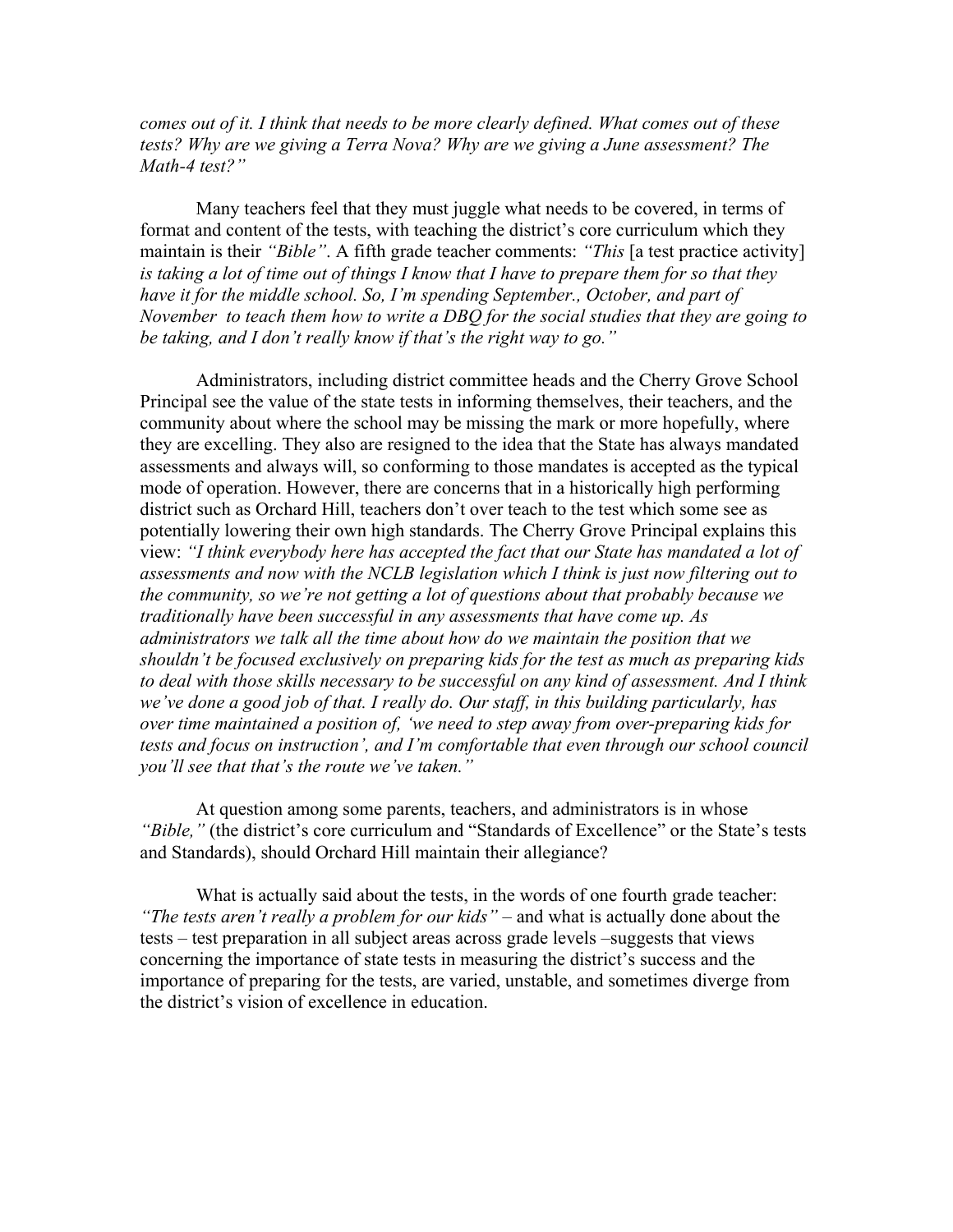*comes out of it. I think that needs to be more clearly defined. What comes out of these tests? Why are we giving a Terra Nova? Why are we giving a June assessment? The Math-4 test?"*

Many teachers feel that they must juggle what needs to be covered, in terms of format and content of the tests, with teaching the district's core curriculum which they maintain is their *"Bible"*. A fifth grade teacher comments: *"This* [a test practice activity] *is taking a lot of time out of things I know that I have to prepare them for so that they have it for the middle school. So, I'm spending September., October, and part of November to teach them how to write a DBQ for the social studies that they are going to be taking, and I don't really know if that's the right way to go."*

Administrators, including district committee heads and the Cherry Grove School Principal see the value of the state tests in informing themselves, their teachers, and the community about where the school may be missing the mark or more hopefully, where they are excelling. They also are resigned to the idea that the State has always mandated assessments and always will, so conforming to those mandates is accepted as the typical mode of operation. However, there are concerns that in a historically high performing district such as Orchard Hill, teachers don't over teach to the test which some see as potentially lowering their own high standards. The Cherry Grove Principal explains this view: *"I think everybody here has accepted the fact that our State has mandated a lot of assessments and now with the NCLB legislation which I think is just now filtering out to the community, so we're not getting a lot of questions about that probably because we traditionally have been successful in any assessments that have come up. As administrators we talk all the time about how do we maintain the position that we shouldn't be focused exclusively on preparing kids for the test as much as preparing kids to deal with those skills necessary to be successful on any kind of assessment. And I think we've done a good job of that. I really do. Our staff, in this building particularly, has over time maintained a position of, 'we need to step away from over-preparing kids for tests and focus on instruction', and I'm comfortable that even through our school council you'll see that that's the route we've taken."*

At question among some parents, teachers, and administrators is in whose *"Bible,"* (the district's core curriculum and "Standards of Excellence" or the State's tests and Standards), should Orchard Hill maintain their allegiance?

What is actually said about the tests, in the words of one fourth grade teacher: *"The tests aren't really a problem for our kids"* – and what is actually done about the tests – test preparation in all subject areas across grade levels –suggests that views concerning the importance of state tests in measuring the district's success and the importance of preparing for the tests, are varied, unstable, and sometimes diverge from the district's vision of excellence in education.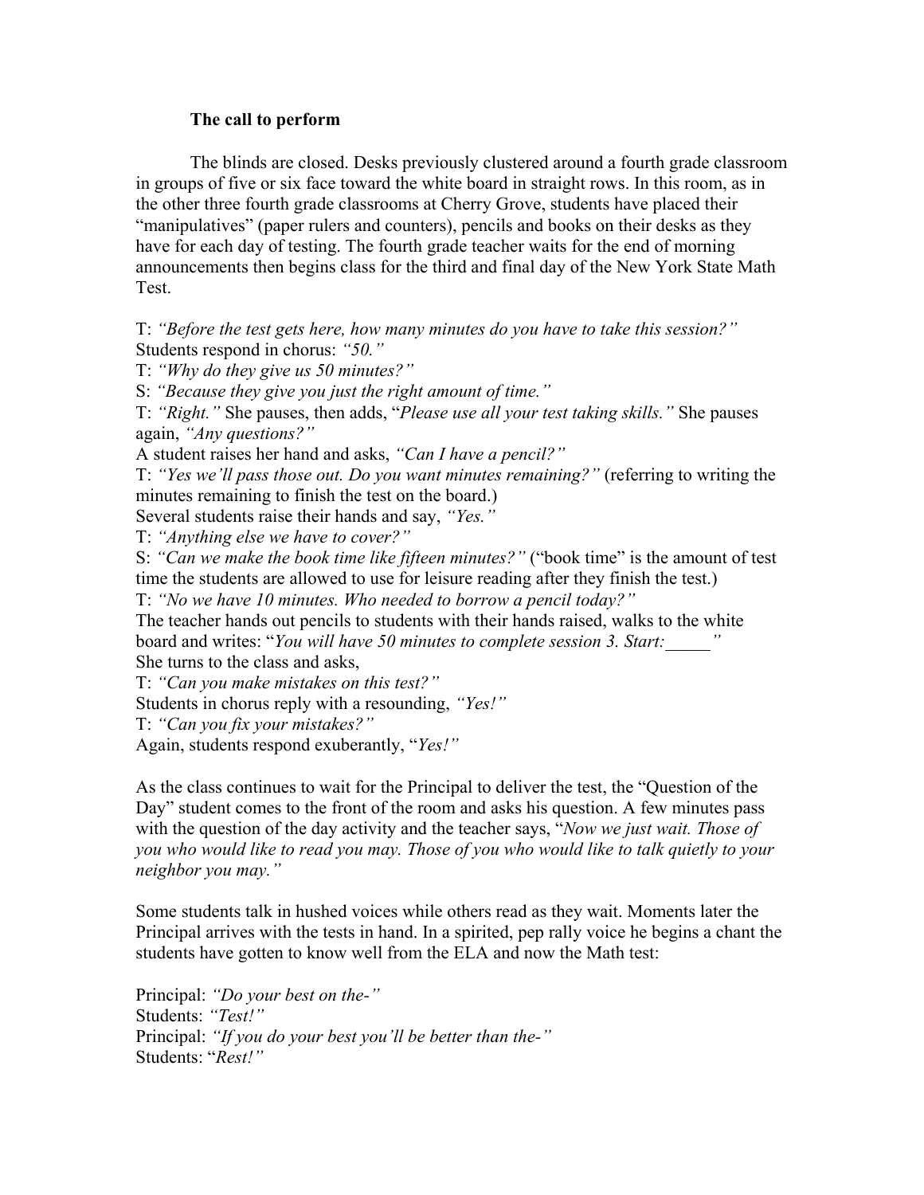**The call to perform**

The blinds are closed. Desks previously clustered around a fourth grade classroom in groups of five or six face toward the white board in straight rows. In this room, as in the other three fourth grade classrooms at Cherry Grove, students have placed their "manipulatives" (paper rulers and counters), pencils and books on their desks as they have for each day of testing. The fourth grade teacher waits for the end of morning announcements then begins class for the third and final day of the New York State Math Test.

T: *"Before the test gets here, how many minutes do you have to take this session?"*
Students respond in chorus: *"50."*
T: *"Why do they give us 50 minutes?"*
S: *"Because they give you just the right amount of time."*
T: *"Right."* She pauses, then adds, "*Please use all your test taking skills."* She pauses again, *"Any questions?"*
A student raises her hand and asks, *"Can I have a pencil?"*
T: *"Yes we'll pass those out. Do you want minutes remaining?"* (referring to writing the minutes remaining to finish the test on the board.)
Several students raise their hands and say, *"Yes."*
T: *"Anything else we have to cover?"*
S: *"Can we make the book time like fifteen minutes?"* ("book time" is the amount of test time the students are allowed to use for leisure reading after they finish the test.)
T: *"No we have 10 minutes. Who needed to borrow a pencil today?"*
The teacher hands out pencils to students with their hands raised, walks to the white board and writes: "*You will have 50 minutes to complete session 3. Start:_____"*
She turns to the class and asks,
T: *"Can you make mistakes on this test?"*
Students in chorus reply with a resounding, *"Yes!"*
T: *"Can you fix your mistakes?"*
Again, students respond exuberantly, "*Yes!"*

As the class continues to wait for the Principal to deliver the test, the "Question of the Day" student comes to the front of the room and asks his question. A few minutes pass with the question of the day activity and the teacher says, "*Now we just wait. Those of you who would like to read you may. Those of you who would like to talk quietly to your neighbor you may."*

Some students talk in hushed voices while others read as they wait. Moments later the Principal arrives with the tests in hand. In a spirited, pep rally voice he begins a chant the students have gotten to know well from the ELA and now the Math test:

Principal: *"Do your best on the-"*
Students: *"Test!"*
Principal: *"If you do your best you'll be better than the-"*
Students: "*Rest!"*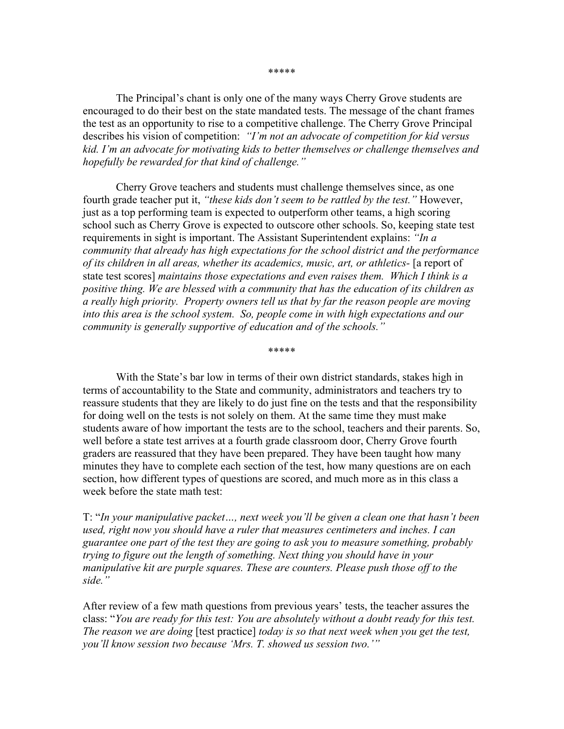\*\*\*\*\*

The Principal's chant is only one of the many ways Cherry Grove students are encouraged to do their best on the state mandated tests. The message of the chant frames the test as an opportunity to rise to a competitive challenge. The Cherry Grove Principal describes his vision of competition: *"I'm not an advocate of competition for kid versus kid. I'm an advocate for motivating kids to better themselves or challenge themselves and hopefully be rewarded for that kind of challenge."*

Cherry Grove teachers and students must challenge themselves since, as one fourth grade teacher put it, *"these kids don't seem to be rattled by the test."* However, just as a top performing team is expected to outperform other teams, a high scoring school such as Cherry Grove is expected to outscore other schools. So, keeping state test requirements in sight is important. The Assistant Superintendent explains: *"In a community that already has high expectations for the school district and the performance of its children in all areas, whether its academics, music, art, or athletics-* [a report of state test scores] *maintains those expectations and even raises them. Which I think is a positive thing. We are blessed with a community that has the education of its children as a really high priority. Property owners tell us that by far the reason people are moving into this area is the school system. So, people come in with high expectations and our community is generally supportive of education and of the schools."*

\*\*\*\*\*

With the State's bar low in terms of their own district standards, stakes high in terms of accountability to the State and community, administrators and teachers try to reassure students that they are likely to do just fine on the tests and that the responsibility for doing well on the tests is not solely on them. At the same time they must make students aware of how important the tests are to the school, teachers and their parents. So, well before a state test arrives at a fourth grade classroom door, Cherry Grove fourth graders are reassured that they have been prepared. They have been taught how many minutes they have to complete each section of the test, how many questions are on each section, how different types of questions are scored, and much more as in this class a week before the state math test:

T: "*In your manipulative packet…, next week you'll be given a clean one that hasn't been used, right now you should have a ruler that measures centimeters and inches. I can guarantee one part of the test they are going to ask you to measure something, probably trying to figure out the length of something. Next thing you should have in your manipulative kit are purple squares. These are counters. Please push those off to the side."*

After review of a few math questions from previous years' tests, the teacher assures the class: "*You are ready for this test: You are absolutely without a doubt ready for this test. The reason we are doing* [test practice] *today is so that next week when you get the test, you'll know session two because 'Mrs. T. showed us session two.'"*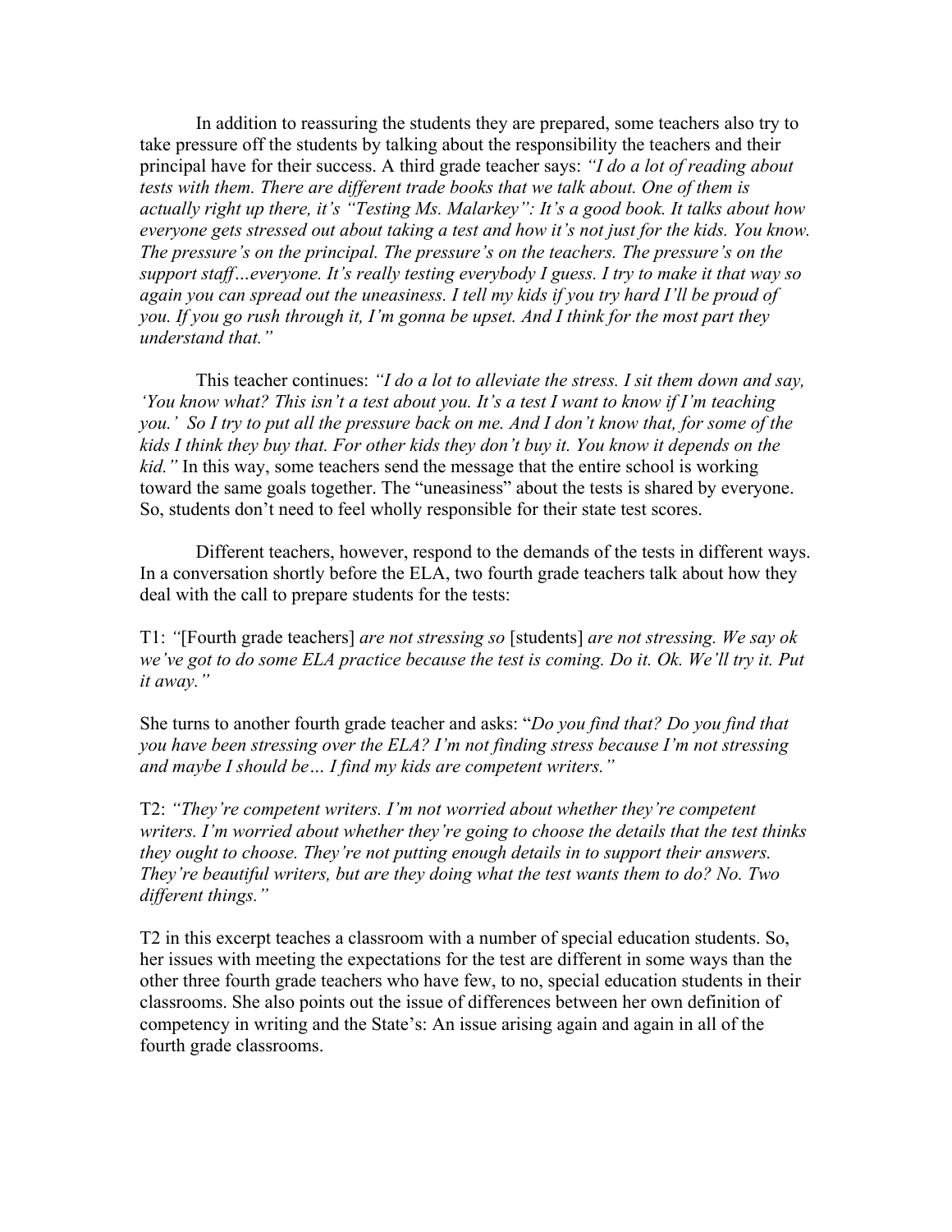In addition to reassuring the students they are prepared, some teachers also try to take pressure off the students by talking about the responsibility the teachers and their principal have for their success. A third grade teacher says: *"I do a lot of reading about tests with them. There are different trade books that we talk about. One of them is actually right up there, it's "Testing Ms. Malarkey": It's a good book. It talks about how everyone gets stressed out about taking a test and how it's not just for the kids. You know. The pressure's on the principal. The pressure's on the teachers. The pressure's on the support staff…everyone. It's really testing everybody I guess. I try to make it that way so again you can spread out the uneasiness. I tell my kids if you try hard I'll be proud of you. If you go rush through it, I'm gonna be upset. And I think for the most part they understand that."*

This teacher continues: *"I do a lot to alleviate the stress. I sit them down and say, 'You know what? This isn't a test about you. It's a test I want to know if I'm teaching you.' So I try to put all the pressure back on me. And I don't know that, for some of the kids I think they buy that. For other kids they don't buy it. You know it depends on the kid."* In this way, some teachers send the message that the entire school is working toward the same goals together. The "uneasiness" about the tests is shared by everyone. So, students don't need to feel wholly responsible for their state test scores.

Different teachers, however, respond to the demands of the tests in different ways. In a conversation shortly before the ELA, two fourth grade teachers talk about how they deal with the call to prepare students for the tests:

T1: *"*[Fourth grade teachers] *are not stressing so* [students] *are not stressing. We say ok we've got to do some ELA practice because the test is coming. Do it. Ok. We'll try it. Put it away."*

She turns to another fourth grade teacher and asks: "*Do you find that? Do you find that you have been stressing over the ELA? I'm not finding stress because I'm not stressing and maybe I should be… I find my kids are competent writers."*

T2: *"They're competent writers. I'm not worried about whether they're competent writers. I'm worried about whether they're going to choose the details that the test thinks they ought to choose. They're not putting enough details in to support their answers. They're beautiful writers, but are they doing what the test wants them to do? No. Two different things."*

T2 in this excerpt teaches a classroom with a number of special education students. So, her issues with meeting the expectations for the test are different in some ways than the other three fourth grade teachers who have few, to no, special education students in their classrooms. She also points out the issue of differences between her own definition of competency in writing and the State's: An issue arising again and again in all of the fourth grade classrooms.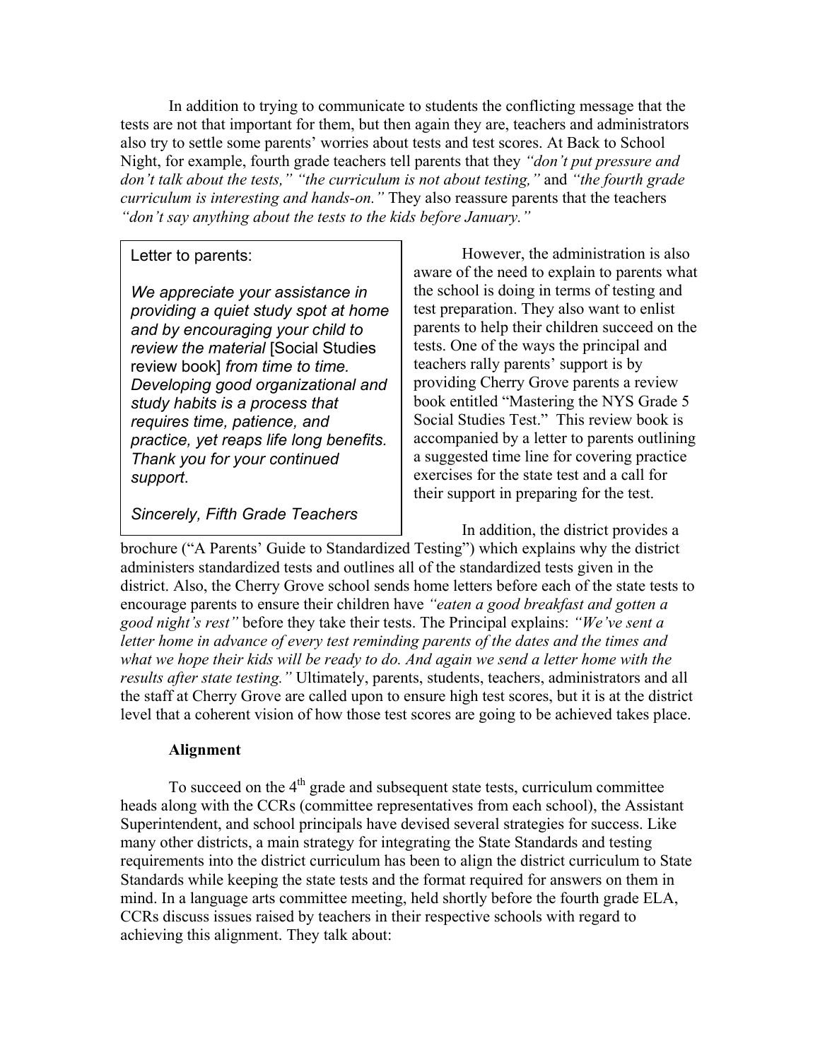In addition to trying to communicate to students the conflicting message that the tests are not that important for them, but then again they are, teachers and administrators also try to settle some parents' worries about tests and test scores. At Back to School Night, for example, fourth grade teachers tell parents that they *"don't put pressure and don't talk about the tests," "the curriculum is not about testing,"* and *"the fourth grade curriculum is interesting and hands-on."* They also reassure parents that the teachers *"don't say anything about the tests to the kids before January."*

> Letter to parents:
>
> *We appreciate your assistance in providing a quiet study spot at home and by encouraging your child to review the material* [Social Studies review book] *from time to time. Developing good organizational and study habits is a process that requires time, patience, and practice, yet reaps life long benefits. Thank you for your continued support.*
>
> *Sincerely, Fifth Grade Teachers*

However, the administration is also aware of the need to explain to parents what the school is doing in terms of testing and test preparation. They also want to enlist parents to help their children succeed on the tests. One of the ways the principal and teachers rally parents' support is by providing Cherry Grove parents a review book entitled "Mastering the NYS Grade 5 Social Studies Test." This review book is accompanied by a letter to parents outlining a suggested time line for covering practice exercises for the state test and a call for their support in preparing for the test.

In addition, the district provides a brochure ("A Parents' Guide to Standardized Testing") which explains why the district administers standardized tests and outlines all of the standardized tests given in the district. Also, the Cherry Grove school sends home letters before each of the state tests to encourage parents to ensure their children have *"eaten a good breakfast and gotten a good night's rest"* before they take their tests. The Principal explains: *"We've sent a letter home in advance of every test reminding parents of the dates and the times and what we hope their kids will be ready to do. And again we send a letter home with the results after state testing."* Ultimately, parents, students, teachers, administrators and all the staff at Cherry Grove are called upon to ensure high test scores, but it is at the district level that a coherent vision of how those test scores are going to be achieved takes place.

**Alignment**

To succeed on the 4th grade and subsequent state tests, curriculum committee heads along with the CCRs (committee representatives from each school), the Assistant Superintendent, and school principals have devised several strategies for success. Like many other districts, a main strategy for integrating the State Standards and testing requirements into the district curriculum has been to align the district curriculum to State Standards while keeping the state tests and the format required for answers on them in mind. In a language arts committee meeting, held shortly before the fourth grade ELA, CCRs discuss issues raised by teachers in their respective schools with regard to achieving this alignment. They talk about: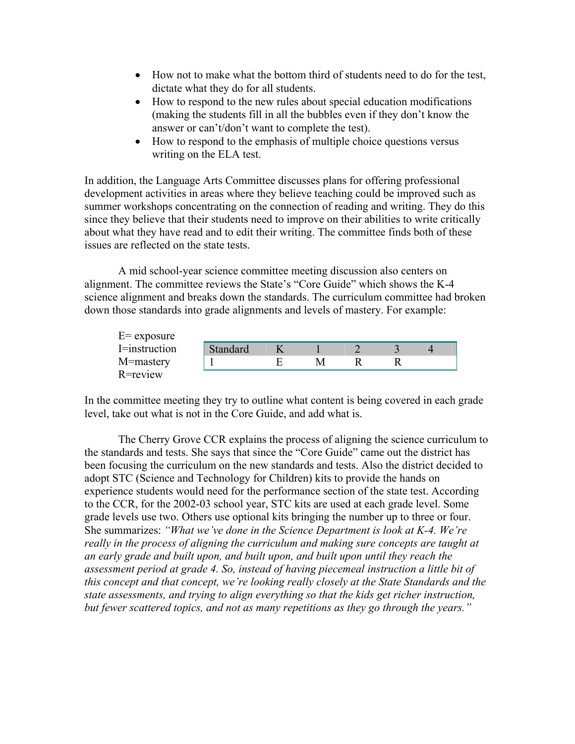- How not to make what the bottom third of students need to do for the test, dictate what they do for all students.
- How to respond to the new rules about special education modifications (making the students fill in all the bubbles even if they don't know the answer or can't/don't want to complete the test).
- How to respond to the emphasis of multiple choice questions versus writing on the ELA test.

In addition, the Language Arts Committee discusses plans for offering professional development activities in areas where they believe teaching could be improved such as summer workshops concentrating on the connection of reading and writing. They do this since they believe that their students need to improve on their abilities to write critically about what they have read and to edit their writing. The committee finds both of these issues are reflected on the state tests.

A mid school-year science committee meeting discussion also centers on alignment. The committee reviews the State's "Core Guide" which shows the K-4 science alignment and breaks down the standards. The curriculum committee had broken down those standards into grade alignments and levels of mastery. For example:

E= exposure
I=instruction
M=mastery
R=review

| Standard | K | 1 | 2 | 3 | 4 |
|---|---|---|---|---|---|
| 1 | E | M | R | R | |

In the committee meeting they try to outline what content is being covered in each grade level, take out what is not in the Core Guide, and add what is.

The Cherry Grove CCR explains the process of aligning the science curriculum to the standards and tests. She says that since the "Core Guide" came out the district has been focusing the curriculum on the new standards and tests. Also the district decided to adopt STC (Science and Technology for Children) kits to provide the hands on experience students would need for the performance section of the state test. According to the CCR, for the 2002-03 school year, STC kits are used at each grade level. Some grade levels use two. Others use optional kits bringing the number up to three or four. She summarizes: *"What we've done in the Science Department is look at K-4. We're really in the process of aligning the curriculum and making sure concepts are taught at an early grade and built upon, and built upon, and built upon until they reach the assessment period at grade 4. So, instead of having piecemeal instruction a little bit of this concept and that concept, we're looking really closely at the State Standards and the state assessments, and trying to align everything so that the kids get richer instruction, but fewer scattered topics, and not as many repetitions as they go through the years."*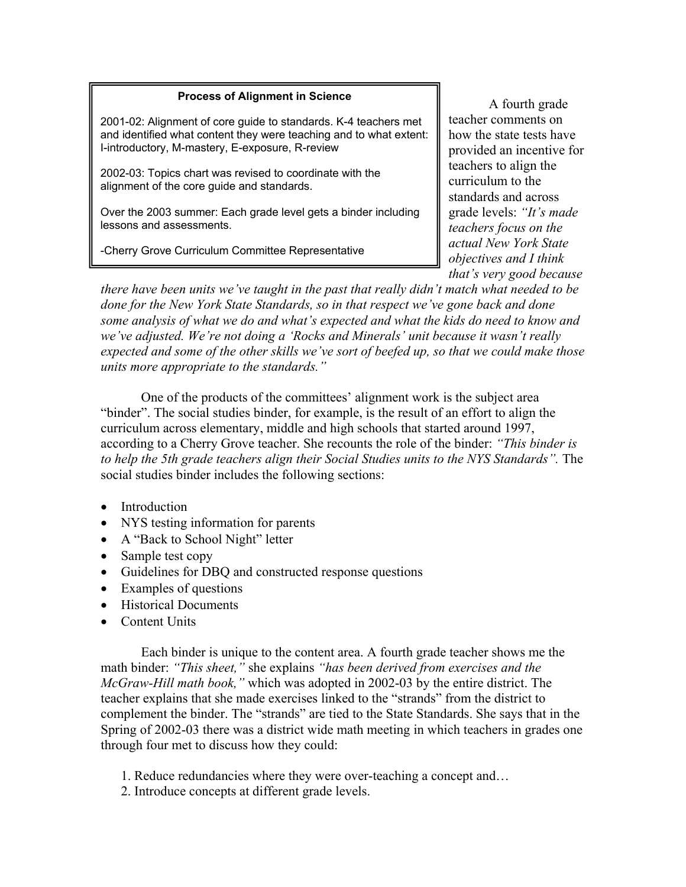> **Process of Alignment in Science**
>
> 2001-02: Alignment of core guide to standards. K-4 teachers met and identified what content they were teaching and to what extent: I-introductory, M-mastery, E-exposure, R-review
>
> 2002-03: Topics chart was revised to coordinate with the alignment of the core guide and standards.
>
> Over the 2003 summer: Each grade level gets a binder including lessons and assessments.
>
> -Cherry Grove Curriculum Committee Representative

A fourth grade teacher comments on how the state tests have provided an incentive for teachers to align the curriculum to the standards and across grade levels: *"It's made teachers focus on the actual New York State objectives and I think that's very good because there have been units we've taught in the past that really didn't match what needed to be done for the New York State Standards, so in that respect we've gone back and done some analysis of what we do and what's expected and what the kids do need to know and we've adjusted. We're not doing a 'Rocks and Minerals' unit because it wasn't really expected and some of the other skills we've sort of beefed up, so that we could make those units more appropriate to the standards."*

One of the products of the committees' alignment work is the subject area "binder". The social studies binder, for example, is the result of an effort to align the curriculum across elementary, middle and high schools that started around 1997, according to a Cherry Grove teacher. She recounts the role of the binder: *"This binder is to help the 5th grade teachers align their Social Studies units to the NYS Standards".* The social studies binder includes the following sections:

- Introduction
- NYS testing information for parents
- A "Back to School Night" letter
- Sample test copy
- Guidelines for DBQ and constructed response questions
- Examples of questions
- Historical Documents
- Content Units

Each binder is unique to the content area. A fourth grade teacher shows me the math binder: *"This sheet,"* she explains *"has been derived from exercises and the McGraw-Hill math book,"* which was adopted in 2002-03 by the entire district. The teacher explains that she made exercises linked to the "strands" from the district to complement the binder. The "strands" are tied to the State Standards. She says that in the Spring of 2002-03 there was a district wide math meeting in which teachers in grades one through four met to discuss how they could:

1. Reduce redundancies where they were over-teaching a concept and…
2. Introduce concepts at different grade levels.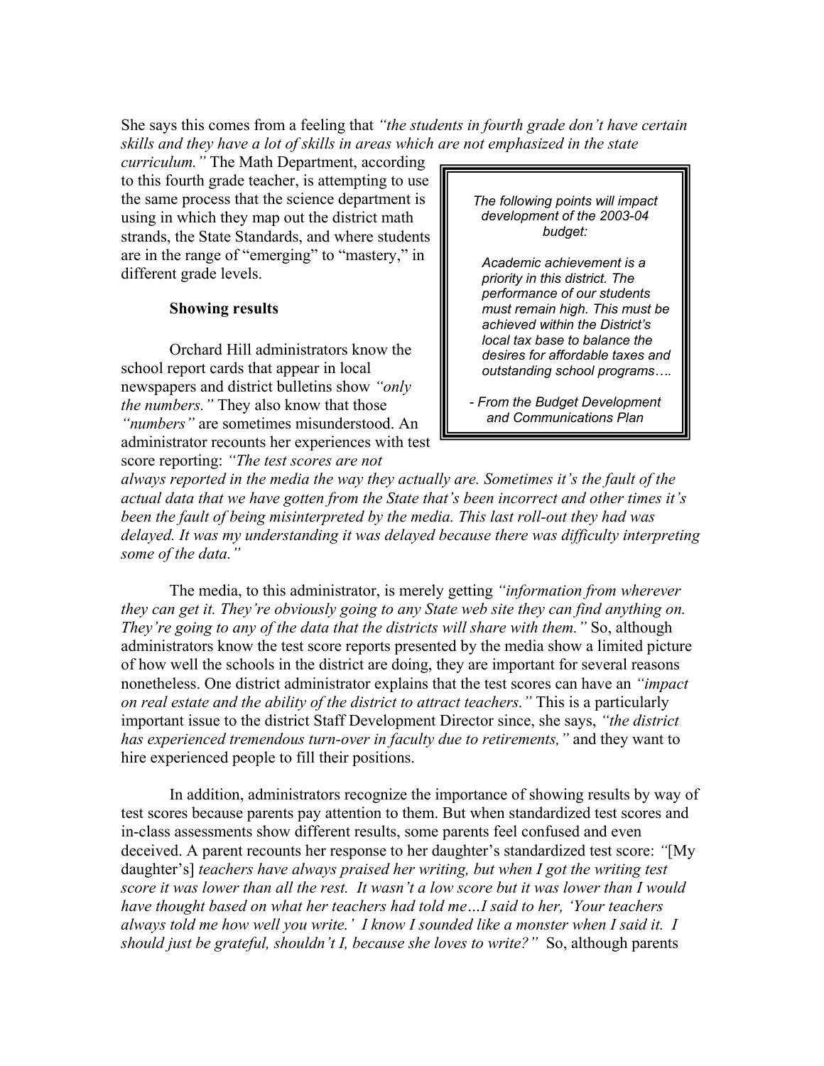She says this comes from a feeling that *"the students in fourth grade don't have certain skills and they have a lot of skills in areas which are not emphasized in the state curriculum."* The Math Department, according to this fourth grade teacher, is attempting to use the same process that the science department is using in which they map out the district math strands, the State Standards, and where students are in the range of "emerging" to "mastery," in different grade levels.

> *The following points will impact development of the 2003-04 budget:*
>
> *Academic achievement is a priority in this district. The performance of our students must remain high. This must be achieved within the District's local tax base to balance the desires for affordable taxes and outstanding school programs….*
>
> *- From the Budget Development and Communications Plan*

### Showing results

Orchard Hill administrators know the school report cards that appear in local newspapers and district bulletins show *"only the numbers."* They also know that those *"numbers"* are sometimes misunderstood. An administrator recounts her experiences with test score reporting: *"The test scores are not always reported in the media the way they actually are. Sometimes it's the fault of the actual data that we have gotten from the State that's been incorrect and other times it's been the fault of being misinterpreted by the media. This last roll-out they had was delayed. It was my understanding it was delayed because there was difficulty interpreting some of the data."*

The media, to this administrator, is merely getting *"information from wherever they can get it. They're obviously going to any State web site they can find anything on. They're going to any of the data that the districts will share with them."* So, although administrators know the test score reports presented by the media show a limited picture of how well the schools in the district are doing, they are important for several reasons nonetheless. One district administrator explains that the test scores can have an *"impact on real estate and the ability of the district to attract teachers."* This is a particularly important issue to the district Staff Development Director since, she says, *"the district has experienced tremendous turn-over in faculty due to retirements,"* and they want to hire experienced people to fill their positions.

In addition, administrators recognize the importance of showing results by way of test scores because parents pay attention to them. But when standardized test scores and in-class assessments show different results, some parents feel confused and even deceived. A parent recounts her response to her daughter's standardized test score: *"*[My daughter's] *teachers have always praised her writing, but when I got the writing test score it was lower than all the rest. It wasn't a low score but it was lower than I would have thought based on what her teachers had told me…I said to her, 'Your teachers always told me how well you write.' I know I sounded like a monster when I said it. I should just be grateful, shouldn't I, because she loves to write?"* So, although parents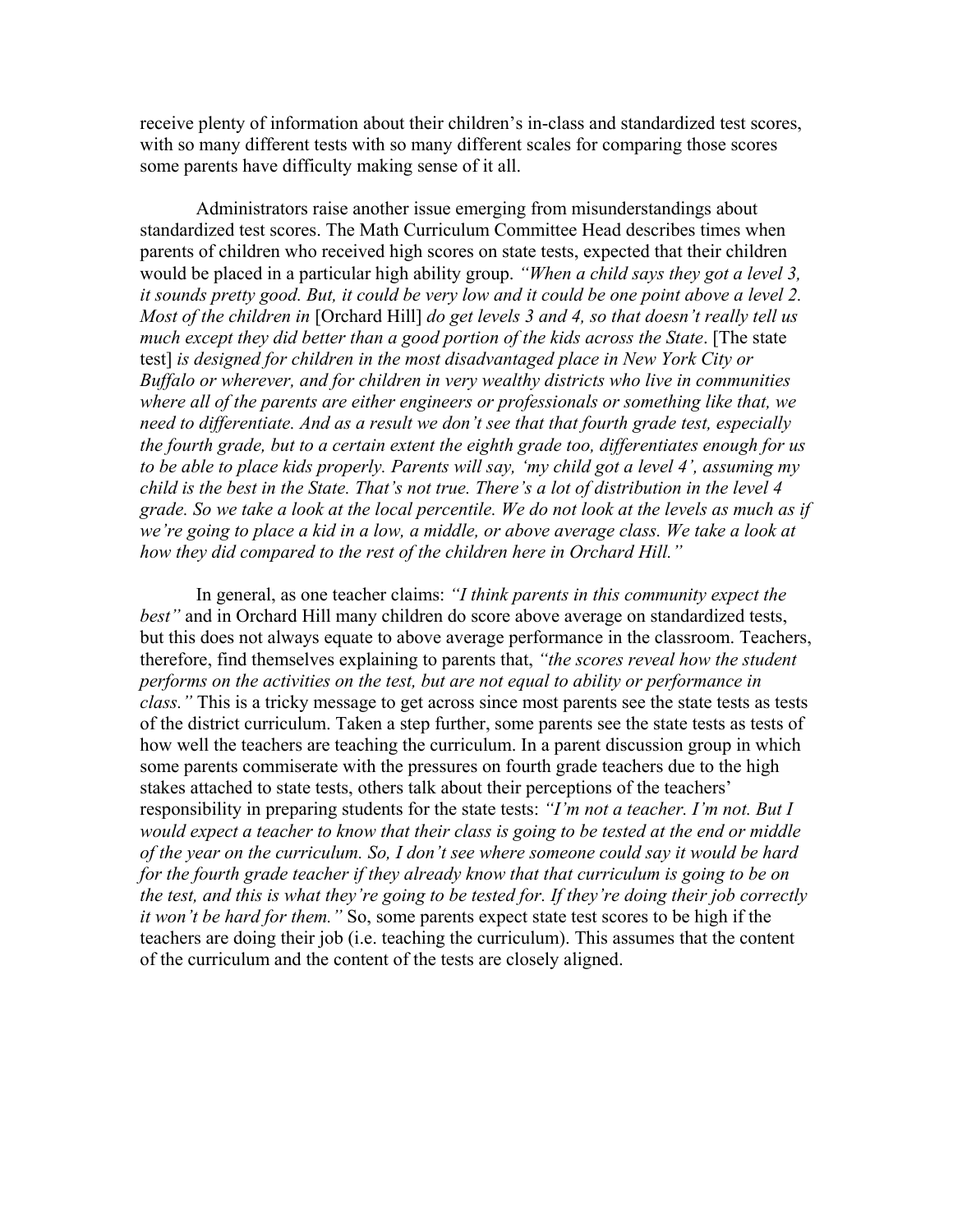receive plenty of information about their children's in-class and standardized test scores, with so many different tests with so many different scales for comparing those scores some parents have difficulty making sense of it all.

Administrators raise another issue emerging from misunderstandings about standardized test scores. The Math Curriculum Committee Head describes times when parents of children who received high scores on state tests, expected that their children would be placed in a particular high ability group. *"When a child says they got a level 3, it sounds pretty good. But, it could be very low and it could be one point above a level 2. Most of the children in* [Orchard Hill] *do get levels 3 and 4, so that doesn't really tell us much except they did better than a good portion of the kids across the State*. [The state test] *is designed for children in the most disadvantaged place in New York City or Buffalo or wherever, and for children in very wealthy districts who live in communities where all of the parents are either engineers or professionals or something like that, we need to differentiate. And as a result we don't see that that fourth grade test, especially the fourth grade, but to a certain extent the eighth grade too, differentiates enough for us to be able to place kids properly. Parents will say, 'my child got a level 4', assuming my child is the best in the State. That's not true. There's a lot of distribution in the level 4 grade. So we take a look at the local percentile. We do not look at the levels as much as if we're going to place a kid in a low, a middle, or above average class. We take a look at how they did compared to the rest of the children here in Orchard Hill."*

In general, as one teacher claims: *"I think parents in this community expect the best"* and in Orchard Hill many children do score above average on standardized tests, but this does not always equate to above average performance in the classroom. Teachers, therefore, find themselves explaining to parents that, *"the scores reveal how the student performs on the activities on the test, but are not equal to ability or performance in class."* This is a tricky message to get across since most parents see the state tests as tests of the district curriculum. Taken a step further, some parents see the state tests as tests of how well the teachers are teaching the curriculum. In a parent discussion group in which some parents commiserate with the pressures on fourth grade teachers due to the high stakes attached to state tests, others talk about their perceptions of the teachers' responsibility in preparing students for the state tests: *"I'm not a teacher. I'm not. But I would expect a teacher to know that their class is going to be tested at the end or middle of the year on the curriculum. So, I don't see where someone could say it would be hard for the fourth grade teacher if they already know that that curriculum is going to be on the test, and this is what they're going to be tested for. If they're doing their job correctly it won't be hard for them."* So, some parents expect state test scores to be high if the teachers are doing their job (i.e. teaching the curriculum). This assumes that the content of the curriculum and the content of the tests are closely aligned.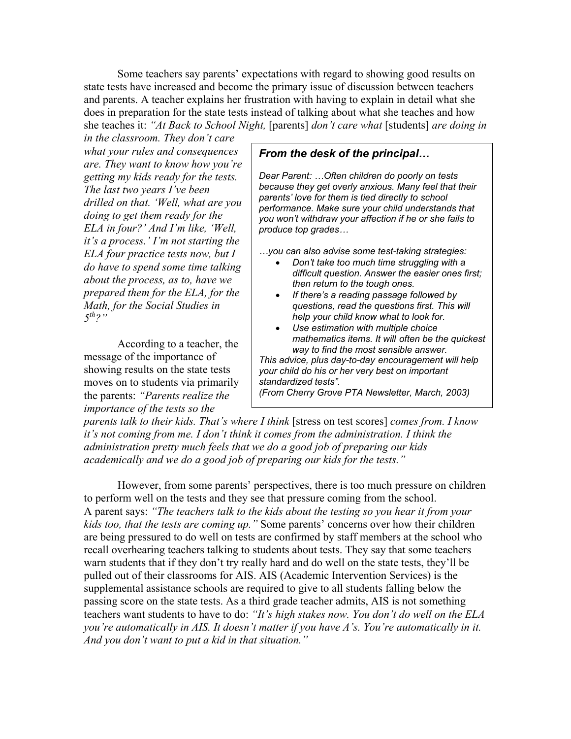Some teachers say parents' expectations with regard to showing good results on state tests have increased and become the primary issue of discussion between teachers and parents. A teacher explains her frustration with having to explain in detail what she does in preparation for the state tests instead of talking about what she teaches and how she teaches it: *"At Back to School Night,* [parents] *don't care what* [students] *are doing in in the classroom. They don't care what your rules and consequences are. They want to know how you're getting my kids ready for the tests. The last two years I've been drilled on that. 'Well, what are you doing to get them ready for the ELA in four?' And I'm like, 'Well, it's a process.' I'm not starting the ELA four practice tests now, but I do have to spend some time talking about the process, as to, have we prepared them for the ELA, for the Math, for the Social Studies in 5th?"*

According to a teacher, the message of the importance of showing results on the state tests moves on to students via primarily the parents: *"Parents realize the importance of the tests so the parents talk to their kids. That's where I think* [stress on test scores] *comes from. I know it's not coming from me. I don't think it comes from the administration. I think the administration pretty much feels that we do a good job of preparing our kids academically and we do a good job of preparing our kids for the tests."*

> ***From the desk of the principal…***
>
> *Dear Parent: …Often children do poorly on tests because they get overly anxious. Many feel that their parents' love for them is tied directly to school performance. Make sure your child understands that you won't withdraw your affection if he or she fails to produce top grades…*
>
> *…you can also advise some test-taking strategies:*
>
> - *Don't take too much time struggling with a difficult question. Answer the easier ones first; then return to the tough ones.*
> - *If there's a reading passage followed by questions, read the questions first. This will help your child know what to look for.*
> - *Use estimation with multiple choice mathematics items. It will often be the quickest way to find the most sensible answer.*
>
> *This advice, plus day-to-day encouragement will help your child do his or her very best on important standardized tests".*
> *(From Cherry Grove PTA Newsletter, March, 2003)*

However, from some parents' perspectives, there is too much pressure on children to perform well on the tests and they see that pressure coming from the school. A parent says: *"The teachers talk to the kids about the testing so you hear it from your kids too, that the tests are coming up."* Some parents' concerns over how their children are being pressured to do well on tests are confirmed by staff members at the school who recall overhearing teachers talking to students about tests. They say that some teachers warn students that if they don't try really hard and do well on the state tests, they'll be pulled out of their classrooms for AIS. AIS (Academic Intervention Services) is the supplemental assistance schools are required to give to all students falling below the passing score on the state tests. As a third grade teacher admits, AIS is not something teachers want students to have to do: *"It's high stakes now. You don't do well on the ELA you're automatically in AIS. It doesn't matter if you have A's. You're automatically in it. And you don't want to put a kid in that situation."*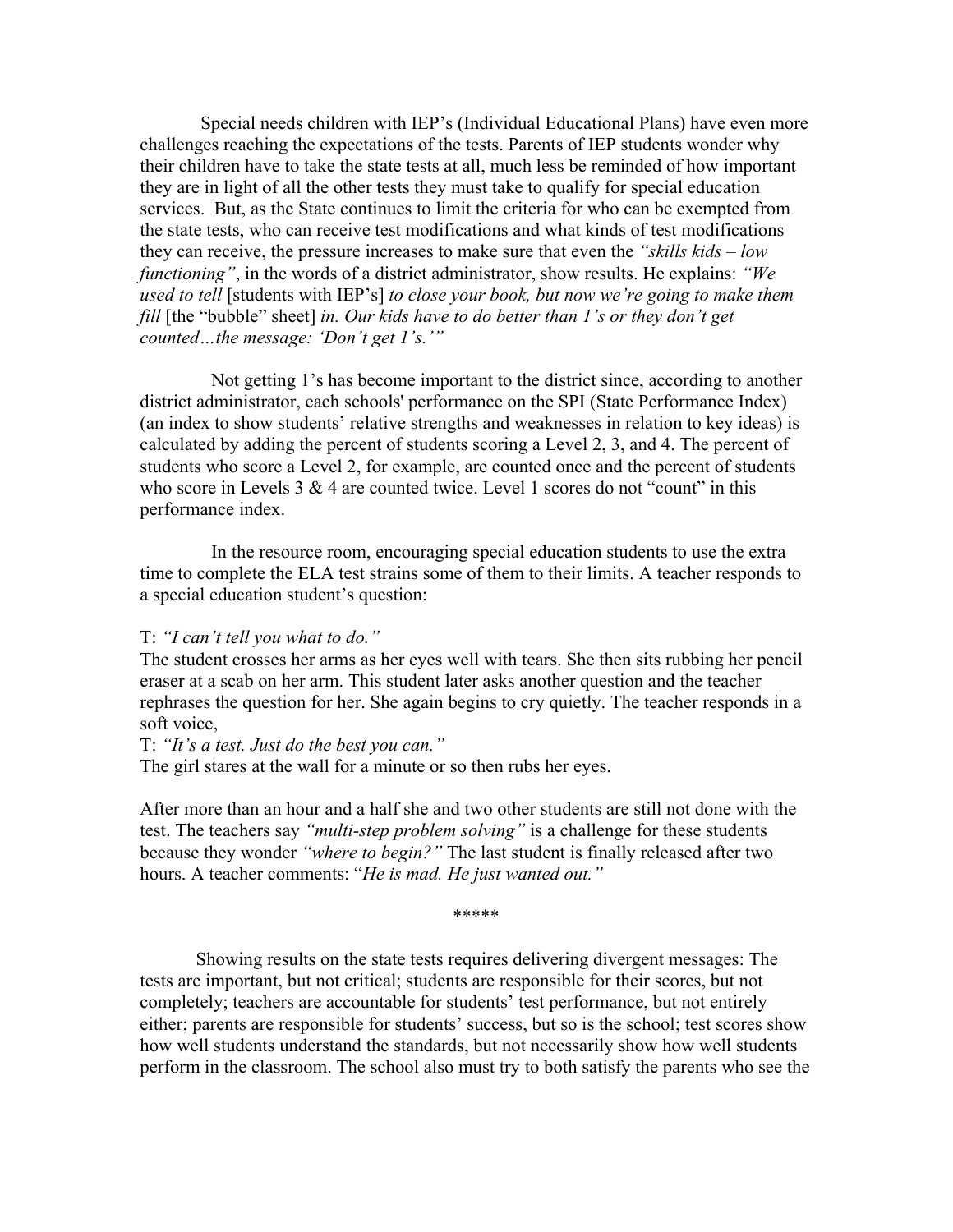Special needs children with IEP's (Individual Educational Plans) have even more challenges reaching the expectations of the tests. Parents of IEP students wonder why their children have to take the state tests at all, much less be reminded of how important they are in light of all the other tests they must take to qualify for special education services. But, as the State continues to limit the criteria for who can be exempted from the state tests, who can receive test modifications and what kinds of test modifications they can receive, the pressure increases to make sure that even the *"skills kids – low functioning"*, in the words of a district administrator, show results. He explains: *"We used to tell* [students with IEP's] *to close your book, but now we're going to make them fill* [the "bubble" sheet] *in. Our kids have to do better than 1's or they don't get counted…the message: 'Don't get 1's.'"*

Not getting 1's has become important to the district since, according to another district administrator, each schools' performance on the SPI (State Performance Index) (an index to show students' relative strengths and weaknesses in relation to key ideas) is calculated by adding the percent of students scoring a Level 2, 3, and 4. The percent of students who score a Level 2, for example, are counted once and the percent of students who score in Levels 3 & 4 are counted twice. Level 1 scores do not "count" in this performance index.

In the resource room, encouraging special education students to use the extra time to complete the ELA test strains some of them to their limits. A teacher responds to a special education student's question:

T: *"I can't tell you what to do."*
The student crosses her arms as her eyes well with tears. She then sits rubbing her pencil eraser at a scab on her arm. This student later asks another question and the teacher rephrases the question for her. She again begins to cry quietly. The teacher responds in a soft voice,
T: *"It's a test. Just do the best you can."*
The girl stares at the wall for a minute or so then rubs her eyes.

After more than an hour and a half she and two other students are still not done with the test. The teachers say *"multi-step problem solving"* is a challenge for these students because they wonder *"where to begin?"* The last student is finally released after two hours. A teacher comments: "*He is mad. He just wanted out."*

*****

Showing results on the state tests requires delivering divergent messages: The tests are important, but not critical; students are responsible for their scores, but not completely; teachers are accountable for students' test performance, but not entirely either; parents are responsible for students' success, but so is the school; test scores show how well students understand the standards, but not necessarily show how well students perform in the classroom. The school also must try to both satisfy the parents who see the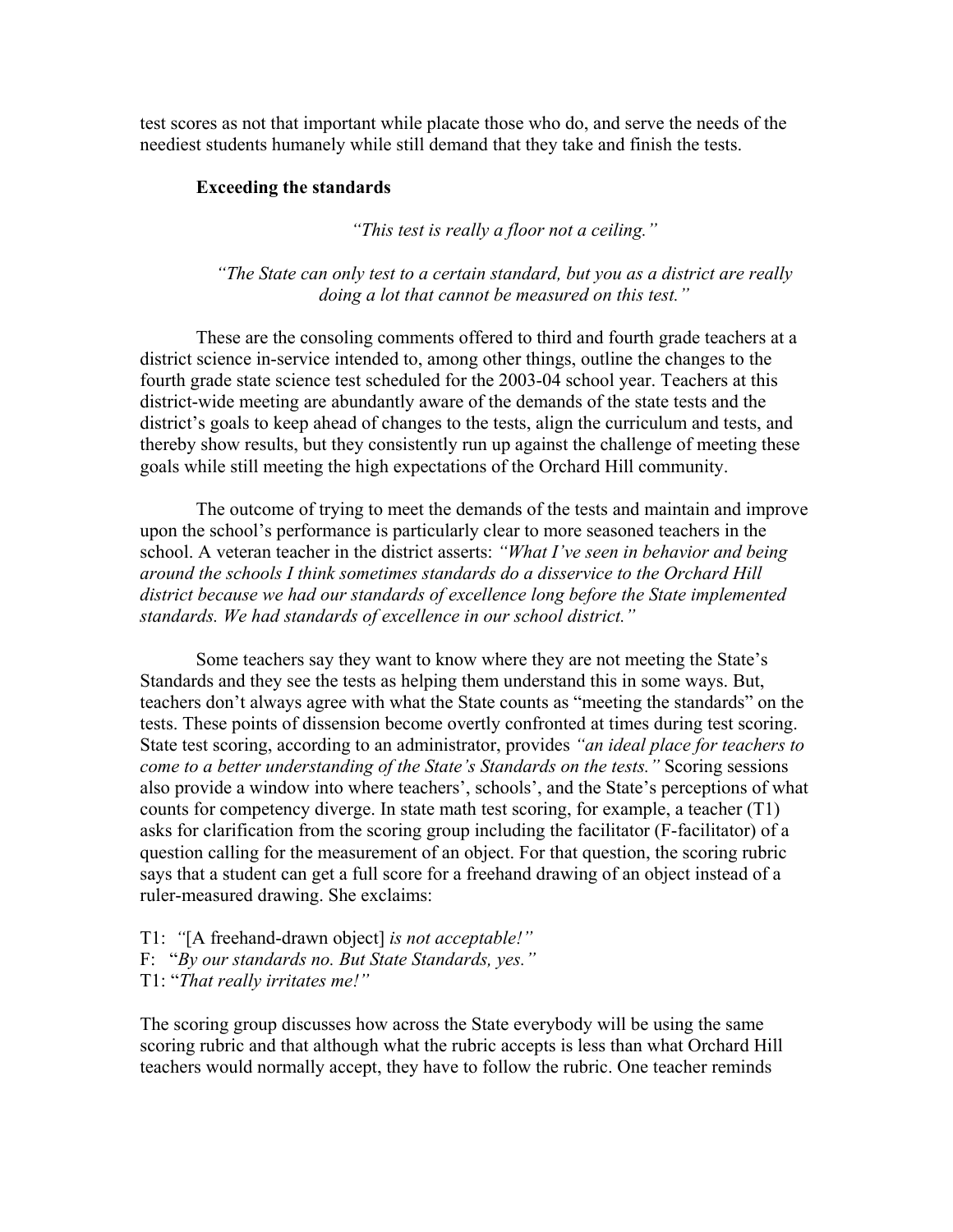test scores as not that important while placate those who do, and serve the needs of the neediest students humanely while still demand that they take and finish the tests.

### Exceeding the standards

*"This test is really a floor not a ceiling."*

*"The State can only test to a certain standard, but you as a district are really doing a lot that cannot be measured on this test."*

These are the consoling comments offered to third and fourth grade teachers at a district science in-service intended to, among other things, outline the changes to the fourth grade state science test scheduled for the 2003-04 school year. Teachers at this district-wide meeting are abundantly aware of the demands of the state tests and the district's goals to keep ahead of changes to the tests, align the curriculum and tests, and thereby show results, but they consistently run up against the challenge of meeting these goals while still meeting the high expectations of the Orchard Hill community.

The outcome of trying to meet the demands of the tests and maintain and improve upon the school's performance is particularly clear to more seasoned teachers in the school. A veteran teacher in the district asserts: *"What I've seen in behavior and being around the schools I think sometimes standards do a disservice to the Orchard Hill district because we had our standards of excellence long before the State implemented standards. We had standards of excellence in our school district."*

Some teachers say they want to know where they are not meeting the State's Standards and they see the tests as helping them understand this in some ways. But, teachers don't always agree with what the State counts as "meeting the standards" on the tests. These points of dissension become overtly confronted at times during test scoring. State test scoring, according to an administrator, provides *"an ideal place for teachers to come to a better understanding of the State's Standards on the tests."* Scoring sessions also provide a window into where teachers', schools', and the State's perceptions of what counts for competency diverge. In state math test scoring, for example, a teacher (T1) asks for clarification from the scoring group including the facilitator (F-facilitator) of a question calling for the measurement of an object. For that question, the scoring rubric says that a student can get a full score for a freehand drawing of an object instead of a ruler-measured drawing. She exclaims:

T1: *"*[A freehand-drawn object] *is not acceptable!"*
F: "*By our standards no. But State Standards, yes."*
T1: "*That really irritates me!"*

The scoring group discusses how across the State everybody will be using the same scoring rubric and that although what the rubric accepts is less than what Orchard Hill teachers would normally accept, they have to follow the rubric. One teacher reminds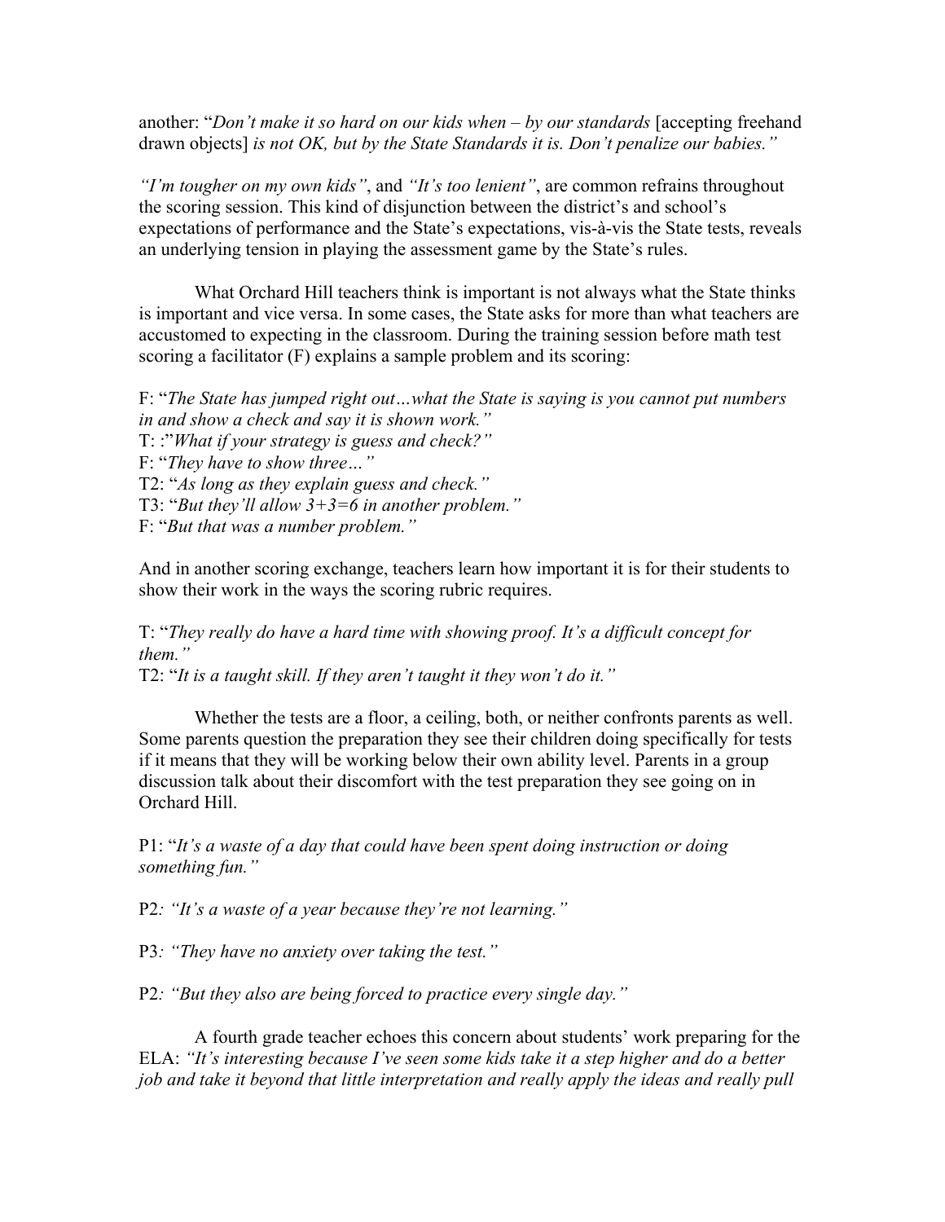another: "*Don't make it so hard on our kids when – by our standards* [accepting freehand drawn objects] *is not OK, but by the State Standards it is. Don't penalize our babies."*

*"I'm tougher on my own kids"*, and *"It's too lenient"*, are common refrains throughout the scoring session. This kind of disjunction between the district's and school's expectations of performance and the State's expectations, vis-à-vis the State tests, reveals an underlying tension in playing the assessment game by the State's rules.

What Orchard Hill teachers think is important is not always what the State thinks is important and vice versa. In some cases, the State asks for more than what teachers are accustomed to expecting in the classroom. During the training session before math test scoring a facilitator (F) explains a sample problem and its scoring:

F: "*The State has jumped right out…what the State is saying is you cannot put numbers in and show a check and say it is shown work."*
T: :"*What if your strategy is guess and check?"*
F: "*They have to show three…"*
T2: "*As long as they explain guess and check."*
T3: "*But they'll allow 3+3=6 in another problem."*
F: "*But that was a number problem."*

And in another scoring exchange, teachers learn how important it is for their students to show their work in the ways the scoring rubric requires.

T: "*They really do have a hard time with showing proof. It's a difficult concept for them."*
T2: "*It is a taught skill. If they aren't taught it they won't do it."*

Whether the tests are a floor, a ceiling, both, or neither confronts parents as well. Some parents question the preparation they see their children doing specifically for tests if it means that they will be working below their own ability level. Parents in a group discussion talk about their discomfort with the test preparation they see going on in Orchard Hill.

P1: "*It's a waste of a day that could have been spent doing instruction or doing something fun."*

P2*: "It's a waste of a year because they're not learning."*

P3*: "They have no anxiety over taking the test."*

P2*: "But they also are being forced to practice every single day."*

A fourth grade teacher echoes this concern about students' work preparing for the ELA: *"It's interesting because I've seen some kids take it a step higher and do a better job and take it beyond that little interpretation and really apply the ideas and really pull*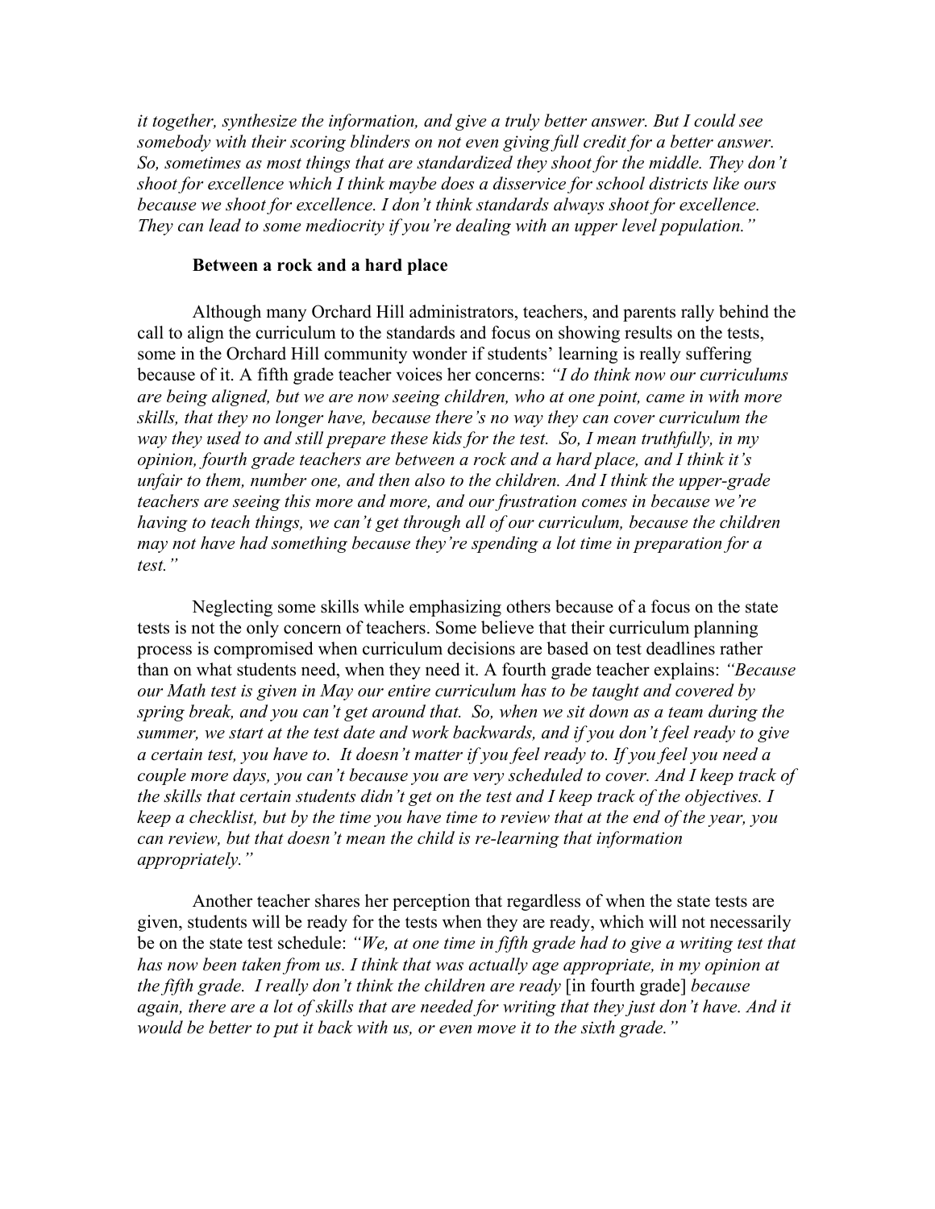*it together, synthesize the information, and give a truly better answer. But I could see somebody with their scoring blinders on not even giving full credit for a better answer. So, sometimes as most things that are standardized they shoot for the middle. They don't shoot for excellence which I think maybe does a disservice for school districts like ours because we shoot for excellence. I don't think standards always shoot for excellence. They can lead to some mediocrity if you're dealing with an upper level population."*

**Between a rock and a hard place**

Although many Orchard Hill administrators, teachers, and parents rally behind the call to align the curriculum to the standards and focus on showing results on the tests, some in the Orchard Hill community wonder if students' learning is really suffering because of it. A fifth grade teacher voices her concerns: *"I do think now our curriculums are being aligned, but we are now seeing children, who at one point, came in with more skills, that they no longer have, because there's no way they can cover curriculum the way they used to and still prepare these kids for the test. So, I mean truthfully, in my opinion, fourth grade teachers are between a rock and a hard place, and I think it's unfair to them, number one, and then also to the children. And I think the upper-grade teachers are seeing this more and more, and our frustration comes in because we're having to teach things, we can't get through all of our curriculum, because the children may not have had something because they're spending a lot time in preparation for a test."*

Neglecting some skills while emphasizing others because of a focus on the state tests is not the only concern of teachers. Some believe that their curriculum planning process is compromised when curriculum decisions are based on test deadlines rather than on what students need, when they need it. A fourth grade teacher explains: *"Because our Math test is given in May our entire curriculum has to be taught and covered by spring break, and you can't get around that. So, when we sit down as a team during the summer, we start at the test date and work backwards, and if you don't feel ready to give a certain test, you have to. It doesn't matter if you feel ready to. If you feel you need a couple more days, you can't because you are very scheduled to cover. And I keep track of the skills that certain students didn't get on the test and I keep track of the objectives. I keep a checklist, but by the time you have time to review that at the end of the year, you can review, but that doesn't mean the child is re-learning that information appropriately."*

Another teacher shares her perception that regardless of when the state tests are given, students will be ready for the tests when they are ready, which will not necessarily be on the state test schedule: *"We, at one time in fifth grade had to give a writing test that has now been taken from us. I think that was actually age appropriate, in my opinion at the fifth grade. I really don't think the children are ready* [in fourth grade] *because again, there are a lot of skills that are needed for writing that they just don't have. And it would be better to put it back with us, or even move it to the sixth grade."*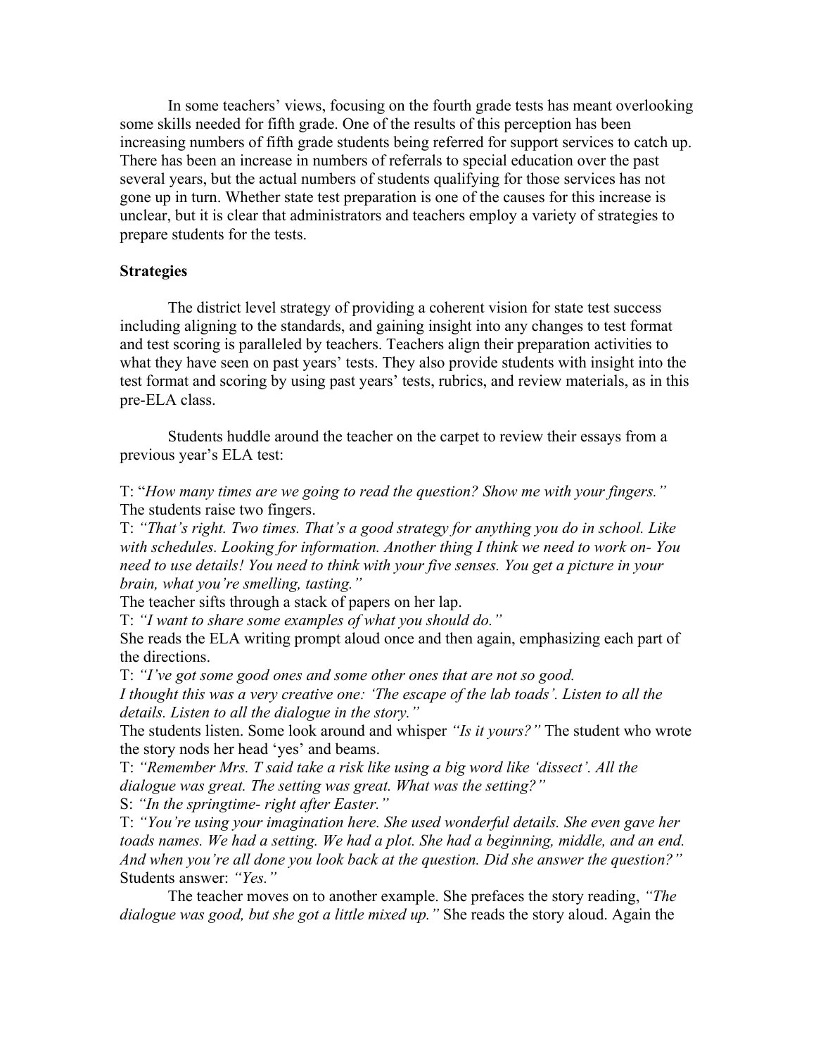In some teachers' views, focusing on the fourth grade tests has meant overlooking some skills needed for fifth grade. One of the results of this perception has been increasing numbers of fifth grade students being referred for support services to catch up. There has been an increase in numbers of referrals to special education over the past several years, but the actual numbers of students qualifying for those services has not gone up in turn. Whether state test preparation is one of the causes for this increase is unclear, but it is clear that administrators and teachers employ a variety of strategies to prepare students for the tests.

**Strategies**

The district level strategy of providing a coherent vision for state test success including aligning to the standards, and gaining insight into any changes to test format and test scoring is paralleled by teachers. Teachers align their preparation activities to what they have seen on past years' tests. They also provide students with insight into the test format and scoring by using past years' tests, rubrics, and review materials, as in this pre-ELA class.

Students huddle around the teacher on the carpet to review their essays from a previous year's ELA test:

T: "*How many times are we going to read the question? Show me with your fingers."*
The students raise two fingers.
T: *"That's right. Two times. That's a good strategy for anything you do in school. Like with schedules. Looking for information. Another thing I think we need to work on- You need to use details! You need to think with your five senses. You get a picture in your brain, what you're smelling, tasting."*
The teacher sifts through a stack of papers on her lap.
T: *"I want to share some examples of what you should do."*
She reads the ELA writing prompt aloud once and then again, emphasizing each part of the directions.
T: *"I've got some good ones and some other ones that are not so good.*
*I thought this was a very creative one: 'The escape of the lab toads'. Listen to all the details. Listen to all the dialogue in the story."*
The students listen. Some look around and whisper *"Is it yours?"* The student who wrote the story nods her head 'yes' and beams.
T: *"Remember Mrs. T said take a risk like using a big word like 'dissect'. All the dialogue was great. The setting was great. What was the setting?"*
S: *"In the springtime- right after Easter."*
T: *"You're using your imagination here. She used wonderful details. She even gave her toads names. We had a setting. We had a plot. She had a beginning, middle, and an end. And when you're all done you look back at the question. Did she answer the question?"*
Students answer: *"Yes."*

The teacher moves on to another example. She prefaces the story reading, *"The dialogue was good, but she got a little mixed up."* She reads the story aloud. Again the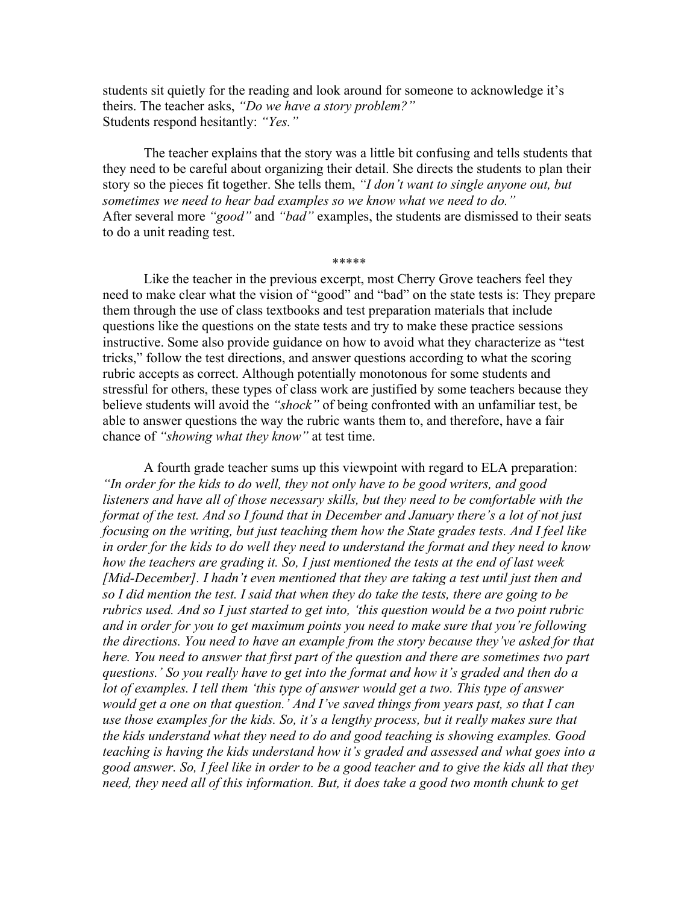students sit quietly for the reading and look around for someone to acknowledge it's theirs. The teacher asks, *"Do we have a story problem?"*
Students respond hesitantly: *"Yes."*

The teacher explains that the story was a little bit confusing and tells students that they need to be careful about organizing their detail. She directs the students to plan their story so the pieces fit together. She tells them, *"I don't want to single anyone out, but sometimes we need to hear bad examples so we know what we need to do."*
After several more *"good"* and *"bad"* examples, the students are dismissed to their seats to do a unit reading test.

*****

Like the teacher in the previous excerpt, most Cherry Grove teachers feel they need to make clear what the vision of "good" and "bad" on the state tests is: They prepare them through the use of class textbooks and test preparation materials that include questions like the questions on the state tests and try to make these practice sessions instructive. Some also provide guidance on how to avoid what they characterize as "test tricks," follow the test directions, and answer questions according to what the scoring rubric accepts as correct. Although potentially monotonous for some students and stressful for others, these types of class work are justified by some teachers because they believe students will avoid the *"shock"* of being confronted with an unfamiliar test, be able to answer questions the way the rubric wants them to, and therefore, have a fair chance of *"showing what they know"* at test time.

A fourth grade teacher sums up this viewpoint with regard to ELA preparation: *"In order for the kids to do well, they not only have to be good writers, and good listeners and have all of those necessary skills, but they need to be comfortable with the format of the test. And so I found that in December and January there's a lot of not just focusing on the writing, but just teaching them how the State grades tests. And I feel like in order for the kids to do well they need to understand the format and they need to know how the teachers are grading it. So, I just mentioned the tests at the end of last week [Mid-December]. I hadn't even mentioned that they are taking a test until just then and so I did mention the test. I said that when they do take the tests, there are going to be rubrics used. And so I just started to get into, 'this question would be a two point rubric and in order for you to get maximum points you need to make sure that you're following the directions. You need to have an example from the story because they've asked for that here. You need to answer that first part of the question and there are sometimes two part questions.' So you really have to get into the format and how it's graded and then do a lot of examples. I tell them 'this type of answer would get a two. This type of answer would get a one on that question.' And I've saved things from years past, so that I can use those examples for the kids. So, it's a lengthy process, but it really makes sure that the kids understand what they need to do and good teaching is showing examples. Good teaching is having the kids understand how it's graded and assessed and what goes into a good answer. So, I feel like in order to be a good teacher and to give the kids all that they need, they need all of this information. But, it does take a good two month chunk to get*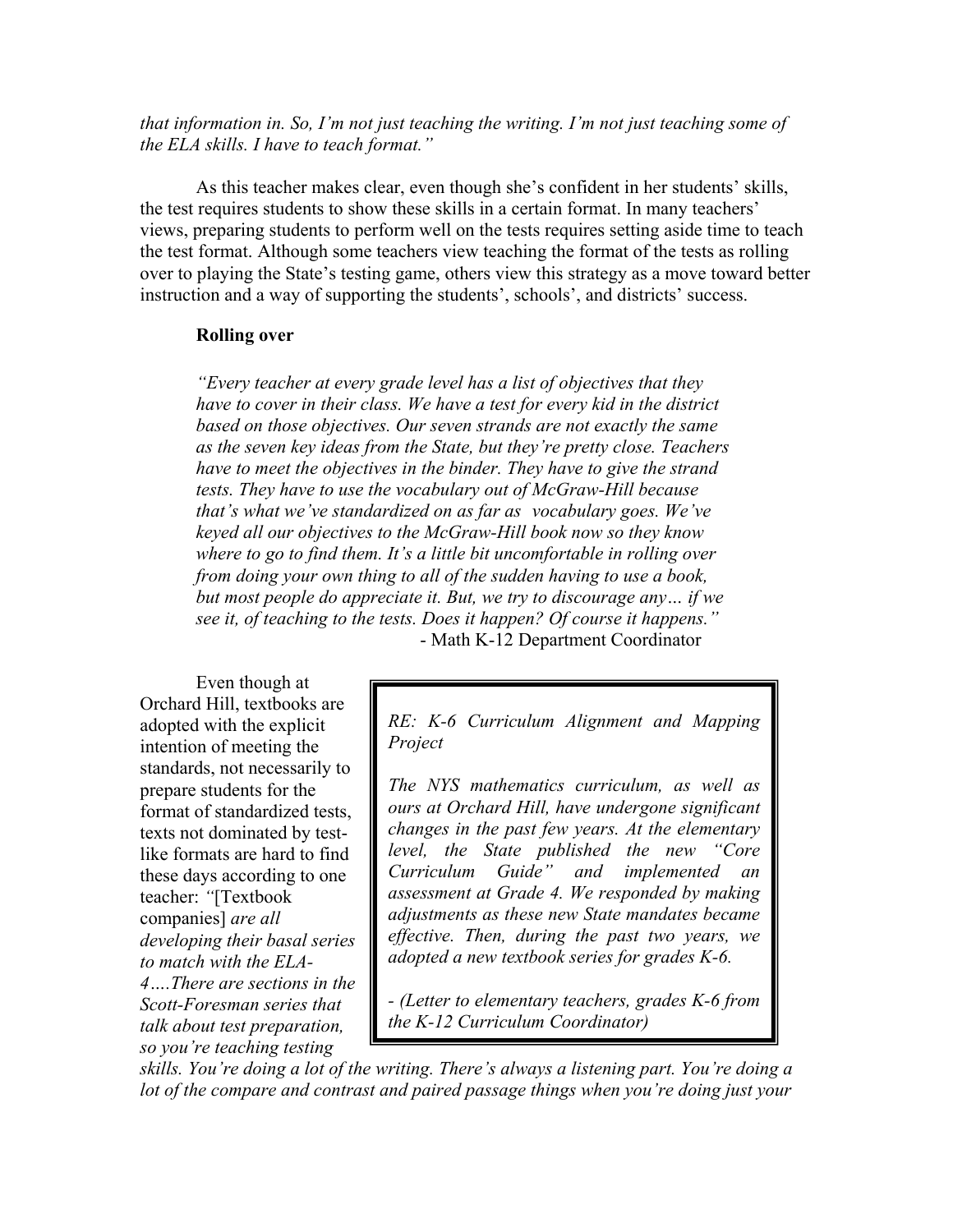*that information in. So, I'm not just teaching the writing. I'm not just teaching some of the ELA skills. I have to teach format."*

As this teacher makes clear, even though she's confident in her students' skills, the test requires students to show these skills in a certain format. In many teachers' views, preparing students to perform well on the tests requires setting aside time to teach the test format. Although some teachers view teaching the format of the tests as rolling over to playing the State's testing game, others view this strategy as a move toward better instruction and a way of supporting the students', schools', and districts' success.

**Rolling over**

> *"Every teacher at every grade level has a list of objectives that they have to cover in their class. We have a test for every kid in the district based on those objectives. Our seven strands are not exactly the same as the seven key ideas from the State, but they're pretty close. Teachers have to meet the objectives in the binder. They have to give the strand tests. They have to use the vocabulary out of McGraw-Hill because that's what we've standardized on as far as vocabulary goes. We've keyed all our objectives to the McGraw-Hill book now so they know where to go to find them. It's a little bit uncomfortable in rolling over from doing your own thing to all of the sudden having to use a book, but most people do appreciate it. But, we try to discourage any… if we see it, of teaching to the tests. Does it happen? Of course it happens."*
>
> - Math K-12 Department Coordinator

> *RE: K-6 Curriculum Alignment and Mapping Project*
>
> *The NYS mathematics curriculum, as well as ours at Orchard Hill, have undergone significant changes in the past few years. At the elementary level, the State published the new "Core Curriculum Guide" and implemented an assessment at Grade 4. We responded by making adjustments as these new State mandates became effective. Then, during the past two years, we adopted a new textbook series for grades K-6.*
>
> *- (Letter to elementary teachers, grades K-6 from the K-12 Curriculum Coordinator)*

Even though at Orchard Hill, textbooks are adopted with the explicit intention of meeting the standards, not necessarily to prepare students for the format of standardized tests, texts not dominated by test-like formats are hard to find these days according to one teacher: *"*[Textbook companies] *are all developing their basal series to match with the ELA-4….There are sections in the Scott-Foresman series that talk about test preparation, so you're teaching testing skills. You're doing a lot of the writing. There's always a listening part. You're doing a lot of the compare and contrast and paired passage things when you're doing just your*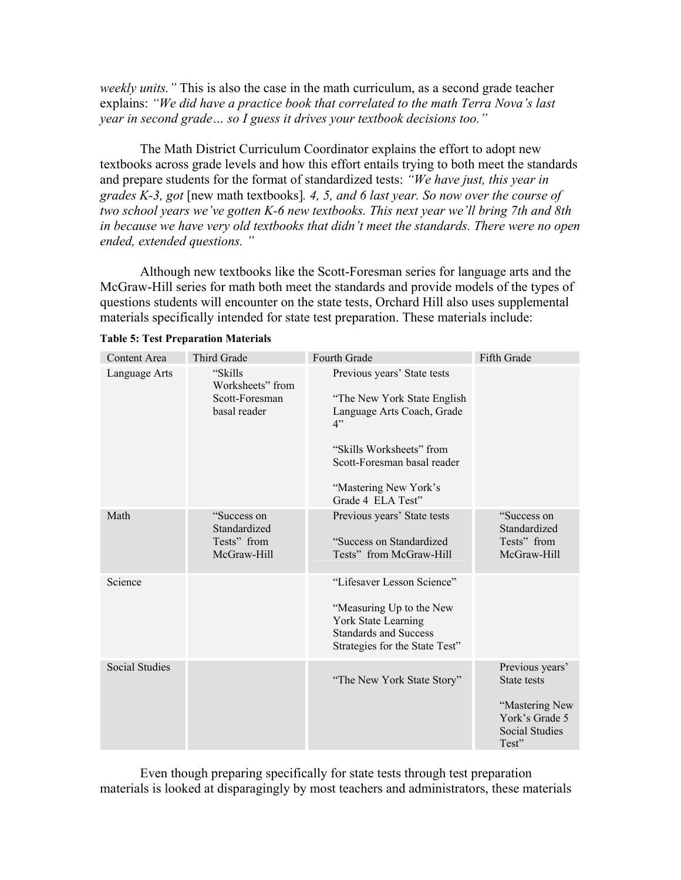*weekly units."* This is also the case in the math curriculum, as a second grade teacher explains: *"We did have a practice book that correlated to the math Terra Nova's last year in second grade… so I guess it drives your textbook decisions too."*

The Math District Curriculum Coordinator explains the effort to adopt new textbooks across grade levels and how this effort entails trying to both meet the standards and prepare students for the format of standardized tests: *"We have just, this year in grades K-3, got* [new math textbooks]*. 4, 5, and 6 last year. So now over the course of two school years we've gotten K-6 new textbooks. This next year we'll bring 7th and 8th in because we have very old textbooks that didn't meet the standards. There were no open ended, extended questions. "*

Although new textbooks like the Scott-Foresman series for language arts and the McGraw-Hill series for math both meet the standards and provide models of the types of questions students will encounter on the state tests, Orchard Hill also uses supplemental materials specifically intended for state test preparation. These materials include:

**Table 5: Test Preparation Materials**

| Content Area | Third Grade | Fourth Grade | Fifth Grade |
|---|---|---|---|
| Language Arts | "Skills Worksheets" from Scott-Foresman basal reader | Previous years' State tests<br><br>"The New York State English Language Arts Coach, Grade 4"<br><br>"Skills Worksheets" from Scott-Foresman basal reader<br><br>"Mastering New York's Grade 4 ELA Test" | |
| Math | "Success on Standardized Tests" from McGraw-Hill | Previous years' State tests<br><br>"Success on Standardized Tests" from McGraw-Hill | "Success on Standardized Tests" from McGraw-Hill |
| Science | | "Lifesaver Lesson Science"<br><br>"Measuring Up to the New York State Learning Standards and Success Strategies for the State Test" | |
| Social Studies | | "The New York State Story" | Previous years' State tests<br><br>"Mastering New York's Grade 5 Social Studies Test" |

Even though preparing specifically for state tests through test preparation materials is looked at disparagingly by most teachers and administrators, these materials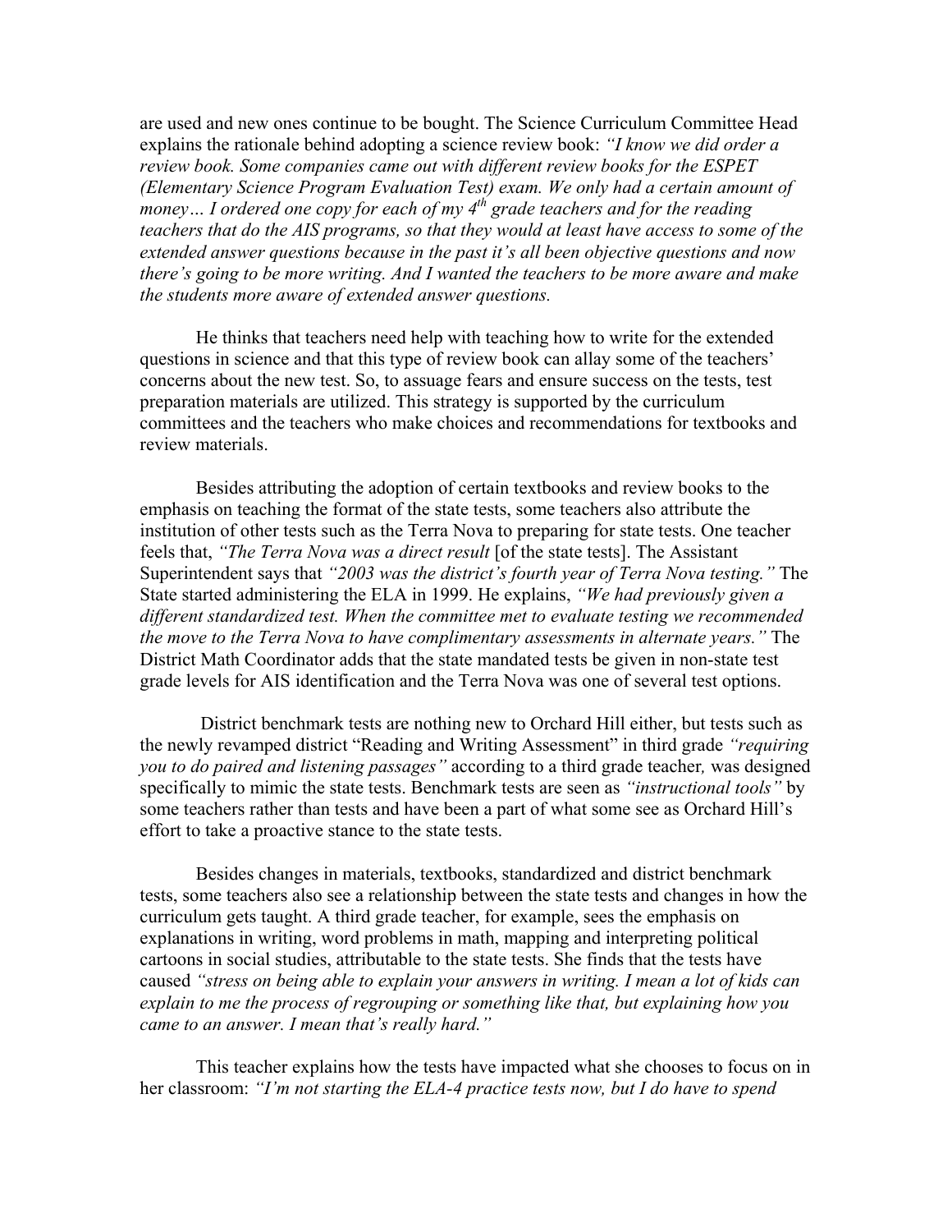are used and new ones continue to be bought. The Science Curriculum Committee Head explains the rationale behind adopting a science review book: *"I know we did order a review book. Some companies came out with different review books for the ESPET (Elementary Science Program Evaluation Test) exam. We only had a certain amount of money… I ordered one copy for each of my 4th grade teachers and for the reading teachers that do the AIS programs, so that they would at least have access to some of the extended answer questions because in the past it's all been objective questions and now there's going to be more writing. And I wanted the teachers to be more aware and make the students more aware of extended answer questions.*

He thinks that teachers need help with teaching how to write for the extended questions in science and that this type of review book can allay some of the teachers' concerns about the new test. So, to assuage fears and ensure success on the tests, test preparation materials are utilized. This strategy is supported by the curriculum committees and the teachers who make choices and recommendations for textbooks and review materials.

Besides attributing the adoption of certain textbooks and review books to the emphasis on teaching the format of the state tests, some teachers also attribute the institution of other tests such as the Terra Nova to preparing for state tests. One teacher feels that, *"The Terra Nova was a direct result* [of the state tests]. The Assistant Superintendent says that *"2003 was the district's fourth year of Terra Nova testing."* The State started administering the ELA in 1999. He explains, *"We had previously given a different standardized test. When the committee met to evaluate testing we recommended the move to the Terra Nova to have complimentary assessments in alternate years."* The District Math Coordinator adds that the state mandated tests be given in non-state test grade levels for AIS identification and the Terra Nova was one of several test options.

District benchmark tests are nothing new to Orchard Hill either, but tests such as the newly revamped district "Reading and Writing Assessment" in third grade *"requiring you to do paired and listening passages"* according to a third grade teacher*,* was designed specifically to mimic the state tests. Benchmark tests are seen as *"instructional tools"* by some teachers rather than tests and have been a part of what some see as Orchard Hill's effort to take a proactive stance to the state tests.

Besides changes in materials, textbooks, standardized and district benchmark tests, some teachers also see a relationship between the state tests and changes in how the curriculum gets taught. A third grade teacher, for example, sees the emphasis on explanations in writing, word problems in math, mapping and interpreting political cartoons in social studies, attributable to the state tests. She finds that the tests have caused *"stress on being able to explain your answers in writing. I mean a lot of kids can explain to me the process of regrouping or something like that, but explaining how you came to an answer. I mean that's really hard."*

This teacher explains how the tests have impacted what she chooses to focus on in her classroom: *"I'm not starting the ELA-4 practice tests now, but I do have to spend*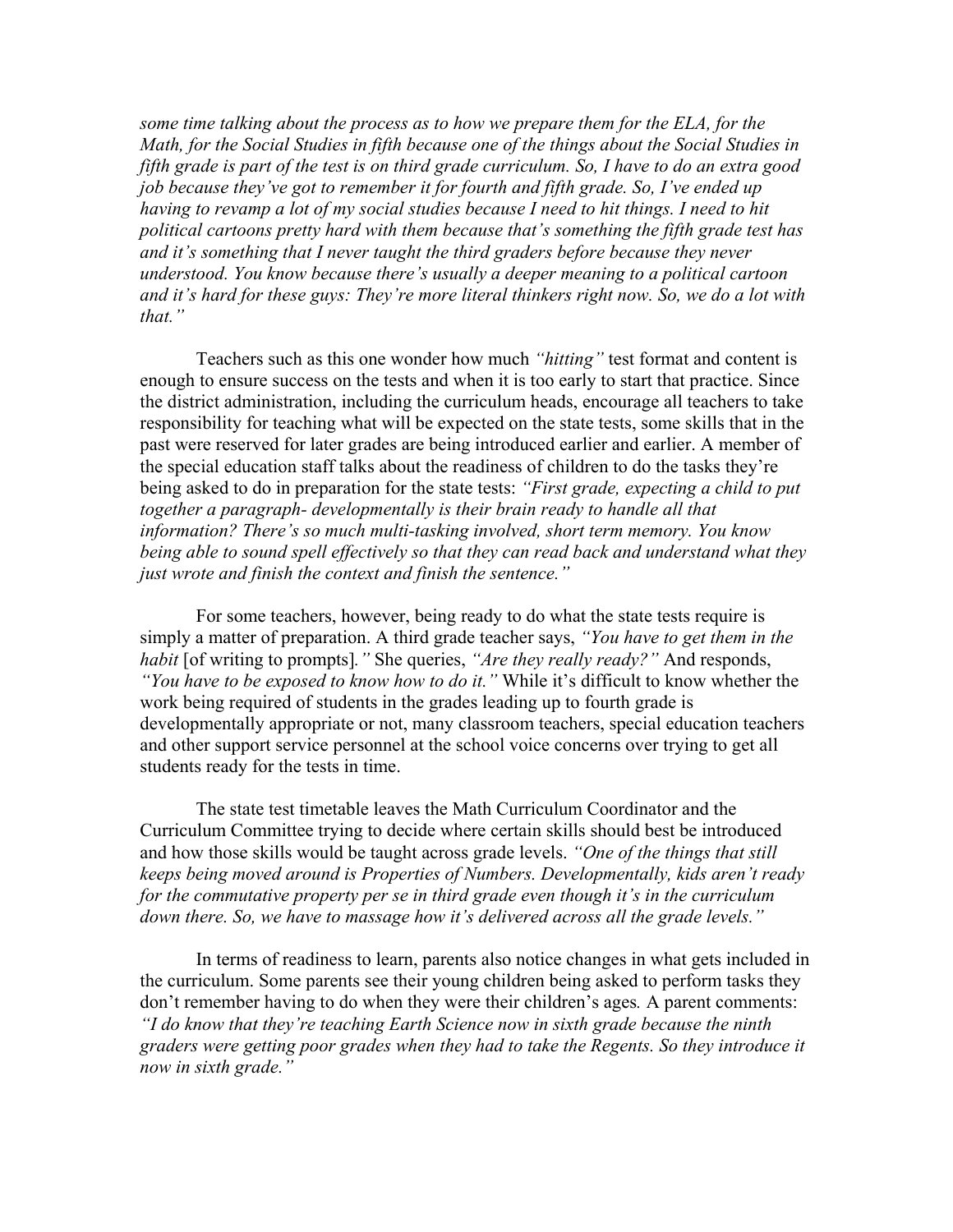*some time talking about the process as to how we prepare them for the ELA, for the Math, for the Social Studies in fifth because one of the things about the Social Studies in fifth grade is part of the test is on third grade curriculum. So, I have to do an extra good job because they've got to remember it for fourth and fifth grade. So, I've ended up having to revamp a lot of my social studies because I need to hit things. I need to hit political cartoons pretty hard with them because that's something the fifth grade test has and it's something that I never taught the third graders before because they never understood. You know because there's usually a deeper meaning to a political cartoon and it's hard for these guys: They're more literal thinkers right now. So, we do a lot with that."*

Teachers such as this one wonder how much *"hitting"* test format and content is enough to ensure success on the tests and when it is too early to start that practice. Since the district administration, including the curriculum heads, encourage all teachers to take responsibility for teaching what will be expected on the state tests, some skills that in the past were reserved for later grades are being introduced earlier and earlier. A member of the special education staff talks about the readiness of children to do the tasks they're being asked to do in preparation for the state tests: *"First grade, expecting a child to put together a paragraph- developmentally is their brain ready to handle all that information? There's so much multi-tasking involved, short term memory. You know being able to sound spell effectively so that they can read back and understand what they just wrote and finish the context and finish the sentence."*

For some teachers, however, being ready to do what the state tests require is simply a matter of preparation. A third grade teacher says, *"You have to get them in the habit* [of writing to prompts]*."* She queries, *"Are they really ready?"* And responds, *"You have to be exposed to know how to do it."* While it's difficult to know whether the work being required of students in the grades leading up to fourth grade is developmentally appropriate or not, many classroom teachers, special education teachers and other support service personnel at the school voice concerns over trying to get all students ready for the tests in time.

The state test timetable leaves the Math Curriculum Coordinator and the Curriculum Committee trying to decide where certain skills should best be introduced and how those skills would be taught across grade levels. *"One of the things that still keeps being moved around is Properties of Numbers. Developmentally, kids aren't ready for the commutative property per se in third grade even though it's in the curriculum down there. So, we have to massage how it's delivered across all the grade levels."*

In terms of readiness to learn, parents also notice changes in what gets included in the curriculum. Some parents see their young children being asked to perform tasks they don't remember having to do when they were their children's ages*.* A parent comments: *"I do know that they're teaching Earth Science now in sixth grade because the ninth graders were getting poor grades when they had to take the Regents. So they introduce it now in sixth grade."*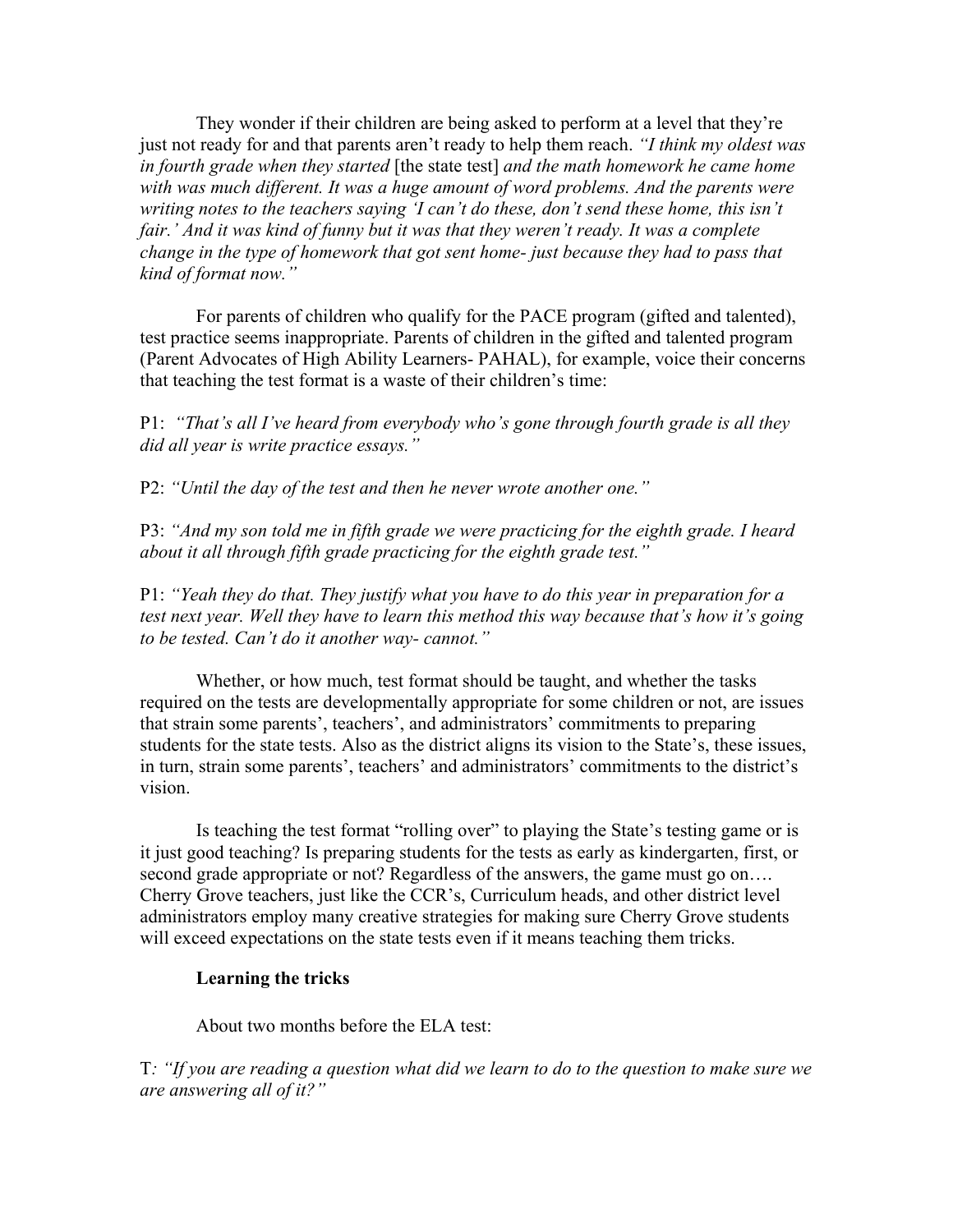They wonder if their children are being asked to perform at a level that they're just not ready for and that parents aren't ready to help them reach. *"I think my oldest was in fourth grade when they started* [the state test] *and the math homework he came home with was much different. It was a huge amount of word problems. And the parents were writing notes to the teachers saying 'I can't do these, don't send these home, this isn't fair.' And it was kind of funny but it was that they weren't ready. It was a complete change in the type of homework that got sent home- just because they had to pass that kind of format now."*

For parents of children who qualify for the PACE program (gifted and talented), test practice seems inappropriate. Parents of children in the gifted and talented program (Parent Advocates of High Ability Learners- PAHAL), for example, voice their concerns that teaching the test format is a waste of their children's time:

P1: *"That's all I've heard from everybody who's gone through fourth grade is all they did all year is write practice essays."*

P2: *"Until the day of the test and then he never wrote another one."*

P3: *"And my son told me in fifth grade we were practicing for the eighth grade. I heard about it all through fifth grade practicing for the eighth grade test."*

P1: *"Yeah they do that. They justify what you have to do this year in preparation for a test next year. Well they have to learn this method this way because that's how it's going to be tested. Can't do it another way- cannot."*

Whether, or how much, test format should be taught, and whether the tasks required on the tests are developmentally appropriate for some children or not, are issues that strain some parents', teachers', and administrators' commitments to preparing students for the state tests. Also as the district aligns its vision to the State's, these issues, in turn, strain some parents', teachers' and administrators' commitments to the district's vision.

Is teaching the test format "rolling over" to playing the State's testing game or is it just good teaching? Is preparing students for the tests as early as kindergarten, first, or second grade appropriate or not? Regardless of the answers, the game must go on…. Cherry Grove teachers, just like the CCR's, Curriculum heads, and other district level administrators employ many creative strategies for making sure Cherry Grove students will exceed expectations on the state tests even if it means teaching them tricks.

**Learning the tricks**

About two months before the ELA test:

T*: "If you are reading a question what did we learn to do to the question to make sure we are answering all of it?"*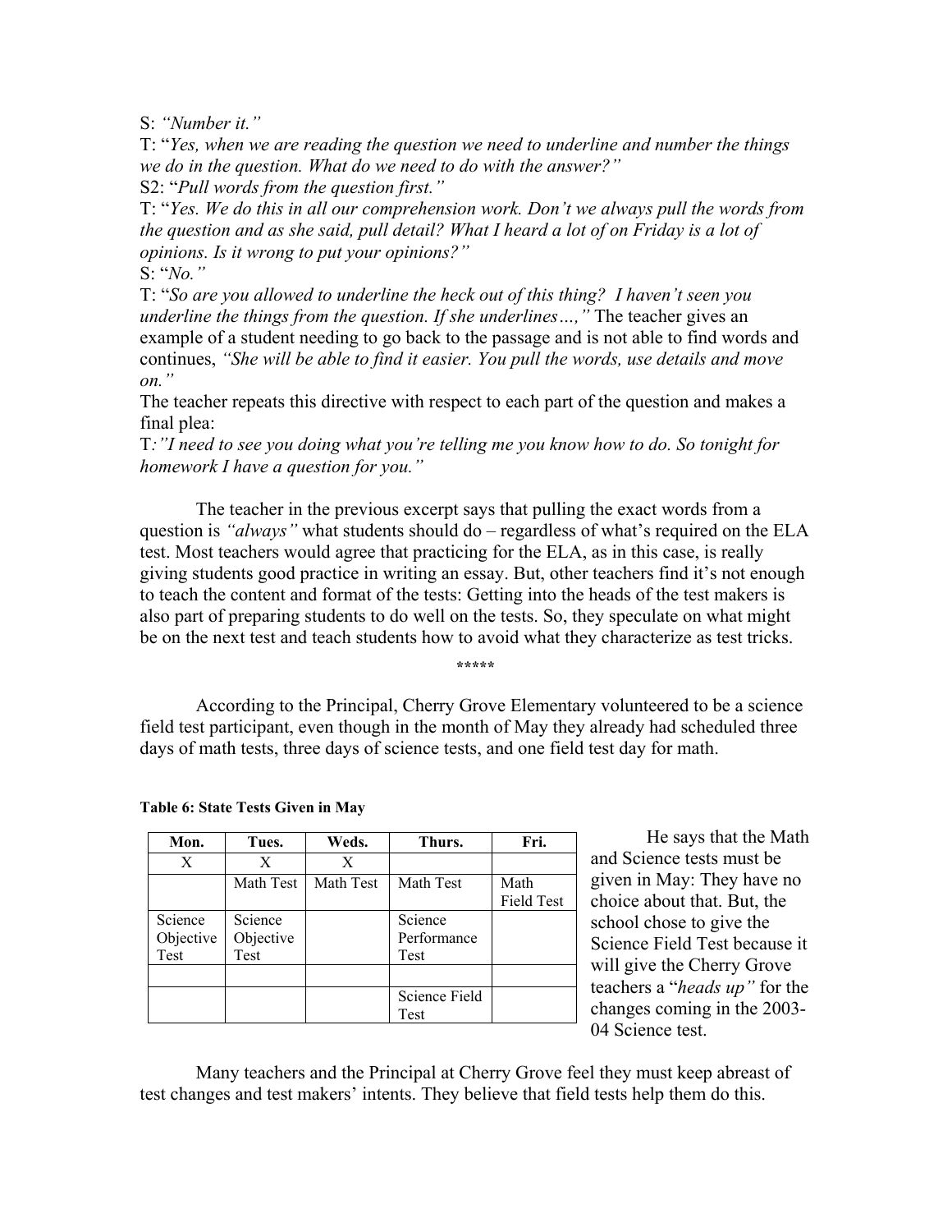S: *"Number it."*

T: "*Yes, when we are reading the question we need to underline and number the things we do in the question. What do we need to do with the answer?"*

S2: "*Pull words from the question first."*

T: "*Yes. We do this in all our comprehension work. Don't we always pull the words from the question and as she said, pull detail? What I heard a lot of on Friday is a lot of opinions. Is it wrong to put your opinions?"*

S: "*No."*

T: "*So are you allowed to underline the heck out of this thing? I haven't seen you underline the things from the question. If she underlines…,"* The teacher gives an example of a student needing to go back to the passage and is not able to find words and continues, *"She will be able to find it easier. You pull the words, use details and move on."*

The teacher repeats this directive with respect to each part of the question and makes a final plea:

T*:"I need to see you doing what you're telling me you know how to do. So tonight for homework I have a question for you."*

The teacher in the previous excerpt says that pulling the exact words from a question is *"always"* what students should do – regardless of what's required on the ELA test. Most teachers would agree that practicing for the ELA, as in this case, is really giving students good practice in writing an essay. But, other teachers find it's not enough to teach the content and format of the tests: Getting into the heads of the test makers is also part of preparing students to do well on the tests. So, they speculate on what might be on the next test and teach students how to avoid what they characterize as test tricks.

*****

According to the Principal, Cherry Grove Elementary volunteered to be a science field test participant, even though in the month of May they already had scheduled three days of math tests, three days of science tests, and one field test day for math.

**Table 6: State Tests Given in May**

| Mon. | Tues. | Weds. | Thurs. | Fri. |
|---|---|---|---|---|
| X | X | X | | |
| | Math Test | Math Test | Math Test | Math Field Test |
| Science Objective Test | Science Objective Test | | Science Performance Test | |
| | | | | |
| | | | Science Field Test | |

He says that the Math and Science tests must be given in May: They have no choice about that. But, the school chose to give the Science Field Test because it will give the Cherry Grove teachers a "*heads up"* for the changes coming in the 2003-04 Science test.

Many teachers and the Principal at Cherry Grove feel they must keep abreast of test changes and test makers' intents. They believe that field tests help them do this.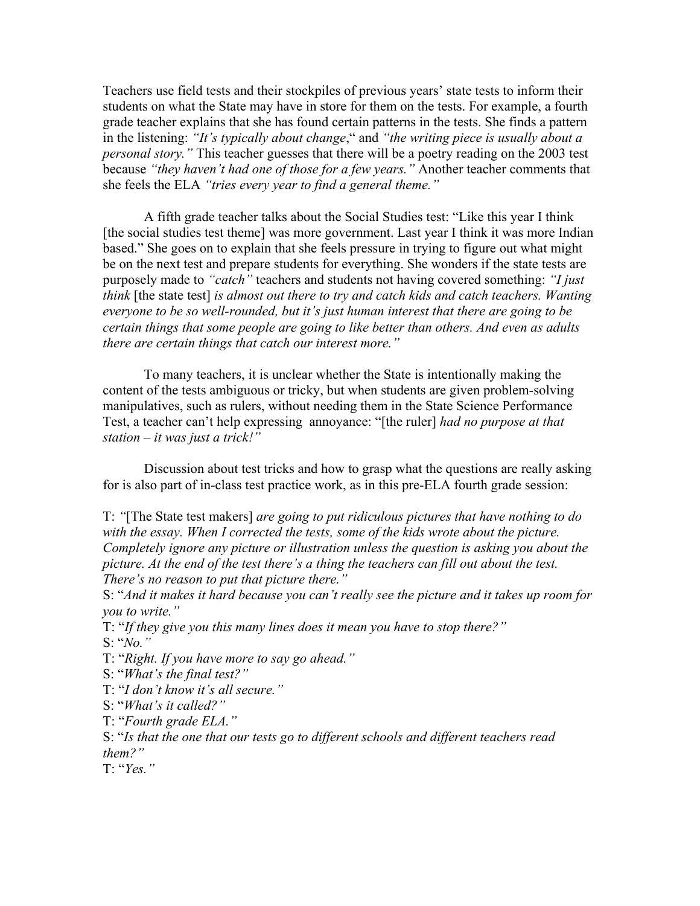Teachers use field tests and their stockpiles of previous years' state tests to inform their students on what the State may have in store for them on the tests. For example, a fourth grade teacher explains that she has found certain patterns in the tests. She finds a pattern in the listening: *"It's typically about change*," and *"the writing piece is usually about a personal story."* This teacher guesses that there will be a poetry reading on the 2003 test because *"they haven't had one of those for a few years."* Another teacher comments that she feels the ELA *"tries every year to find a general theme."*

A fifth grade teacher talks about the Social Studies test: "Like this year I think [the social studies test theme] was more government. Last year I think it was more Indian based." She goes on to explain that she feels pressure in trying to figure out what might be on the next test and prepare students for everything. She wonders if the state tests are purposely made to *"catch"* teachers and students not having covered something: *"I just think* [the state test] *is almost out there to try and catch kids and catch teachers. Wanting everyone to be so well-rounded, but it's just human interest that there are going to be certain things that some people are going to like better than others. And even as adults there are certain things that catch our interest more."*

To many teachers, it is unclear whether the State is intentionally making the content of the tests ambiguous or tricky, but when students are given problem-solving manipulatives, such as rulers, without needing them in the State Science Performance Test, a teacher can't help expressing annoyance: "[the ruler] *had no purpose at that station – it was just a trick!"*

Discussion about test tricks and how to grasp what the questions are really asking for is also part of in-class test practice work, as in this pre-ELA fourth grade session:

T: *"*[The State test makers] *are going to put ridiculous pictures that have nothing to do with the essay. When I corrected the tests, some of the kids wrote about the picture. Completely ignore any picture or illustration unless the question is asking you about the picture. At the end of the test there's a thing the teachers can fill out about the test. There's no reason to put that picture there."*
S: "*And it makes it hard because you can't really see the picture and it takes up room for you to write."*
T: "*If they give you this many lines does it mean you have to stop there?"*
S: "*No."*
T: "*Right. If you have more to say go ahead."*
S: "*What's the final test?"*
T: "*I don't know it's all secure."*
S: "*What's it called?"*
T: "*Fourth grade ELA."*
S: "*Is that the one that our tests go to different schools and different teachers read them?"*
T: "*Yes."*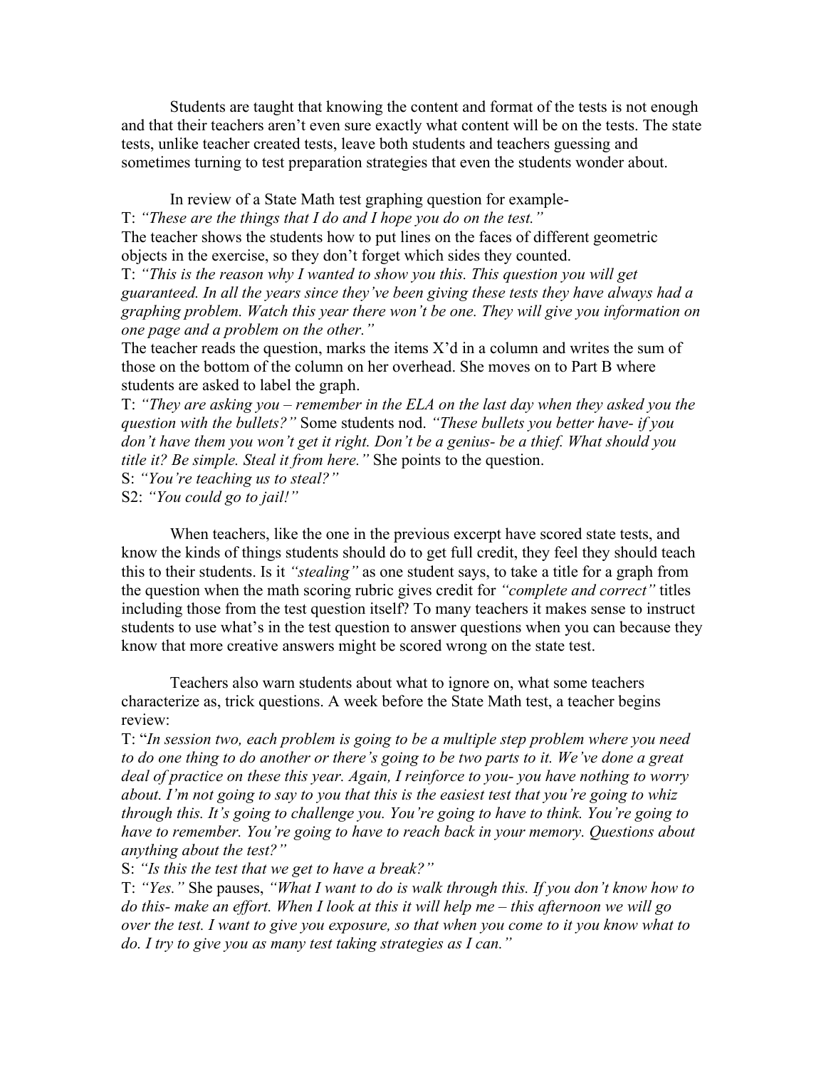Students are taught that knowing the content and format of the tests is not enough and that their teachers aren't even sure exactly what content will be on the tests. The state tests, unlike teacher created tests, leave both students and teachers guessing and sometimes turning to test preparation strategies that even the students wonder about.

In review of a State Math test graphing question for example-

T: *"These are the things that I do and I hope you do on the test."*

The teacher shows the students how to put lines on the faces of different geometric objects in the exercise, so they don't forget which sides they counted.

T: *"This is the reason why I wanted to show you this. This question you will get guaranteed. In all the years since they've been giving these tests they have always had a graphing problem. Watch this year there won't be one. They will give you information on one page and a problem on the other."*

The teacher reads the question, marks the items X'd in a column and writes the sum of those on the bottom of the column on her overhead. She moves on to Part B where students are asked to label the graph.

T: *"They are asking you – remember in the ELA on the last day when they asked you the question with the bullets?"* Some students nod. *"These bullets you better have- if you don't have them you won't get it right. Don't be a genius- be a thief. What should you title it? Be simple. Steal it from here."* She points to the question.

S: *"You're teaching us to steal?"*

S2: *"You could go to jail!"*

When teachers, like the one in the previous excerpt have scored state tests, and know the kinds of things students should do to get full credit, they feel they should teach this to their students. Is it *"stealing"* as one student says, to take a title for a graph from the question when the math scoring rubric gives credit for *"complete and correct"* titles including those from the test question itself? To many teachers it makes sense to instruct students to use what's in the test question to answer questions when you can because they know that more creative answers might be scored wrong on the state test.

Teachers also warn students about what to ignore on, what some teachers characterize as, trick questions. A week before the State Math test, a teacher begins review:

T: "*In session two, each problem is going to be a multiple step problem where you need to do one thing to do another or there's going to be two parts to it. We've done a great deal of practice on these this year. Again, I reinforce to you- you have nothing to worry about. I'm not going to say to you that this is the easiest test that you're going to whiz through this. It's going to challenge you. You're going to have to think. You're going to have to remember. You're going to have to reach back in your memory. Questions about anything about the test?"*

S: *"Is this the test that we get to have a break?"*

T: *"Yes."* She pauses, *"What I want to do is walk through this. If you don't know how to do this- make an effort. When I look at this it will help me – this afternoon we will go over the test. I want to give you exposure, so that when you come to it you know what to do. I try to give you as many test taking strategies as I can."*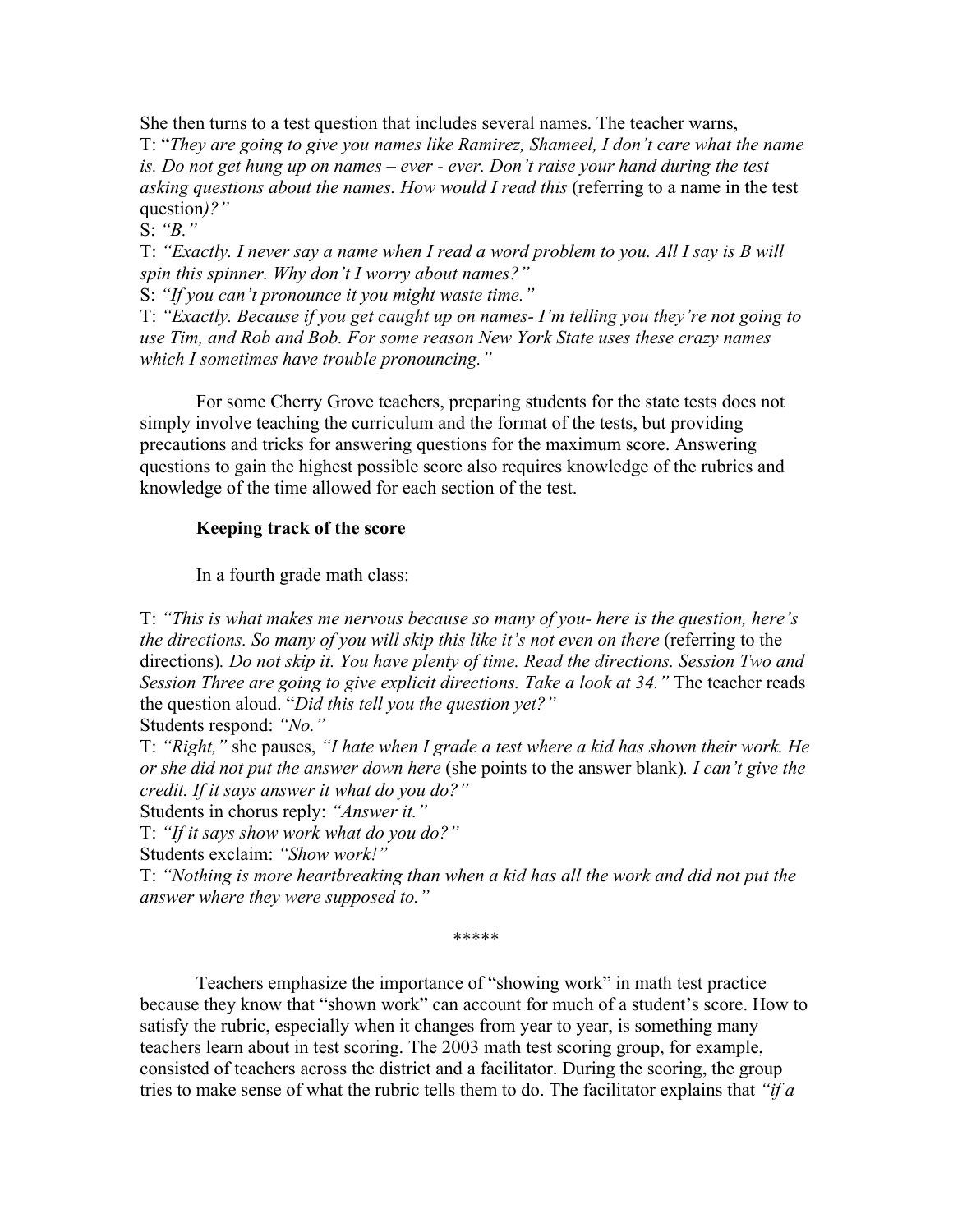She then turns to a test question that includes several names. The teacher warns,

T: "*They are going to give you names like Ramirez, Shameel, I don't care what the name is. Do not get hung up on names – ever - ever. Don't raise your hand during the test asking questions about the names. How would I read this* (referring to a name in the test question*)?"*

S: *"B."*

T: *"Exactly. I never say a name when I read a word problem to you. All I say is B will spin this spinner. Why don't I worry about names?"*

S: *"If you can't pronounce it you might waste time."*

T: *"Exactly. Because if you get caught up on names- I'm telling you they're not going to use Tim, and Rob and Bob. For some reason New York State uses these crazy names which I sometimes have trouble pronouncing."*

For some Cherry Grove teachers, preparing students for the state tests does not simply involve teaching the curriculum and the format of the tests, but providing precautions and tricks for answering questions for the maximum score. Answering questions to gain the highest possible score also requires knowledge of the rubrics and knowledge of the time allowed for each section of the test.

**Keeping track of the score**

In a fourth grade math class:

T: *"This is what makes me nervous because so many of you- here is the question, here's the directions. So many of you will skip this like it's not even on there* (referring to the directions)*. Do not skip it. You have plenty of time. Read the directions. Session Two and Session Three are going to give explicit directions. Take a look at 34."* The teacher reads the question aloud. "*Did this tell you the question yet?"*

Students respond: *"No."*

T: *"Right,"* she pauses, *"I hate when I grade a test where a kid has shown their work. He or she did not put the answer down here* (she points to the answer blank)*. I can't give the credit. If it says answer it what do you do?"*

Students in chorus reply: *"Answer it."*

T: *"If it says show work what do you do?"*

Students exclaim: *"Show work!"*

T: *"Nothing is more heartbreaking than when a kid has all the work and did not put the answer where they were supposed to."*

*****

Teachers emphasize the importance of "showing work" in math test practice because they know that "shown work" can account for much of a student's score. How to satisfy the rubric, especially when it changes from year to year, is something many teachers learn about in test scoring. The 2003 math test scoring group, for example, consisted of teachers across the district and a facilitator. During the scoring, the group tries to make sense of what the rubric tells them to do. The facilitator explains that *"if a*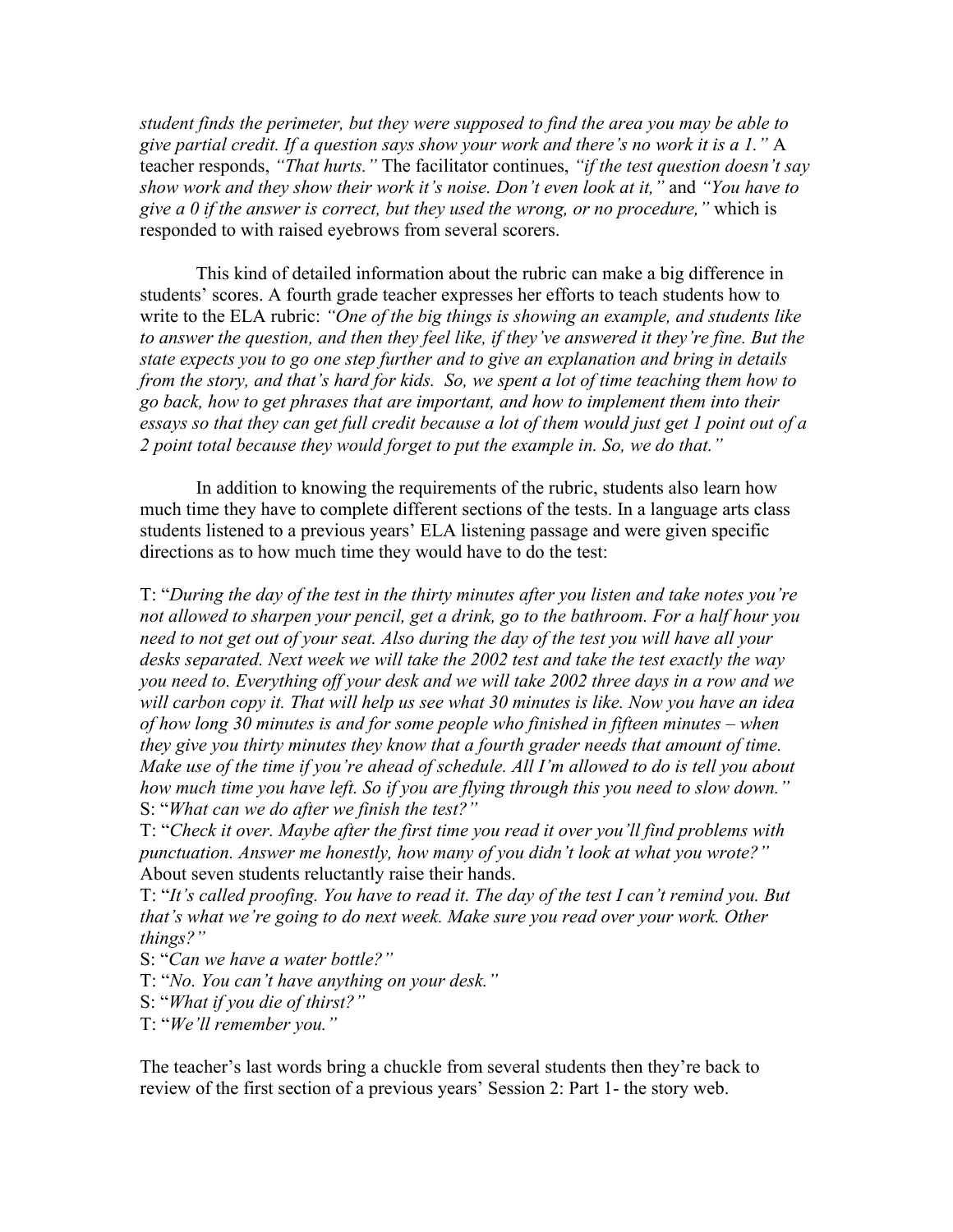*student finds the perimeter, but they were supposed to find the area you may be able to give partial credit. If a question says show your work and there's no work it is a 1."* A teacher responds, *"That hurts."* The facilitator continues, *"if the test question doesn't say show work and they show their work it's noise. Don't even look at it,"* and *"You have to give a 0 if the answer is correct, but they used the wrong, or no procedure,"* which is responded to with raised eyebrows from several scorers.

This kind of detailed information about the rubric can make a big difference in students' scores. A fourth grade teacher expresses her efforts to teach students how to write to the ELA rubric: *"One of the big things is showing an example, and students like to answer the question, and then they feel like, if they've answered it they're fine. But the state expects you to go one step further and to give an explanation and bring in details from the story, and that's hard for kids. So, we spent a lot of time teaching them how to go back, how to get phrases that are important, and how to implement them into their essays so that they can get full credit because a lot of them would just get 1 point out of a 2 point total because they would forget to put the example in. So, we do that."*

In addition to knowing the requirements of the rubric, students also learn how much time they have to complete different sections of the tests. In a language arts class students listened to a previous years' ELA listening passage and were given specific directions as to how much time they would have to do the test:

T: "*During the day of the test in the thirty minutes after you listen and take notes you're not allowed to sharpen your pencil, get a drink, go to the bathroom. For a half hour you need to not get out of your seat. Also during the day of the test you will have all your desks separated. Next week we will take the 2002 test and take the test exactly the way you need to. Everything off your desk and we will take 2002 three days in a row and we will carbon copy it. That will help us see what 30 minutes is like. Now you have an idea of how long 30 minutes is and for some people who finished in fifteen minutes – when they give you thirty minutes they know that a fourth grader needs that amount of time. Make use of the time if you're ahead of schedule. All I'm allowed to do is tell you about how much time you have left. So if you are flying through this you need to slow down.*"
S: "*What can we do after we finish the test?*"
T: "*Check it over. Maybe after the first time you read it over you'll find problems with punctuation. Answer me honestly, how many of you didn't look at what you wrote?*"
About seven students reluctantly raise their hands.
T: "*It's called proofing. You have to read it. The day of the test I can't remind you. But that's what we're going to do next week. Make sure you read over your work. Other things?*"
S: "*Can we have a water bottle?*"
T: "*No. You can't have anything on your desk.*"
S: "*What if you die of thirst?*"
T: "*We'll remember you.*"

The teacher's last words bring a chuckle from several students then they're back to review of the first section of a previous years' Session 2: Part 1- the story web.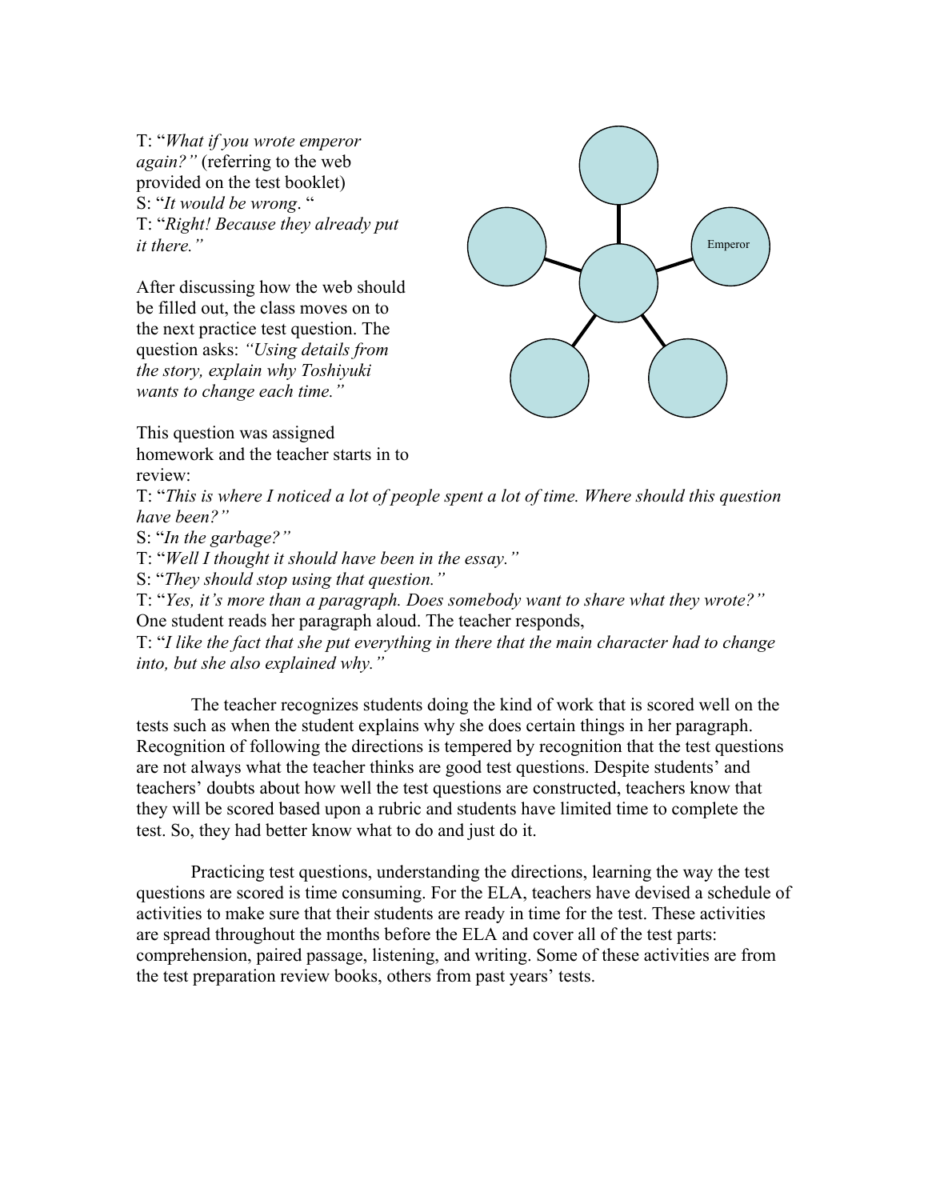T: "*What if you wrote emperor again?"* (referring to the web provided on the test booklet)
S: "*It would be wrong*. "
T: "*Right! Because they already put it there."*

Emperor

After discussing how the web should be filled out, the class moves on to the next practice test question. The question asks: *"Using details from the story, explain why Toshiyuki wants to change each time."*

This question was assigned homework and the teacher starts in to review:
T: "*This is where I noticed a lot of people spent a lot of time. Where should this question have been?"*
S: "*In the garbage?"*
T: "*Well I thought it should have been in the essay."*
S: "*They should stop using that question."*
T: "*Yes, it's more than a paragraph. Does somebody want to share what they wrote?"*
One student reads her paragraph aloud. The teacher responds,
T: "*I like the fact that she put everything in there that the main character had to change into, but she also explained why."*

The teacher recognizes students doing the kind of work that is scored well on the tests such as when the student explains why she does certain things in her paragraph. Recognition of following the directions is tempered by recognition that the test questions are not always what the teacher thinks are good test questions. Despite students' and teachers' doubts about how well the test questions are constructed, teachers know that they will be scored based upon a rubric and students have limited time to complete the test. So, they had better know what to do and just do it.

Practicing test questions, understanding the directions, learning the way the test questions are scored is time consuming. For the ELA, teachers have devised a schedule of activities to make sure that their students are ready in time for the test. These activities are spread throughout the months before the ELA and cover all of the test parts: comprehension, paired passage, listening, and writing. Some of these activities are from the test preparation review books, others from past years' tests.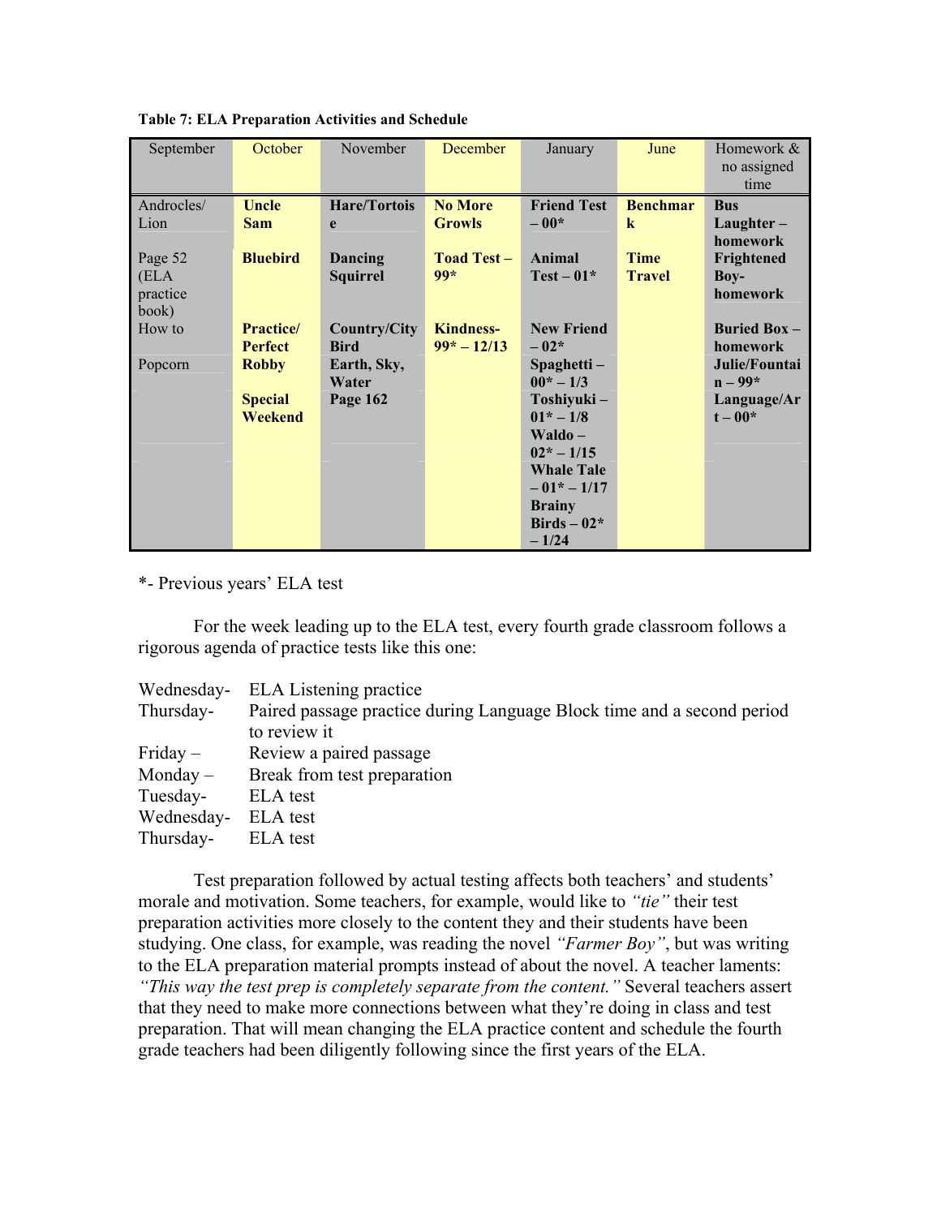**Table 7: ELA Preparation Activities and Schedule**

| September | October | November | December | January | June | Homework & no assigned time |
|---|---|---|---|---|---|---|
| Androcles/ Lion | **Uncle Sam** | **Hare/Tortoise** | **No More Growls** | **Friend Test – 00*** | **Benchmark** | **Bus Laughter – homework** |
| Page 52 (ELA practice book) | **Bluebird** | **Dancing Squirrel** | **Toad Test – 99*** | **Animal Test – 01*** | **Time Travel** | **Frightened Boy- homework** |
| How to | **Practice/ Perfect** | **Country/City Bird** | **Kindness- 99* – 12/13** | **New Friend – 02*** | | **Buried Box – homework** |
| Popcorn | **Robby** | **Earth, Sky, Water** | | **Spaghetti – 00* – 1/3** | | **Julie/Fountain – 99*** |
| | **Special Weekend** | **Page 162** | | **Toshiyuki – 01* – 1/8** | | **Language/Art – 00*** |
| | | | | **Waldo – 02* – 1/15** | | |
| | | | | **Whale Tale – 01* – 1/17** | | |
| | | | | **Brainy Birds – 02* – 1/24** | | |

*- Previous years' ELA test

For the week leading up to the ELA test, every fourth grade classroom follows a rigorous agenda of practice tests like this one:

| | |
|---|---|
| Wednesday- | ELA Listening practice |
| Thursday- | Paired passage practice during Language Block time and a second period to review it |
| Friday – | Review a paired passage |
| Monday – | Break from test preparation |
| Tuesday- | ELA test |
| Wednesday- | ELA test |
| Thursday- | ELA test |

Test preparation followed by actual testing affects both teachers' and students' morale and motivation. Some teachers, for example, would like to *"tie"* their test preparation activities more closely to the content they and their students have been studying. One class, for example, was reading the novel *"Farmer Boy"*, but was writing to the ELA preparation material prompts instead of about the novel. A teacher laments: *"This way the test prep is completely separate from the content."* Several teachers assert that they need to make more connections between what they're doing in class and test preparation. That will mean changing the ELA practice content and schedule the fourth grade teachers had been diligently following since the first years of the ELA.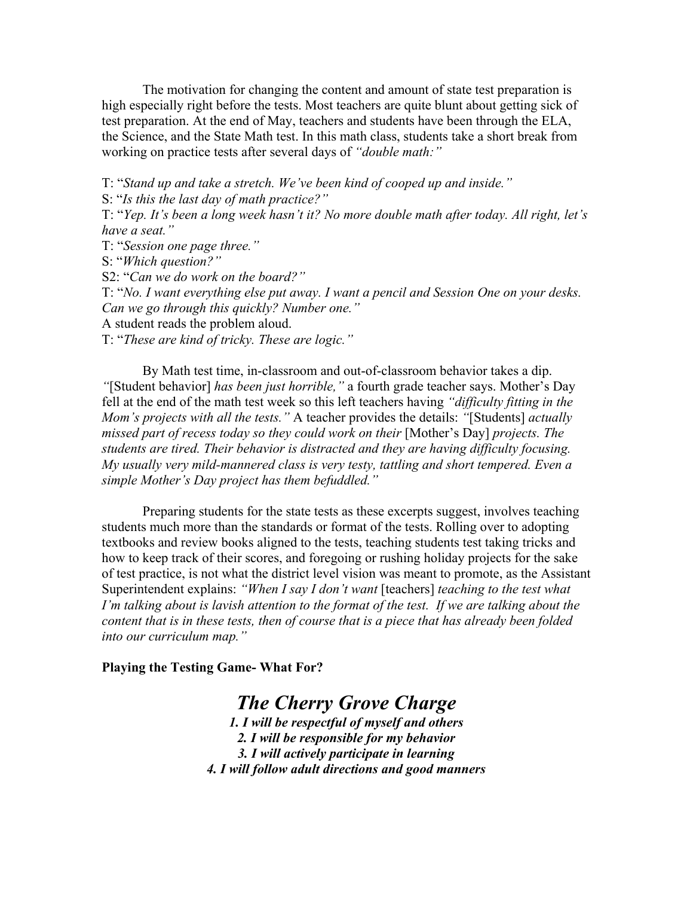The motivation for changing the content and amount of state test preparation is high especially right before the tests. Most teachers are quite blunt about getting sick of test preparation. At the end of May, teachers and students have been through the ELA, the Science, and the State Math test. In this math class, students take a short break from working on practice tests after several days of *"double math:"*

T: "*Stand up and take a stretch. We've been kind of cooped up and inside.*"
S: "*Is this the last day of math practice?*"
T: "*Yep. It's been a long week hasn't it? No more double math after today. All right, let's have a seat.*"
T: "*Session one page three.*"
S: "*Which question?*"
S2: "*Can we do work on the board?*"
T: "*No. I want everything else put away. I want a pencil and Session One on your desks. Can we go through this quickly? Number one.*"
A student reads the problem aloud.
T: "*These are kind of tricky. These are logic.*"

By Math test time, in-classroom and out-of-classroom behavior takes a dip. *"*[Student behavior] *has been just horrible,"* a fourth grade teacher says. Mother's Day fell at the end of the math test week so this left teachers having *"difficulty fitting in the Mom's projects with all the tests."* A teacher provides the details: *"*[Students] *actually missed part of recess today so they could work on their* [Mother's Day] *projects. The students are tired. Their behavior is distracted and they are having difficulty focusing. My usually very mild-mannered class is very testy, tattling and short tempered. Even a simple Mother's Day project has them befuddled."*

Preparing students for the state tests as these excerpts suggest, involves teaching students much more than the standards or format of the tests. Rolling over to adopting textbooks and review books aligned to the tests, teaching students test taking tricks and how to keep track of their scores, and foregoing or rushing holiday projects for the sake of test practice, is not what the district level vision was meant to promote, as the Assistant Superintendent explains: *"When I say I don't want* [teachers] *teaching to the test what I'm talking about is lavish attention to the format of the test. If we are talking about the content that is in these tests, then of course that is a piece that has already been folded into our curriculum map."*

**Playing the Testing Game- What For?**

***The Cherry Grove Charge***

***1. I will be respectful of myself and others***
***2. I will be responsible for my behavior***
***3. I will actively participate in learning***
***4. I will follow adult directions and good manners***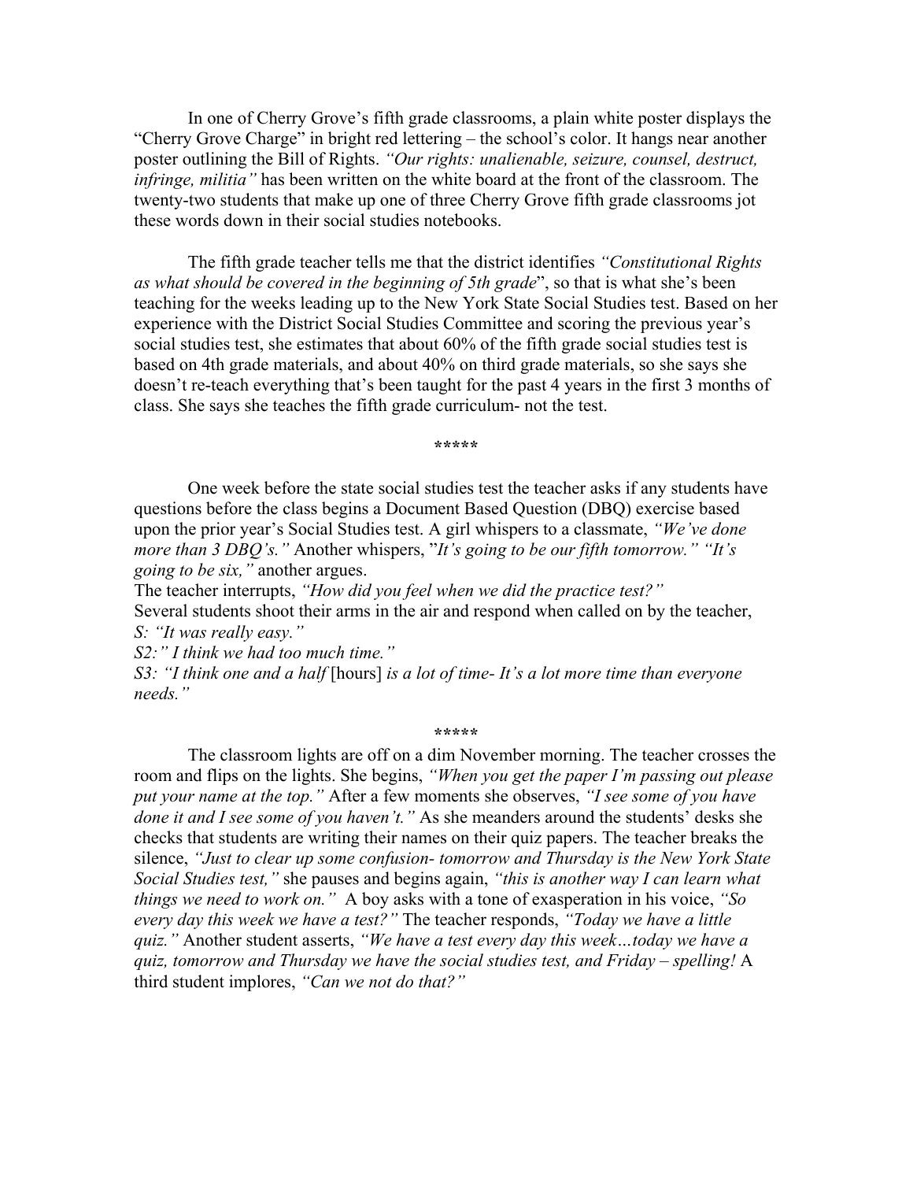In one of Cherry Grove's fifth grade classrooms, a plain white poster displays the "Cherry Grove Charge" in bright red lettering – the school's color. It hangs near another poster outlining the Bill of Rights. *"Our rights: unalienable, seizure, counsel, destruct, infringe, militia"* has been written on the white board at the front of the classroom. The twenty-two students that make up one of three Cherry Grove fifth grade classrooms jot these words down in their social studies notebooks.

The fifth grade teacher tells me that the district identifies *"Constitutional Rights as what should be covered in the beginning of 5th grade*", so that is what she's been teaching for the weeks leading up to the New York State Social Studies test. Based on her experience with the District Social Studies Committee and scoring the previous year's social studies test, she estimates that about 60% of the fifth grade social studies test is based on 4th grade materials, and about 40% on third grade materials, so she says she doesn't re-teach everything that's been taught for the past 4 years in the first 3 months of class. She says she teaches the fifth grade curriculum- not the test.

\*\*\*\*\*

One week before the state social studies test the teacher asks if any students have questions before the class begins a Document Based Question (DBQ) exercise based upon the prior year's Social Studies test. A girl whispers to a classmate, *"We've done more than 3 DBQ's."* Another whispers, "*It's going to be our fifth tomorrow." "It's going to be six,"* another argues.

The teacher interrupts, *"How did you feel when we did the practice test?"*

Several students shoot their arms in the air and respond when called on by the teacher,

*S: "It was really easy."*

*S2:" I think we had too much time."*

*S3: "I think one and a half* [hours] *is a lot of time- It's a lot more time than everyone needs."*

\*\*\*\*\*

The classroom lights are off on a dim November morning. The teacher crosses the room and flips on the lights. She begins, *"When you get the paper I'm passing out please put your name at the top."* After a few moments she observes, *"I see some of you have done it and I see some of you haven't."* As she meanders around the students' desks she checks that students are writing their names on their quiz papers. The teacher breaks the silence, *"Just to clear up some confusion- tomorrow and Thursday is the New York State Social Studies test,"* she pauses and begins again, *"this is another way I can learn what things we need to work on."* A boy asks with a tone of exasperation in his voice, *"So every day this week we have a test?"* The teacher responds, *"Today we have a little quiz."* Another student asserts, *"We have a test every day this week…today we have a quiz, tomorrow and Thursday we have the social studies test, and Friday – spelling!* A third student implores, *"Can we not do that?"*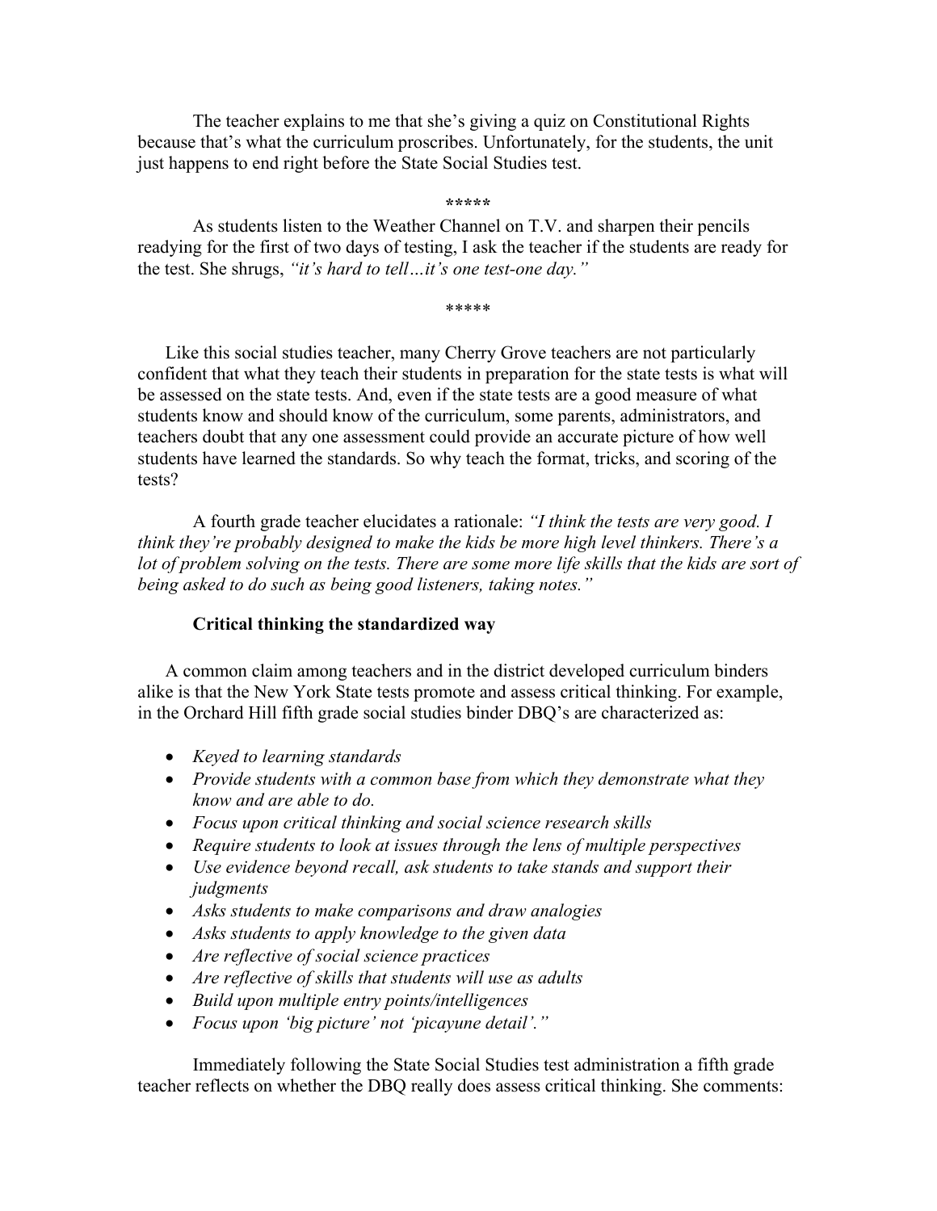The teacher explains to me that she's giving a quiz on Constitutional Rights because that's what the curriculum proscribes. Unfortunately, for the students, the unit just happens to end right before the State Social Studies test.

\*\*\*\*\*

As students listen to the Weather Channel on T.V. and sharpen their pencils readying for the first of two days of testing, I ask the teacher if the students are ready for the test. She shrugs, *"it's hard to tell…it's one test-one day."*

\*\*\*\*\*

Like this social studies teacher, many Cherry Grove teachers are not particularly confident that what they teach their students in preparation for the state tests is what will be assessed on the state tests. And, even if the state tests are a good measure of what students know and should know of the curriculum, some parents, administrators, and teachers doubt that any one assessment could provide an accurate picture of how well students have learned the standards. So why teach the format, tricks, and scoring of the tests?

A fourth grade teacher elucidates a rationale: *"I think the tests are very good. I think they're probably designed to make the kids be more high level thinkers. There's a lot of problem solving on the tests. There are some more life skills that the kids are sort of being asked to do such as being good listeners, taking notes."*

### Critical thinking the standardized way

A common claim among teachers and in the district developed curriculum binders alike is that the New York State tests promote and assess critical thinking. For example, in the Orchard Hill fifth grade social studies binder DBQ's are characterized as:

- *Keyed to learning standards*
- *Provide students with a common base from which they demonstrate what they know and are able to do.*
- *Focus upon critical thinking and social science research skills*
- *Require students to look at issues through the lens of multiple perspectives*
- *Use evidence beyond recall, ask students to take stands and support their judgments*
- *Asks students to make comparisons and draw analogies*
- *Asks students to apply knowledge to the given data*
- *Are reflective of social science practices*
- *Are reflective of skills that students will use as adults*
- *Build upon multiple entry points/intelligences*
- *Focus upon 'big picture' not 'picayune detail'."*

Immediately following the State Social Studies test administration a fifth grade teacher reflects on whether the DBQ really does assess critical thinking. She comments: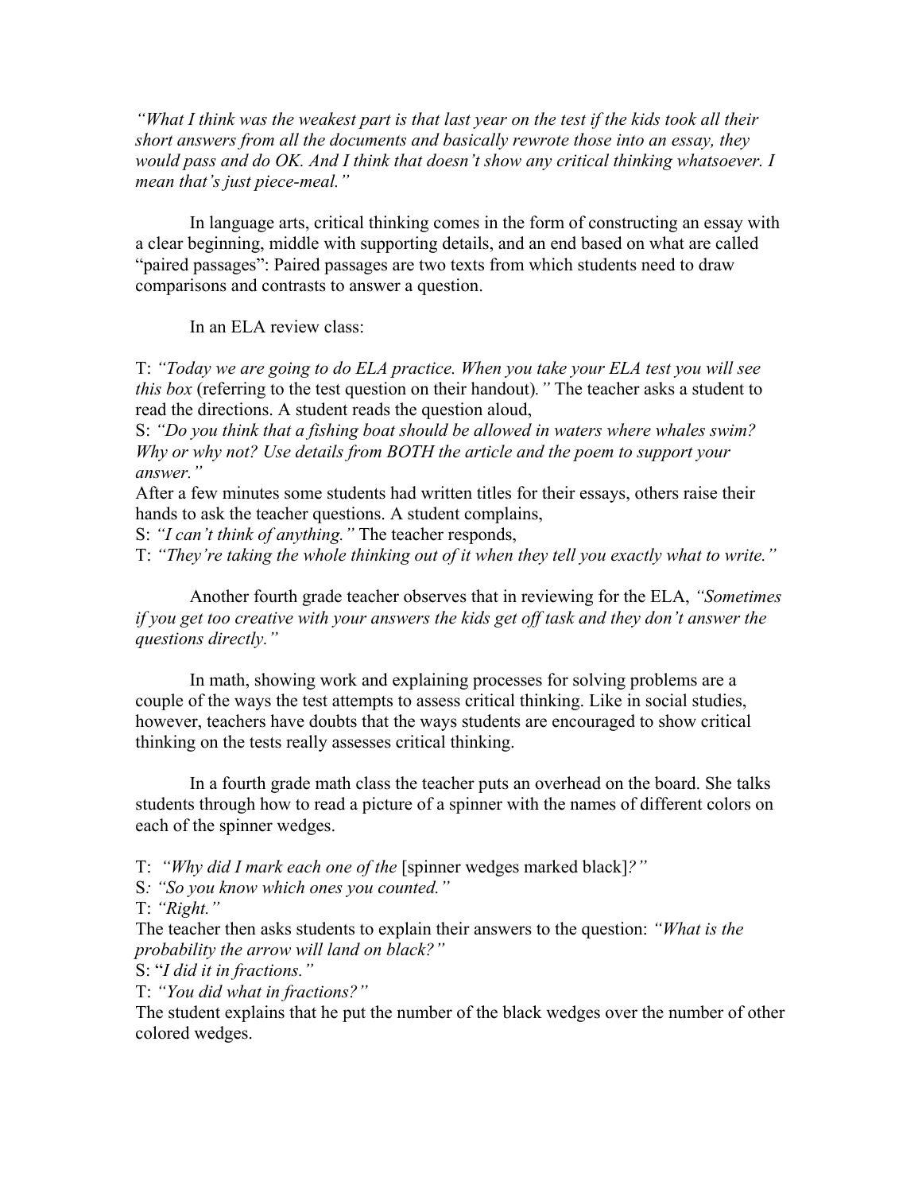*"What I think was the weakest part is that last year on the test if the kids took all their short answers from all the documents and basically rewrote those into an essay, they would pass and do OK. And I think that doesn't show any critical thinking whatsoever. I mean that's just piece-meal."*

In language arts, critical thinking comes in the form of constructing an essay with a clear beginning, middle with supporting details, and an end based on what are called "paired passages": Paired passages are two texts from which students need to draw comparisons and contrasts to answer a question.

In an ELA review class:

T: *"Today we are going to do ELA practice. When you take your ELA test you will see this box* (referring to the test question on their handout)*."* The teacher asks a student to read the directions. A student reads the question aloud,
S: *"Do you think that a fishing boat should be allowed in waters where whales swim? Why or why not? Use details from BOTH the article and the poem to support your answer."*
After a few minutes some students had written titles for their essays, others raise their hands to ask the teacher questions. A student complains,
S: *"I can't think of anything."* The teacher responds,
T: *"They're taking the whole thinking out of it when they tell you exactly what to write."*

Another fourth grade teacher observes that in reviewing for the ELA, *"Sometimes if you get too creative with your answers the kids get off task and they don't answer the questions directly."*

In math, showing work and explaining processes for solving problems are a couple of the ways the test attempts to assess critical thinking. Like in social studies, however, teachers have doubts that the ways students are encouraged to show critical thinking on the tests really assesses critical thinking.

In a fourth grade math class the teacher puts an overhead on the board. She talks students through how to read a picture of a spinner with the names of different colors on each of the spinner wedges.

T: *"Why did I mark each one of the* [spinner wedges marked black]*?"*
S*: "So you know which ones you counted."*
T: *"Right."*
The teacher then asks students to explain their answers to the question: *"What is the probability the arrow will land on black?"*
S: "*I did it in fractions."*
T: *"You did what in fractions?"*
The student explains that he put the number of the black wedges over the number of other colored wedges.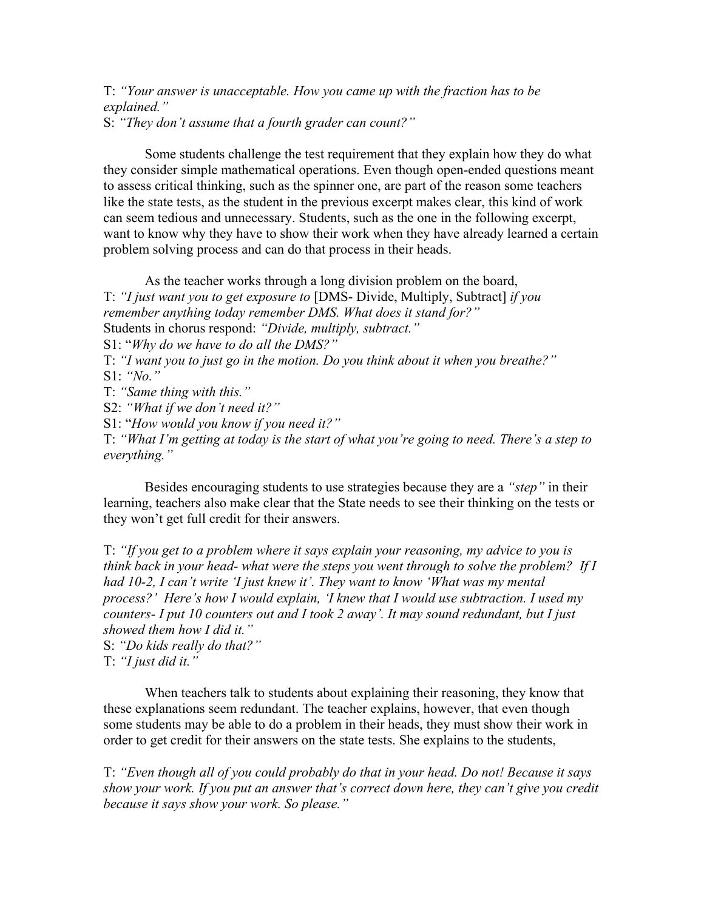T: *"Your answer is unacceptable. How you came up with the fraction has to be explained."*
S: *"They don't assume that a fourth grader can count?"*

Some students challenge the test requirement that they explain how they do what they consider simple mathematical operations. Even though open-ended questions meant to assess critical thinking, such as the spinner one, are part of the reason some teachers like the state tests, as the student in the previous excerpt makes clear, this kind of work can seem tedious and unnecessary. Students, such as the one in the following excerpt, want to know why they have to show their work when they have already learned a certain problem solving process and can do that process in their heads.

As the teacher works through a long division problem on the board,
T: *"I just want you to get exposure to* [DMS- Divide, Multiply, Subtract] *if you remember anything today remember DMS. What does it stand for?"*
Students in chorus respond: *"Divide, multiply, subtract."*
S1: "*Why do we have to do all the DMS?"*
T: *"I want you to just go in the motion. Do you think about it when you breathe?"*
S1: *"No."*
T: *"Same thing with this."*
S2: *"What if we don't need it?"*
S1: "*How would you know if you need it?"*
T: *"What I'm getting at today is the start of what you're going to need. There's a step to everything."*

Besides encouraging students to use strategies because they are a *"step"* in their learning, teachers also make clear that the State needs to see their thinking on the tests or they won't get full credit for their answers.

T: *"If you get to a problem where it says explain your reasoning, my advice to you is think back in your head- what were the steps you went through to solve the problem? If I had 10-2, I can't write 'I just knew it'. They want to know 'What was my mental process?' Here's how I would explain, 'I knew that I would use subtraction. I used my counters- I put 10 counters out and I took 2 away'. It may sound redundant, but I just showed them how I did it."*
S: *"Do kids really do that?"*
T: *"I just did it."*

When teachers talk to students about explaining their reasoning, they know that these explanations seem redundant. The teacher explains, however, that even though some students may be able to do a problem in their heads, they must show their work in order to get credit for their answers on the state tests. She explains to the students,

T: *"Even though all of you could probably do that in your head. Do not! Because it says show your work. If you put an answer that's correct down here, they can't give you credit because it says show your work. So please."*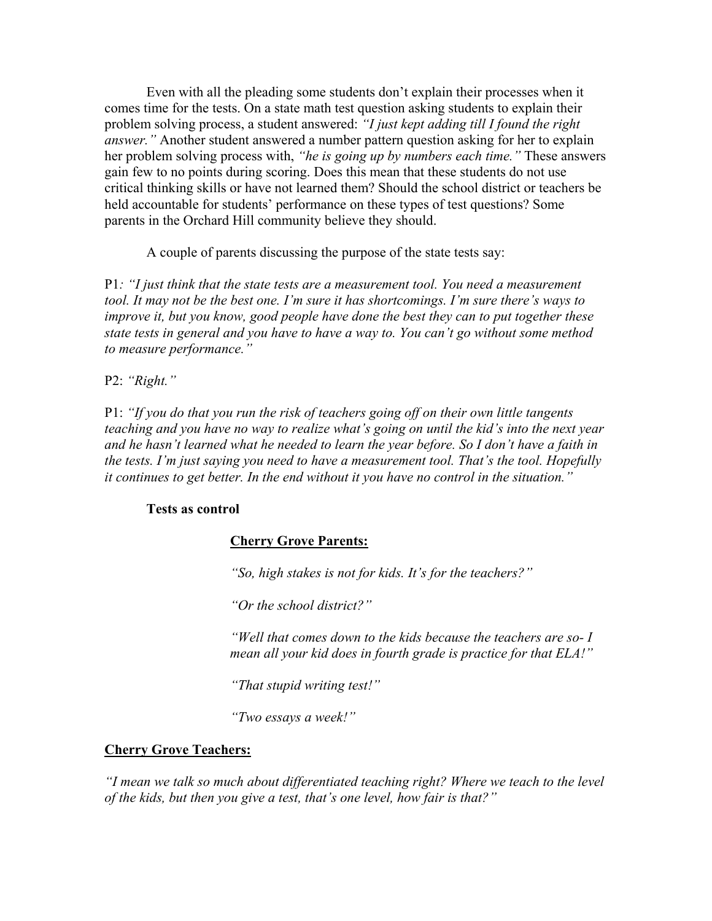Even with all the pleading some students don't explain their processes when it comes time for the tests. On a state math test question asking students to explain their problem solving process, a student answered: *"I just kept adding till I found the right answer."* Another student answered a number pattern question asking for her to explain her problem solving process with, *"he is going up by numbers each time."* These answers gain few to no points during scoring. Does this mean that these students do not use critical thinking skills or have not learned them? Should the school district or teachers be held accountable for students' performance on these types of test questions? Some parents in the Orchard Hill community believe they should.

A couple of parents discussing the purpose of the state tests say:

P1*: "I just think that the state tests are a measurement tool. You need a measurement tool. It may not be the best one. I'm sure it has shortcomings. I'm sure there's ways to improve it, but you know, good people have done the best they can to put together these state tests in general and you have to have a way to. You can't go without some method to measure performance."*

P2: *"Right."*

P1: *"If you do that you run the risk of teachers going off on their own little tangents teaching and you have no way to realize what's going on until the kid's into the next year and he hasn't learned what he needed to learn the year before. So I don't have a faith in the tests. I'm just saying you need to have a measurement tool. That's the tool. Hopefully it continues to get better. In the end without it you have no control in the situation."*

**Tests as control**

**Cherry Grove Parents:**

*"So, high stakes is not for kids. It's for the teachers?"*

*"Or the school district?"*

*"Well that comes down to the kids because the teachers are so- I mean all your kid does in fourth grade is practice for that ELA!"*

*"That stupid writing test!"*

*"Two essays a week!"*

**Cherry Grove Teachers:**

*"I mean we talk so much about differentiated teaching right? Where we teach to the level of the kids, but then you give a test, that's one level, how fair is that?"*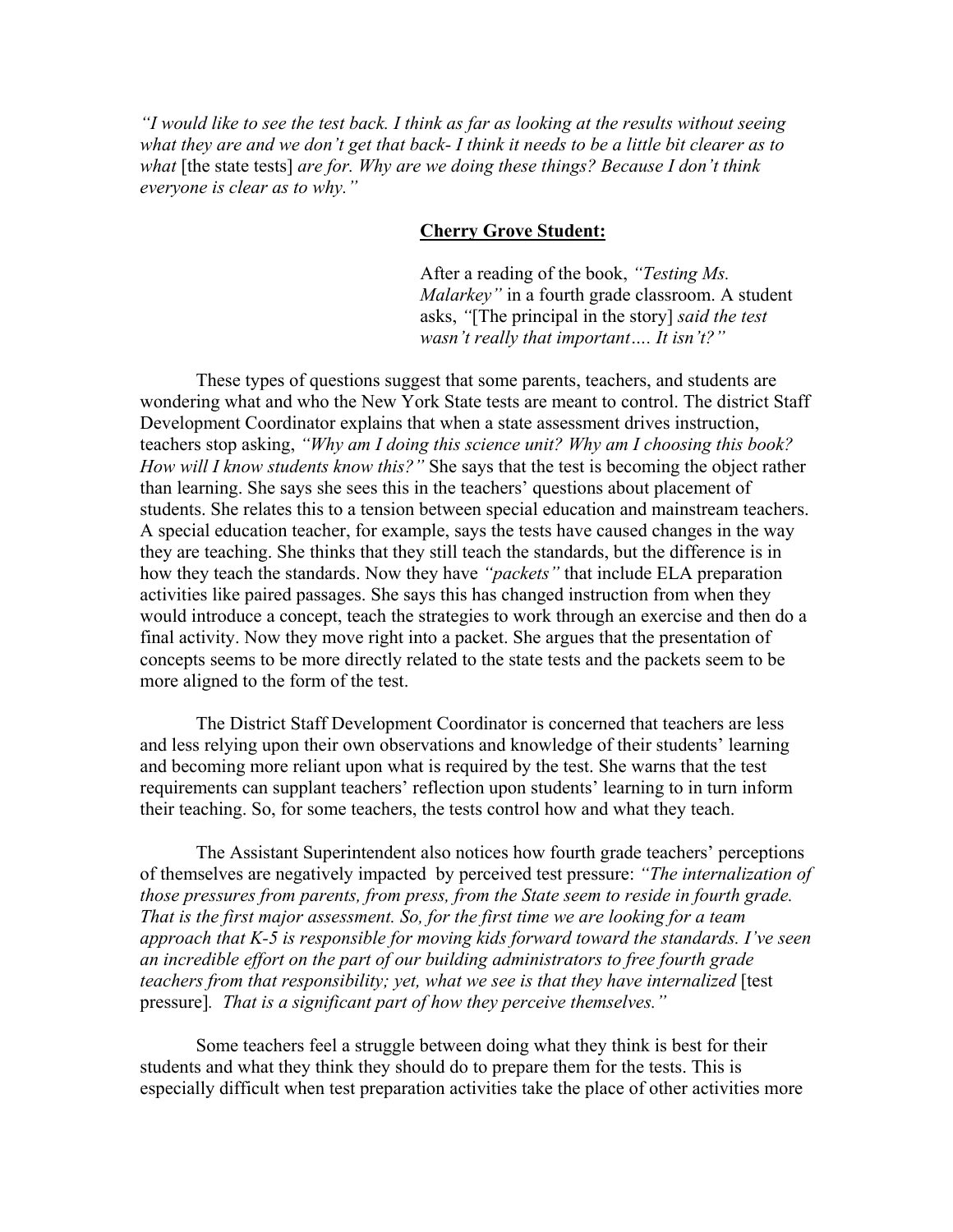*"I would like to see the test back. I think as far as looking at the results without seeing what they are and we don't get that back- I think it needs to be a little bit clearer as to what* [the state tests] *are for. Why are we doing these things? Because I don't think everyone is clear as to why."*

**Cherry Grove Student:**

After a reading of the book, *"Testing Ms. Malarkey"* in a fourth grade classroom. A student asks, *"*[The principal in the story] *said the test wasn't really that important…. It isn't?"*

These types of questions suggest that some parents, teachers, and students are wondering what and who the New York State tests are meant to control. The district Staff Development Coordinator explains that when a state assessment drives instruction, teachers stop asking, *"Why am I doing this science unit? Why am I choosing this book? How will I know students know this?"* She says that the test is becoming the object rather than learning. She says she sees this in the teachers' questions about placement of students. She relates this to a tension between special education and mainstream teachers. A special education teacher, for example, says the tests have caused changes in the way they are teaching. She thinks that they still teach the standards, but the difference is in how they teach the standards. Now they have *"packets"* that include ELA preparation activities like paired passages. She says this has changed instruction from when they would introduce a concept, teach the strategies to work through an exercise and then do a final activity. Now they move right into a packet. She argues that the presentation of concepts seems to be more directly related to the state tests and the packets seem to be more aligned to the form of the test.

The District Staff Development Coordinator is concerned that teachers are less and less relying upon their own observations and knowledge of their students' learning and becoming more reliant upon what is required by the test. She warns that the test requirements can supplant teachers' reflection upon students' learning to in turn inform their teaching. So, for some teachers, the tests control how and what they teach.

The Assistant Superintendent also notices how fourth grade teachers' perceptions of themselves are negatively impacted by perceived test pressure: *"The internalization of those pressures from parents, from press, from the State seem to reside in fourth grade. That is the first major assessment. So, for the first time we are looking for a team approach that K-5 is responsible for moving kids forward toward the standards. I've seen an incredible effort on the part of our building administrators to free fourth grade teachers from that responsibility; yet, what we see is that they have internalized* [test pressure]. *That is a significant part of how they perceive themselves."*

Some teachers feel a struggle between doing what they think is best for their students and what they think they should do to prepare them for the tests. This is especially difficult when test preparation activities take the place of other activities more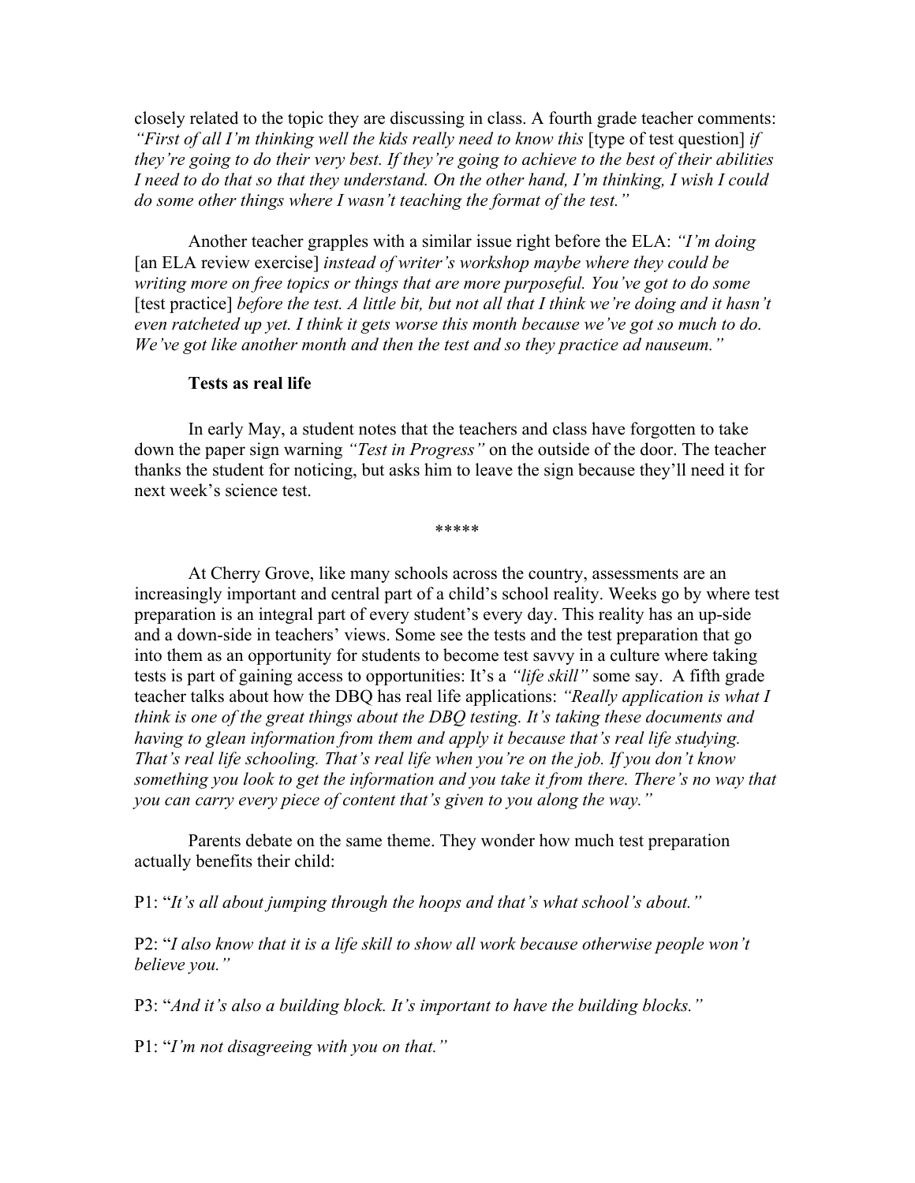closely related to the topic they are discussing in class. A fourth grade teacher comments: *"First of all I'm thinking well the kids really need to know this* [type of test question] *if they're going to do their very best. If they're going to achieve to the best of their abilities I need to do that so that they understand. On the other hand, I'm thinking, I wish I could do some other things where I wasn't teaching the format of the test."*

Another teacher grapples with a similar issue right before the ELA: *"I'm doing* [an ELA review exercise] *instead of writer's workshop maybe where they could be writing more on free topics or things that are more purposeful. You've got to do some* [test practice] *before the test. A little bit, but not all that I think we're doing and it hasn't even ratcheted up yet. I think it gets worse this month because we've got so much to do. We've got like another month and then the test and so they practice ad nauseum."*

**Tests as real life**

In early May, a student notes that the teachers and class have forgotten to take down the paper sign warning *"Test in Progress"* on the outside of the door. The teacher thanks the student for noticing, but asks him to leave the sign because they'll need it for next week's science test.

*****

At Cherry Grove, like many schools across the country, assessments are an increasingly important and central part of a child's school reality. Weeks go by where test preparation is an integral part of every student's every day. This reality has an up-side and a down-side in teachers' views. Some see the tests and the test preparation that go into them as an opportunity for students to become test savvy in a culture where taking tests is part of gaining access to opportunities: It's a *"life skill"* some say. A fifth grade teacher talks about how the DBQ has real life applications: *"Really application is what I think is one of the great things about the DBQ testing. It's taking these documents and having to glean information from them and apply it because that's real life studying. That's real life schooling. That's real life when you're on the job. If you don't know something you look to get the information and you take it from there. There's no way that you can carry every piece of content that's given to you along the way."*

Parents debate on the same theme. They wonder how much test preparation actually benefits their child:

P1: "*It's all about jumping through the hoops and that's what school's about."*

P2: "*I also know that it is a life skill to show all work because otherwise people won't believe you."*

P3: "*And it's also a building block. It's important to have the building blocks."*

P1: "*I'm not disagreeing with you on that."*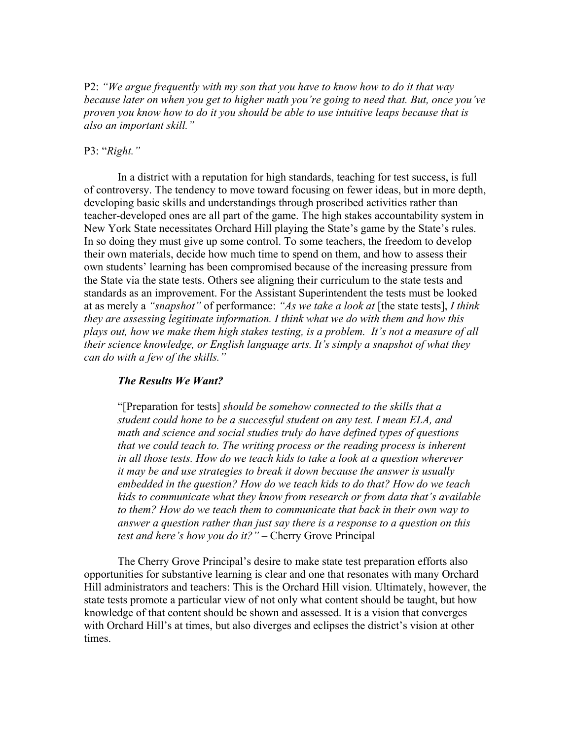P2: *"We argue frequently with my son that you have to know how to do it that way because later on when you get to higher math you're going to need that. But, once you've proven you know how to do it you should be able to use intuitive leaps because that is also an important skill."*

P3: "*Right."*

In a district with a reputation for high standards, teaching for test success, is full of controversy. The tendency to move toward focusing on fewer ideas, but in more depth, developing basic skills and understandings through proscribed activities rather than teacher-developed ones are all part of the game. The high stakes accountability system in New York State necessitates Orchard Hill playing the State's game by the State's rules. In so doing they must give up some control. To some teachers, the freedom to develop their own materials, decide how much time to spend on them, and how to assess their own students' learning has been compromised because of the increasing pressure from the State via the state tests. Others see aligning their curriculum to the state tests and standards as an improvement. For the Assistant Superintendent the tests must be looked at as merely a *"snapshot"* of performance: *"As we take a look at* [the state tests], *I think they are assessing legitimate information. I think what we do with them and how this plays out, how we make them high stakes testing, is a problem. It's not a measure of all their science knowledge, or English language arts. It's simply a snapshot of what they can do with a few of the skills."*

### *The Results We Want?*

> "[Preparation for tests] *should be somehow connected to the skills that a student could hone to be a successful student on any test. I mean ELA, and math and science and social studies truly do have defined types of questions that we could teach to. The writing process or the reading process is inherent in all those tests. How do we teach kids to take a look at a question wherever it may be and use strategies to break it down because the answer is usually embedded in the question? How do we teach kids to do that? How do we teach kids to communicate what they know from research or from data that's available to them? How do we teach them to communicate that back in their own way to answer a question rather than just say there is a response to a question on this test and here's how you do it?"* – Cherry Grove Principal

The Cherry Grove Principal's desire to make state test preparation efforts also opportunities for substantive learning is clear and one that resonates with many Orchard Hill administrators and teachers: This is the Orchard Hill vision. Ultimately, however, the state tests promote a particular view of not only what content should be taught, but how knowledge of that content should be shown and assessed. It is a vision that converges with Orchard Hill's at times, but also diverges and eclipses the district's vision at other times.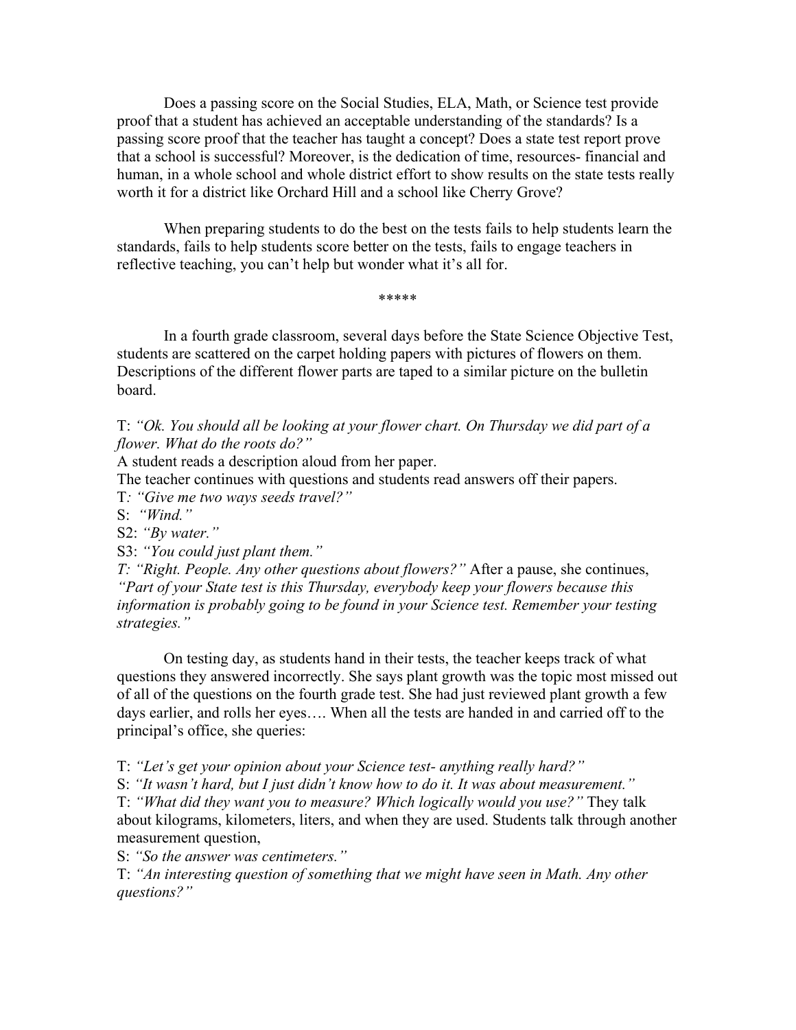Does a passing score on the Social Studies, ELA, Math, or Science test provide proof that a student has achieved an acceptable understanding of the standards? Is a passing score proof that the teacher has taught a concept? Does a state test report prove that a school is successful? Moreover, is the dedication of time, resources- financial and human, in a whole school and whole district effort to show results on the state tests really worth it for a district like Orchard Hill and a school like Cherry Grove?

When preparing students to do the best on the tests fails to help students learn the standards, fails to help students score better on the tests, fails to engage teachers in reflective teaching, you can't help but wonder what it's all for.

*****

In a fourth grade classroom, several days before the State Science Objective Test, students are scattered on the carpet holding papers with pictures of flowers on them. Descriptions of the different flower parts are taped to a similar picture on the bulletin board.

T: *"Ok. You should all be looking at your flower chart. On Thursday we did part of a flower. What do the roots do?"*
A student reads a description aloud from her paper.
The teacher continues with questions and students read answers off their papers.
T*: "Give me two ways seeds travel?"*
S: *"Wind."*
S2: *"By water."*
S3: *"You could just plant them."*
*T: "Right. People. Any other questions about flowers?"* After a pause, she continues, *"Part of your State test is this Thursday, everybody keep your flowers because this information is probably going to be found in your Science test. Remember your testing strategies."*

On testing day, as students hand in their tests, the teacher keeps track of what questions they answered incorrectly. She says plant growth was the topic most missed out of all of the questions on the fourth grade test. She had just reviewed plant growth a few days earlier, and rolls her eyes…. When all the tests are handed in and carried off to the principal's office, she queries:

T: *"Let's get your opinion about your Science test- anything really hard?"*
S: *"It wasn't hard, but I just didn't know how to do it. It was about measurement."*
T: *"What did they want you to measure? Which logically would you use?"* They talk about kilograms, kilometers, liters, and when they are used. Students talk through another measurement question,
S: *"So the answer was centimeters."*
T: *"An interesting question of something that we might have seen in Math. Any other questions?"*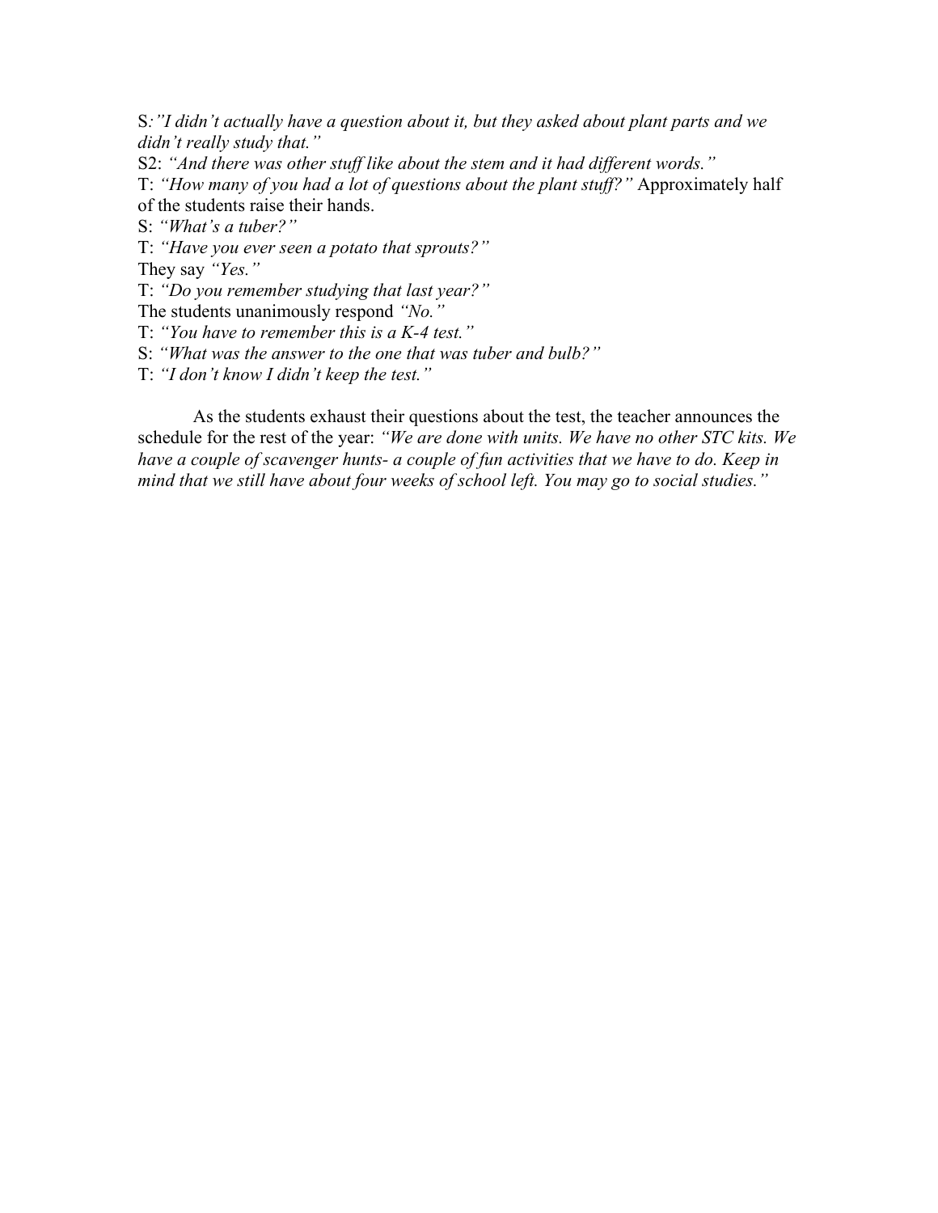S*:"I didn't actually have a question about it, but they asked about plant parts and we didn't really study that."*

S2: *"And there was other stuff like about the stem and it had different words."*

T: *"How many of you had a lot of questions about the plant stuff?"* Approximately half of the students raise their hands.

S: *"What's a tuber?"*

T: *"Have you ever seen a potato that sprouts?"*

They say *"Yes."*

T: *"Do you remember studying that last year?"*

The students unanimously respond *"No."*

T: *"You have to remember this is a K-4 test."*

S: *"What was the answer to the one that was tuber and bulb?"*

T: *"I don't know I didn't keep the test."*

As the students exhaust their questions about the test, the teacher announces the schedule for the rest of the year: *"We are done with units. We have no other STC kits. We have a couple of scavenger hunts- a couple of fun activities that we have to do. Keep in mind that we still have about four weeks of school left. You may go to social studies."*